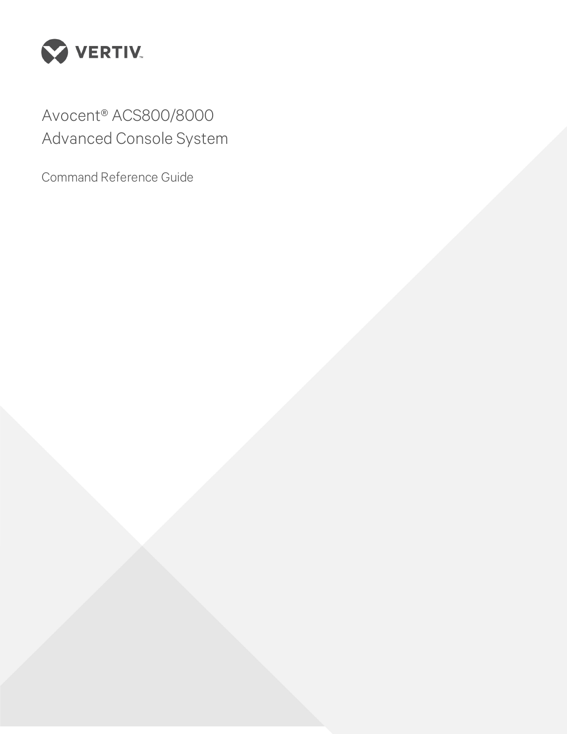VERTIV

# Avocent® ACS800/8000 Advanced Console System

Command Reference Guide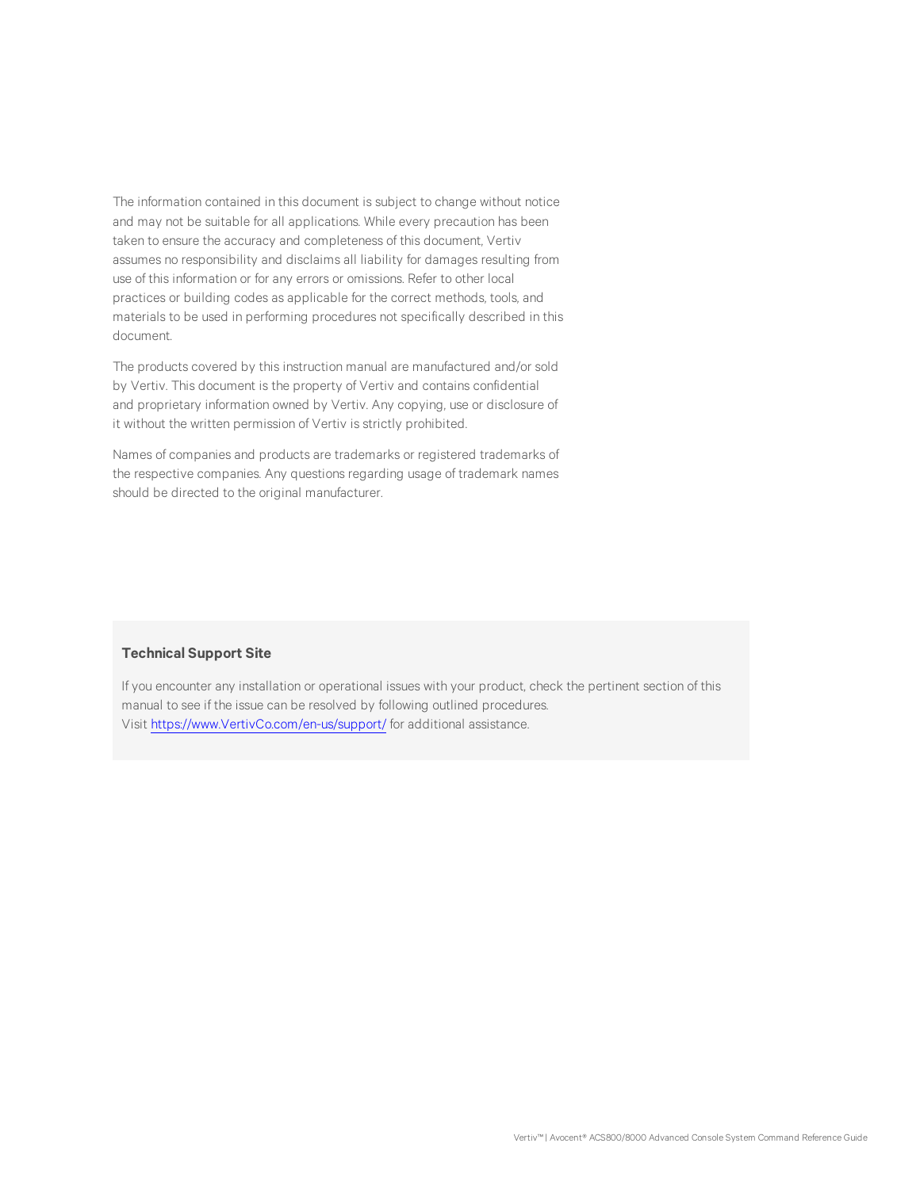The information contained in this document is subject to change without notice and may not be suitable for all applications. While every precaution has been taken to ensure the accuracy and completeness of this document, Vertiv assumes no responsibility and disclaims all liability for damages resulting from use of this information or for any errors or omissions. Refer to other local practices or building codes as applicable for the correct methods, tools, and materials to be used in performing procedures not specifically described in this document.

The products covered by this instruction manual are manufactured and/or sold by Vertiv. This document is the property of Vertiv and contains confidential and proprietary information owned by Vertiv. Any copying, use or disclosure of it without the written permission of Vertiv is strictly prohibited.

Names of companies and products are trademarks or registered trademarks of the respective companies. Any questions regarding usage of trademark names should be directed to the original manufacturer.

**Technical Support Site**

If you encounter any installation or operational issues with your product, check the pertinent section of this manual to see if the issue can be resolved by following outlined procedures.
Visit https://www.VertivCo.com/en-us/support/ for additional assistance.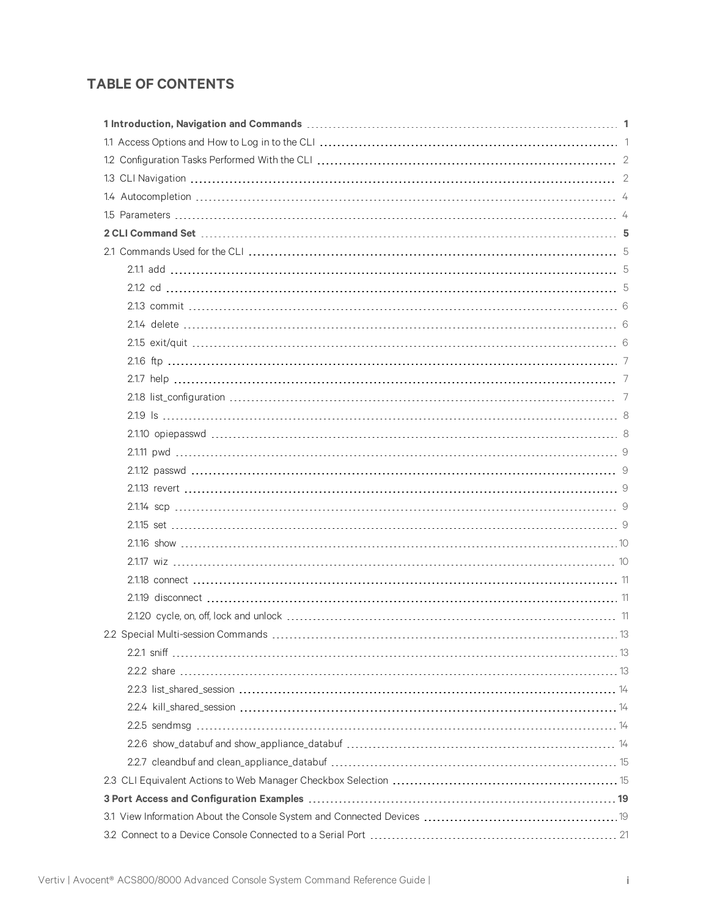# TABLE OF CONTENTS

**1 Introduction, Navigation and Commands** **1**

1.1 Access Options and How to Log in to the CLI 1

1.2 Configuration Tasks Performed With the CLI 2

1.3 CLI Navigation 2

1.4 Autocompletion 4

1.5 Parameters 4

**2 CLI Command Set** **5**

2.1 Commands Used for the CLI 5

- 2.1.1 add 5
- 2.1.2 cd 5
- 2.1.3 commit 6
- 2.1.4 delete 6
- 2.1.5 exit/quit 6
- 2.1.6 ftp 7
- 2.1.7 help 7
- 2.1.8 list_configuration 7
- 2.1.9 ls 8
- 2.1.10 opiepasswd 8
- 2.1.11 pwd 9
- 2.1.12 passwd 9
- 2.1.13 revert 9
- 2.1.14 scp 9
- 2.1.15 set 9
- 2.1.16 show 10
- 2.1.17 wiz 10
- 2.1.18 connect 11
- 2.1.19 disconnect 11
- 2.1.20 cycle, on, off, lock and unlock 11

2.2 Special Multi-session Commands 13

- 2.2.1 sniff 13
- 2.2.2 share 13
- 2.2.3 list_shared_session 14
- 2.2.4 kill_shared_session 14
- 2.2.5 sendmsg 14
- 2.2.6 show_databuf and show_appliance_databuf 14
- 2.2.7 cleandbuf and clean_appliance_databuf 15

2.3 CLI Equivalent Actions to Web Manager Checkbox Selection 15

**3 Port Access and Configuration Examples** **19**

3.1 View Information About the Console System and Connected Devices 19

3.2 Connect to a Device Console Connected to a Serial Port 21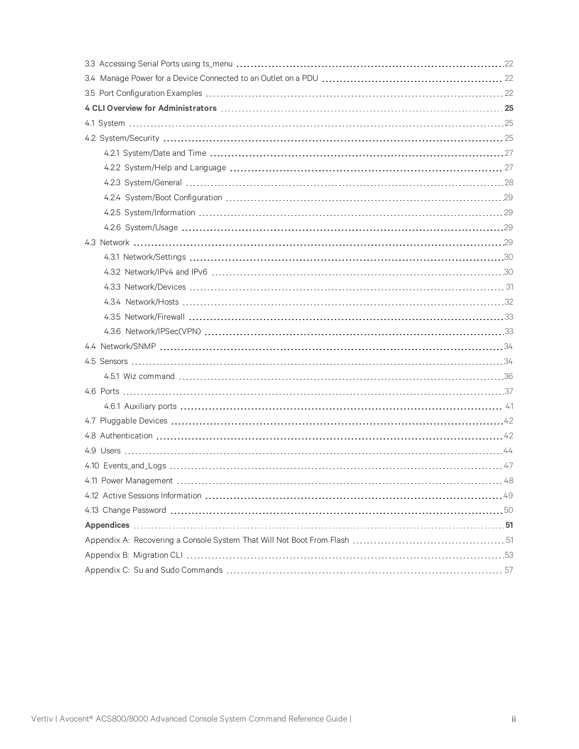3.3 Accessing Serial Ports using ts_menu 22

3.4 Manage Power for a Device Connected to an Outlet on a PDU 22

3.5 Port Configuration Examples 22

**4 CLI Overview for Administrators 25**

4.1 System 25

4.2 System/Security 25

- 4.2.1 System/Date and Time 27
- 4.2.2 System/Help and Language 27
- 4.2.3 System/General 28
- 4.2.4 System/Boot Configuration 29
- 4.2.5 System/Information 29
- 4.2.6 System/Usage 29

4.3 Network 29

- 4.3.1 Network/Settings 30
- 4.3.2 Network/IPv4 and IPv6 30
- 4.3.3 Network/Devices 31
- 4.3.4 Network/Hosts 32
- 4.3.5 Network/Firewall 33
- 4.3.6 Network/IPSec(VPN) 33

4.4 Network/SNMP 34

4.5 Sensors 34

- 4.5.1 Wiz command 36

4.6 Ports 37

- 4.6.1 Auxiliary ports 41

4.7 Pluggable Devices 42

4.8 Authentication 42

4.9 Users 44

4.10 Events_and_Logs 47

4.11 Power Management 48

4.12 Active Sessions Information 49

4.13 Change Password 50

**Appendices 51**

Appendix A: Recovering a Console System That Will Not Boot From Flash 51

Appendix B: Migration CLI 53

Appendix C: Su and Sudo Commands 57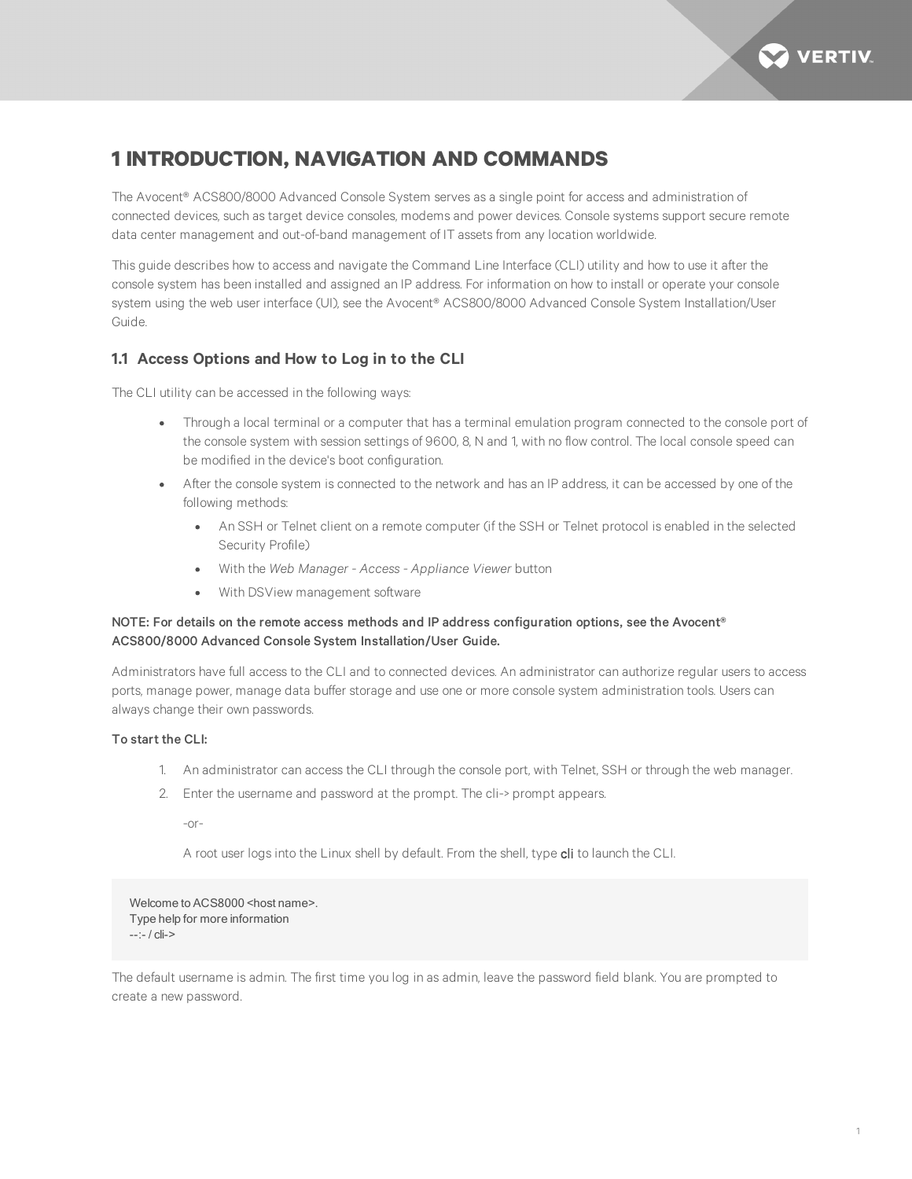# 1 INTRODUCTION, NAVIGATION AND COMMANDS

The Avocent® ACS800/8000 Advanced Console System serves as a single point for access and administration of connected devices, such as target device consoles, modems and power devices. Console systems support secure remote data center management and out-of-band management of IT assets from any location worldwide.

This guide describes how to access and navigate the Command Line Interface (CLI) utility and how to use it after the console system has been installed and assigned an IP address. For information on how to install or operate your console system using the web user interface (UI), see the Avocent® ACS800/8000 Advanced Console System Installation/User Guide.

## 1.1 Access Options and How to Log in to the CLI

The CLI utility can be accessed in the following ways:

- Through a local terminal or a computer that has a terminal emulation program connected to the console port of the console system with session settings of 9600, 8, N and 1, with no flow control. The local console speed can be modified in the device's boot configuration.
- After the console system is connected to the network and has an IP address, it can be accessed by one of the following methods:
  - An SSH or Telnet client on a remote computer (if the SSH or Telnet protocol is enabled in the selected Security Profile)
  - With the *Web Manager - Access - Appliance Viewer* button
  - With DSView management software

**NOTE: For details on the remote access methods and IP address configuration options, see the Avocent® ACS800/8000 Advanced Console System Installation/User Guide.**

Administrators have full access to the CLI and to connected devices. An administrator can authorize regular users to access ports, manage power, manage data buffer storage and use one or more console system administration tools. Users can always change their own passwords.

**To start the CLI:**

1. An administrator can access the CLI through the console port, with Telnet, SSH or through the web manager.
2. Enter the username and password at the prompt. The cli-> prompt appears.

   -or-

   A root user logs into the Linux shell by default. From the shell, type **cli** to launch the CLI.

```
Welcome to ACS8000 <host name>.
Type help for more information
--:- / cli->
```

The default username is admin. The first time you log in as admin, leave the password field blank. You are prompted to create a new password.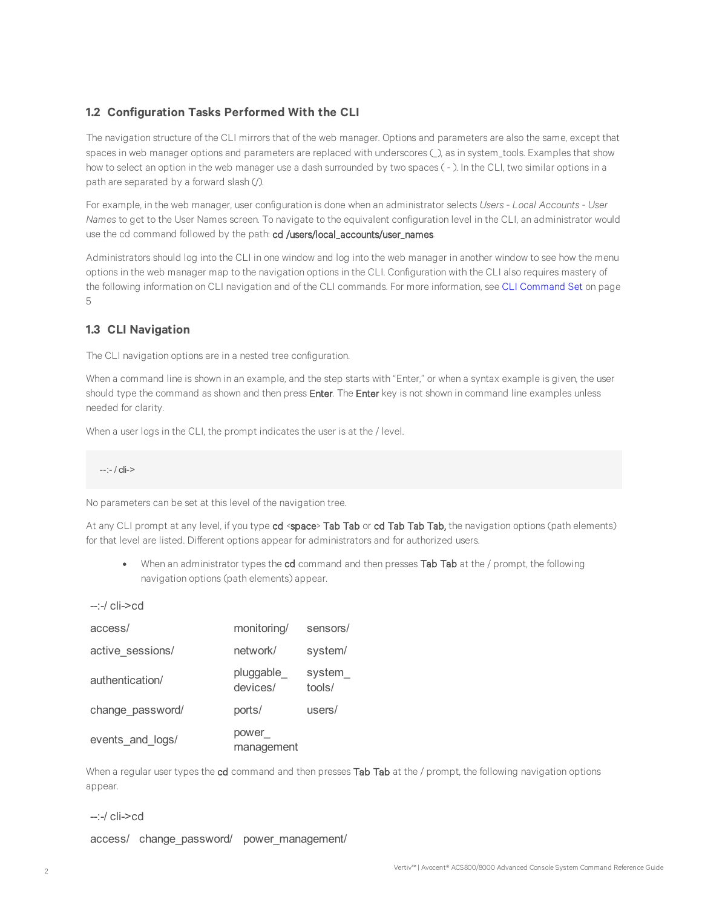## 1.2 Configuration Tasks Performed With the CLI

The navigation structure of the CLI mirrors that of the web manager. Options and parameters are also the same, except that spaces in web manager options and parameters are replaced with underscores (_), as in system_tools. Examples that show how to select an option in the web manager use a dash surrounded by two spaces ( - ). In the CLI, two similar options in a path are separated by a forward slash (/).

For example, in the web manager, user configuration is done when an administrator selects *Users - Local Accounts - User Names* to get to the User Names screen. To navigate to the equivalent configuration level in the CLI, an administrator would use the cd command followed by the path: **cd /users/local_accounts/user_names**.

Administrators should log into the CLI in one window and log into the web manager in another window to see how the menu options in the web manager map to the navigation options in the CLI. Configuration with the CLI also requires mastery of the following information on CLI navigation and of the CLI commands. For more information, see CLI Command Set on page 5

## 1.3 CLI Navigation

The CLI navigation options are in a nested tree configuration.

When a command line is shown in an example, and the step starts with "Enter," or when a syntax example is given, the user should type the command as shown and then press **Enter**. The **Enter** key is not shown in command line examples unless needed for clarity.

When a user logs in the CLI, the prompt indicates the user is at the / level.

```
--:- / cli->
```

No parameters can be set at this level of the navigation tree.

At any CLI prompt at any level, if you type **cd** <**space**> **Tab Tab** or **cd Tab Tab Tab,** the navigation options (path elements) for that level are listed. Different options appear for administrators and for authorized users.

- When an administrator types the **cd** command and then presses **Tab Tab** at the / prompt, the following navigation options (path elements) appear.

--:-/ cli->cd

| | | |
|---|---|---|
| access/ | monitoring/ | sensors/ |
| active_sessions/ | network/ | system/ |
| authentication/ | pluggable_ devices/ | system_ tools/ |
| change_password/ | ports/ | users/ |
| events_and_logs/ | power_ management | |

When a regular user types the **cd** command and then presses **Tab Tab** at the / prompt, the following navigation options appear.

--:-/ cli->cd

access/ change_password/ power_management/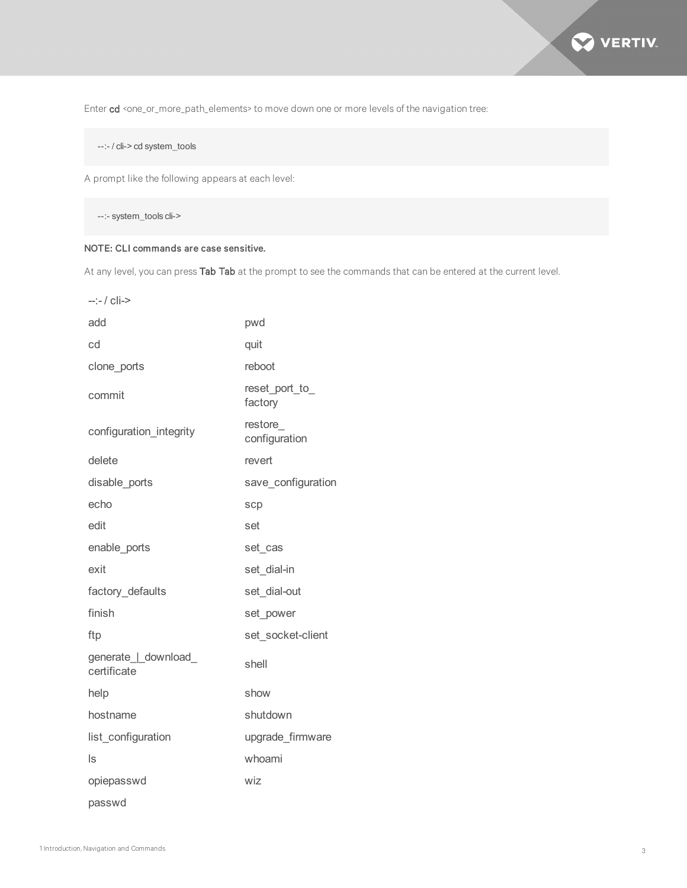Enter **cd** <one_or_more_path_elements> to move down one or more levels of the navigation tree:

```
--:- / cli-> cd system_tools
```

A prompt like the following appears at each level:

```
--:- system_tools cli->
```

**NOTE: CLI commands are case sensitive.**

At any level, you can press **Tab Tab** at the prompt to see the commands that can be entered at the current level.

| --:- / cli-> | |
|---|---|
| add | pwd |
| cd | quit |
| clone_ports | reboot |
| commit | reset_port_to_factory |
| configuration_integrity | restore_configuration |
| delete | revert |
| disable_ports | save_configuration |
| echo | scp |
| edit | set |
| enable_ports | set_cas |
| exit | set_dial-in |
| factory_defaults | set_dial-out |
| finish | set_power |
| ftp | set_socket-client |
| generate_\|_download_certificate | shell |
| help | show |
| hostname | shutdown |
| list_configuration | upgrade_firmware |
| ls | whoami |
| opiepasswd | wiz |
| passwd | |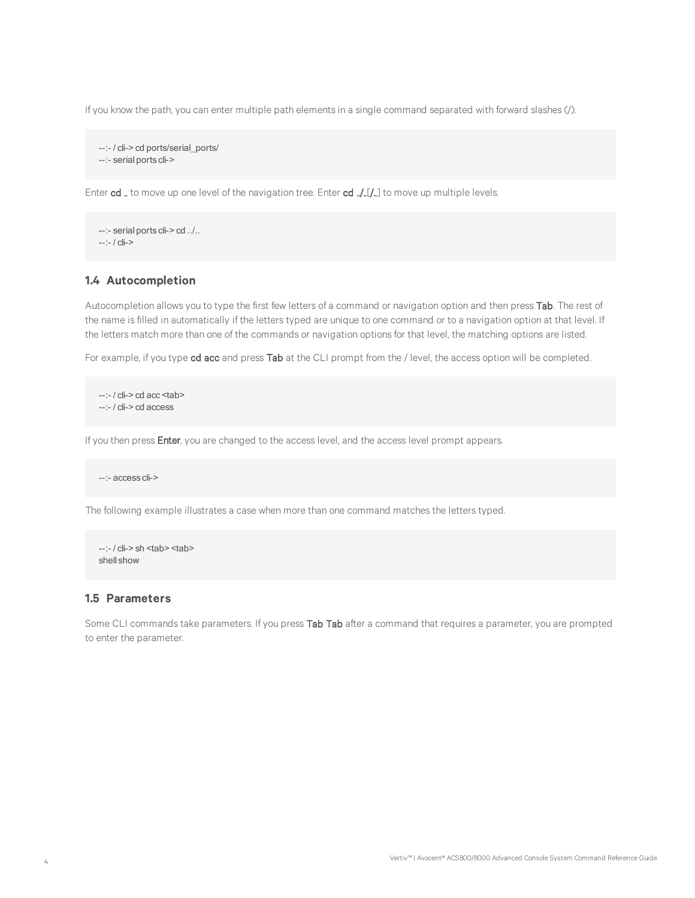If you know the path, you can enter multiple path elements in a single command separated with forward slashes (/).

```
--:- / cli-> cd ports/serial_ports/
--:- serial ports cli->
```

Enter **cd ..** to move up one level of the navigation tree. Enter **cd ../..[/..]** to move up multiple levels.

```
--:- serial ports cli-> cd ../..
--:- / cli->
```

### 1.4 Autocompletion

Autocompletion allows you to type the first few letters of a command or navigation option and then press **Tab**. The rest of the name is filled in automatically if the letters typed are unique to one command or to a navigation option at that level. If the letters match more than one of the commands or navigation options for that level, the matching options are listed.

For example, if you type **cd acc** and press **Tab** at the CLI prompt from the / level, the access option will be completed.

```
--:- / cli-> cd acc <tab>
--:- / cli-> cd access
```

If you then press **Enter**, you are changed to the access level, and the access level prompt appears.

```
--:- access cli->
```

The following example illustrates a case when more than one command matches the letters typed.

```
--:- / cli-> sh <tab> <tab>
shell show
```

### 1.5 Parameters

Some CLI commands take parameters. If you press **Tab Tab** after a command that requires a parameter, you are prompted to enter the parameter.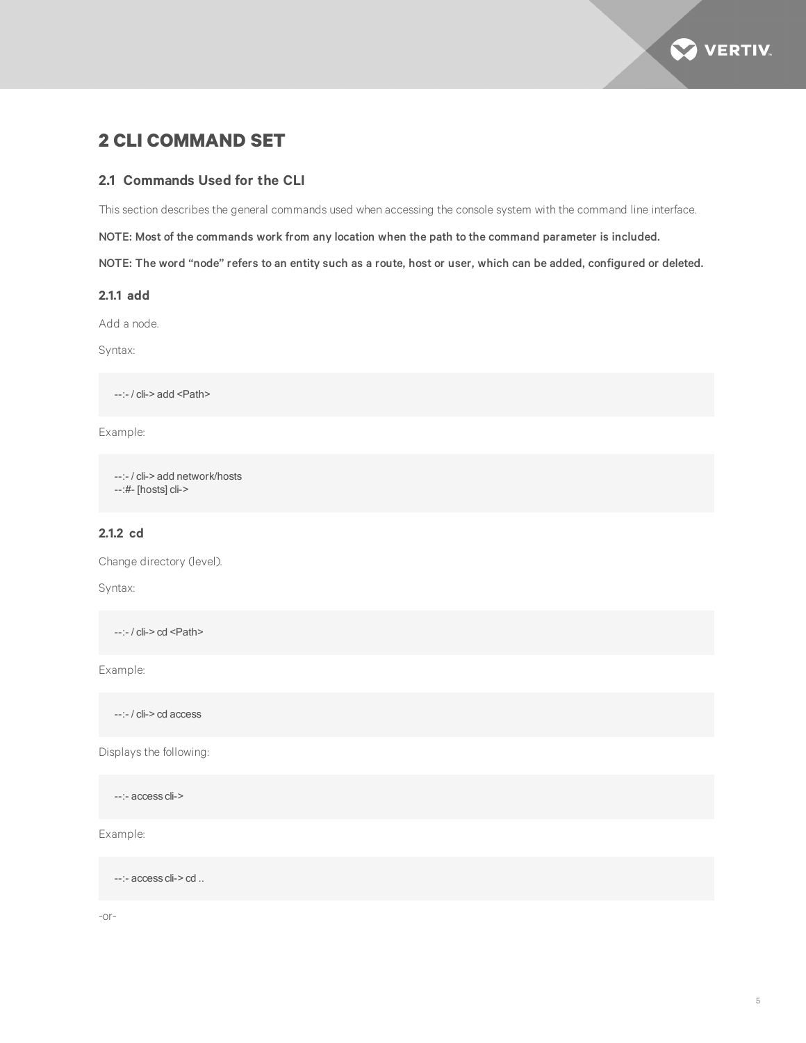# 2 CLI COMMAND SET

## 2.1 Commands Used for the CLI

This section describes the general commands used when accessing the console system with the command line interface.

**NOTE: Most of the commands work from any location when the path to the command parameter is included.**

**NOTE: The word "node" refers to an entity such as a route, host or user, which can be added, configured or deleted.**

### 2.1.1 add

Add a node.

Syntax:

```
--:- / cli-> add <Path>
```

Example:

```
--:- / cli-> add network/hosts
--:#- [hosts] cli->
```

### 2.1.2 cd

Change directory (level).

Syntax:

```
--:- / cli-> cd <Path>
```

Example:

```
--:- / cli-> cd access
```

Displays the following:

```
--:- access cli->
```

Example:

```
--:- access cli-> cd ..
```

-or-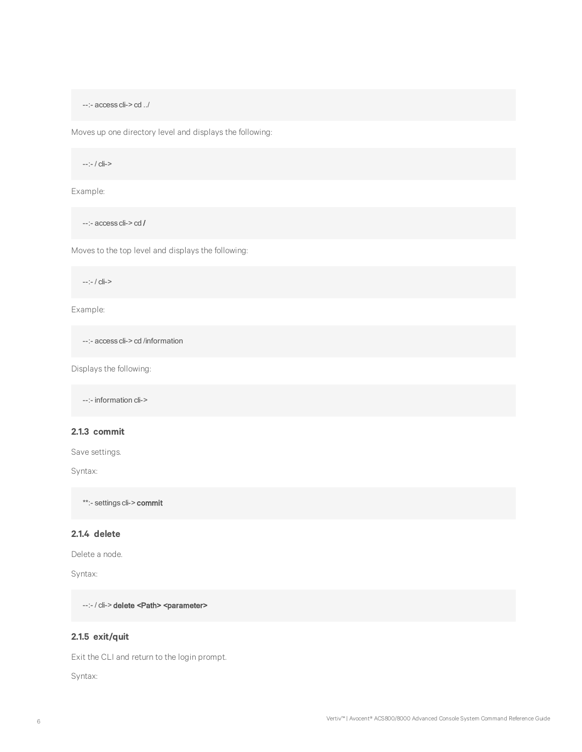```
--:- access cli-> cd ../
```

Moves up one directory level and displays the following:

```
--:- / cli->
```

Example:

```
--:- access cli-> cd /
```

Moves to the top level and displays the following:

```
--:- / cli->
```

Example:

```
--:- access cli-> cd /information
```

Displays the following:

```
--:- information cli->
```

### 2.1.3 commit

Save settings.

Syntax:

```
**:- settings cli-> commit
```

### 2.1.4 delete

Delete a node.

Syntax:

```
--:- / cli-> delete <Path> <parameter>
```

### 2.1.5 exit/quit

Exit the CLI and return to the login prompt.

Syntax: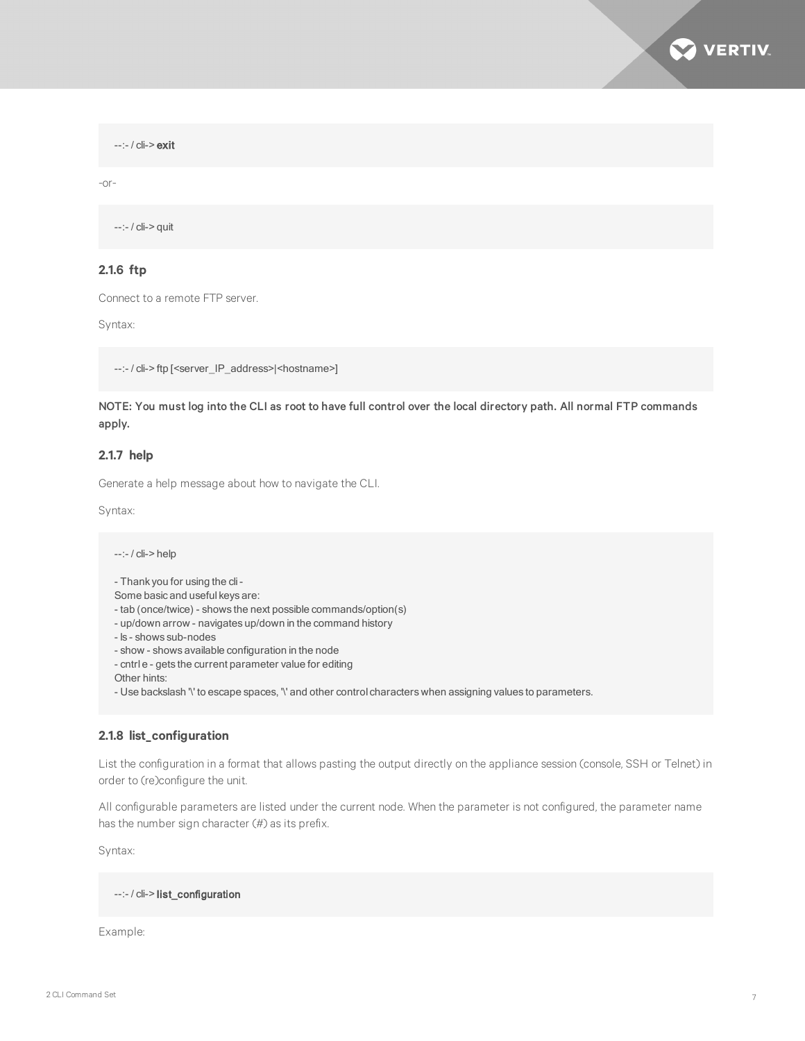```
--:- / cli-> exit
```

-or-

```
--:- / cli-> quit
```

### 2.1.6 ftp

Connect to a remote FTP server.

Syntax:

```
--:- / cli-> ftp [<server_IP_address>|<hostname>]
```

**NOTE: You must log into the CLI as root to have full control over the local directory path. All normal FTP commands apply.**

### 2.1.7 help

Generate a help message about how to navigate the CLI.

Syntax:

```
--:- / cli-> help

- Thank you for using the cli -
Some basic and useful keys are:
- tab (once/twice) - shows the next possible commands/option(s)
- up/down arrow - navigates up/down in the command history
- ls - shows sub-nodes
- show - shows available configuration in the node
- cntrl e - gets the current parameter value for editing
Other hints:
- Use backslash '\' to escape spaces, '\' and other control characters when assigning values to parameters.
```

### 2.1.8 list_configuration

List the configuration in a format that allows pasting the output directly on the appliance session (console, SSH or Telnet) in order to (re)configure the unit.

All configurable parameters are listed under the current node. When the parameter is not configured, the parameter name has the number sign character (#) as its prefix.

Syntax:

```
--:- / cli-> list_configuration
```

Example: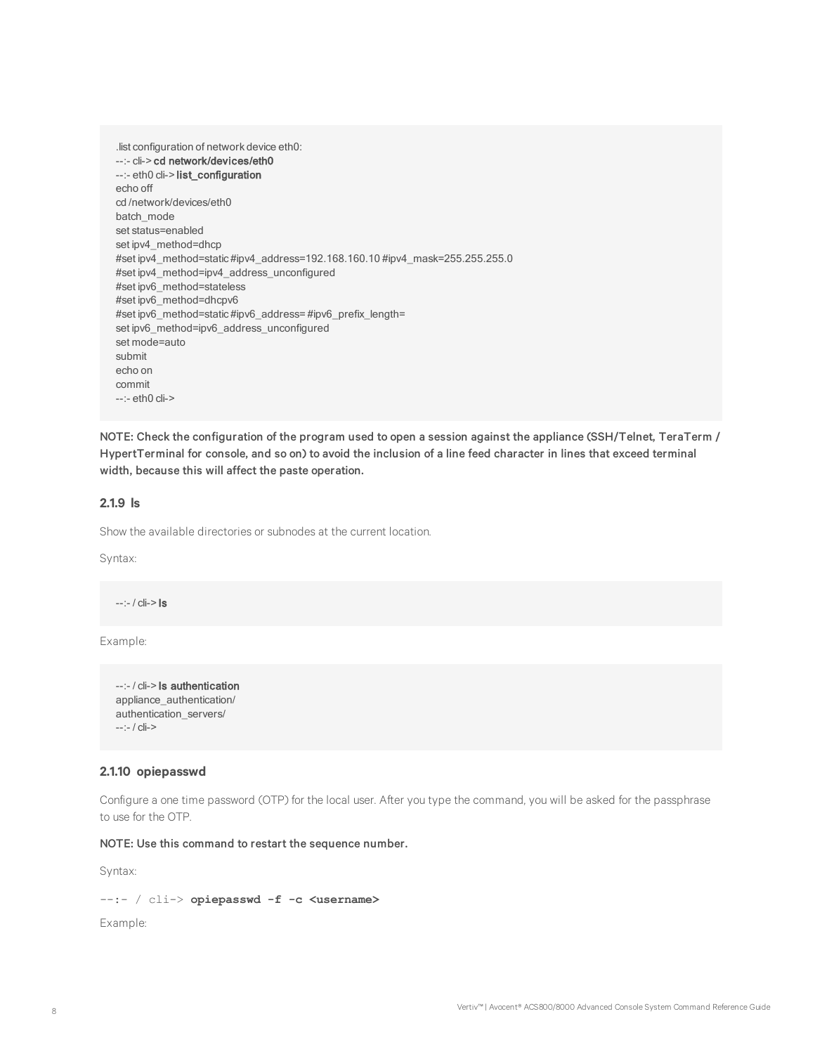```
.list configuration of network device eth0:
--:- cli-> cd network/devices/eth0
--:- eth0 cli-> list_configuration
echo off
cd /network/devices/eth0
batch_mode
set status=enabled
set ipv4_method=dhcp
#set ipv4_method=static #ipv4_address=192.168.160.10 #ipv4_mask=255.255.255.0
#set ipv4_method=ipv4_address_unconfigured
#set ipv6_method=stateless
#set ipv6_method=dhcpv6
#set ipv6_method=static #ipv6_address= #ipv6_prefix_length=
set ipv6_method=ipv6_address_unconfigured
set mode=auto
submit
echo on
commit
--:- eth0 cli->
```

NOTE: Check the configuration of the program used to open a session against the appliance (SSH/Telnet, TeraTerm / HypertTerminal for console, and so on) to avoid the inclusion of a line feed character in lines that exceed terminal width, because this will affect the paste operation.

### 2.1.9 ls

Show the available directories or subnodes at the current location.

Syntax:

```
--:- / cli-> ls
```

Example:

```
--:- / cli-> ls authentication
appliance_authentication/
authentication_servers/
--:- / cli->
```

### 2.1.10 opiepasswd

Configure a one time password (OTP) for the local user. After you type the command, you will be asked for the passphrase to use for the OTP.

**NOTE: Use this command to restart the sequence number.**

Syntax:

```
--:- / cli-> opiepasswd -f -c <username>
```

Example: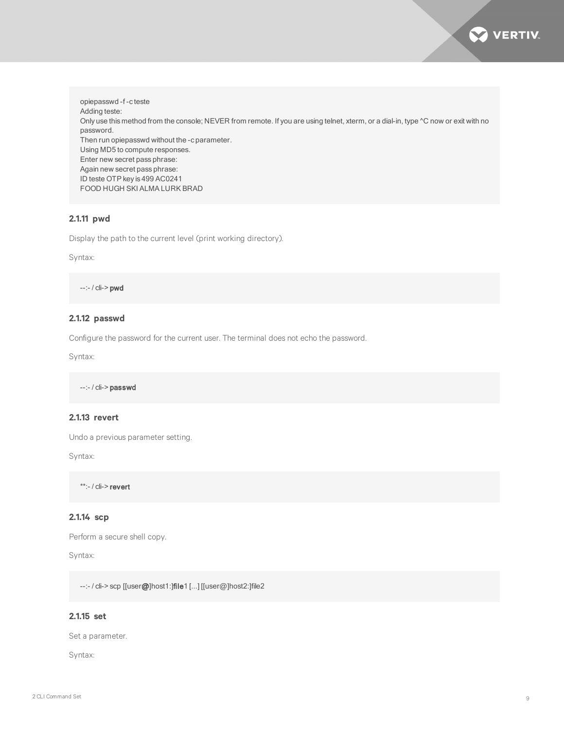```
opiepasswd -f -c teste
Adding teste:
Only use this method from the console; NEVER from remote. If you are using telnet, xterm, or a dial-in, type ^C now or exit with no password.
Then run opiepasswd without the -c parameter.
Using MD5 to compute responses.
Enter new secret pass phrase:
Again new secret pass phrase:
ID teste OTP key is 499 AC0241
FOOD HUGH SKI ALMA LURK BRAD
```

### 2.1.11 pwd

Display the path to the current level (print working directory).

Syntax:

```
--:- / cli-> pwd
```

### 2.1.12 passwd

Configure the password for the current user. The terminal does not echo the password.

Syntax:

```
--:- / cli-> passwd
```

### 2.1.13 revert

Undo a previous parameter setting.

Syntax:

```
**:- / cli-> revert
```

### 2.1.14 scp

Perform a secure shell copy.

Syntax:

```
--:- / cli-> scp [[user@]host1:]file1 [...] [[user@]host2:]file2
```

### 2.1.15 set

Set a parameter.

Syntax: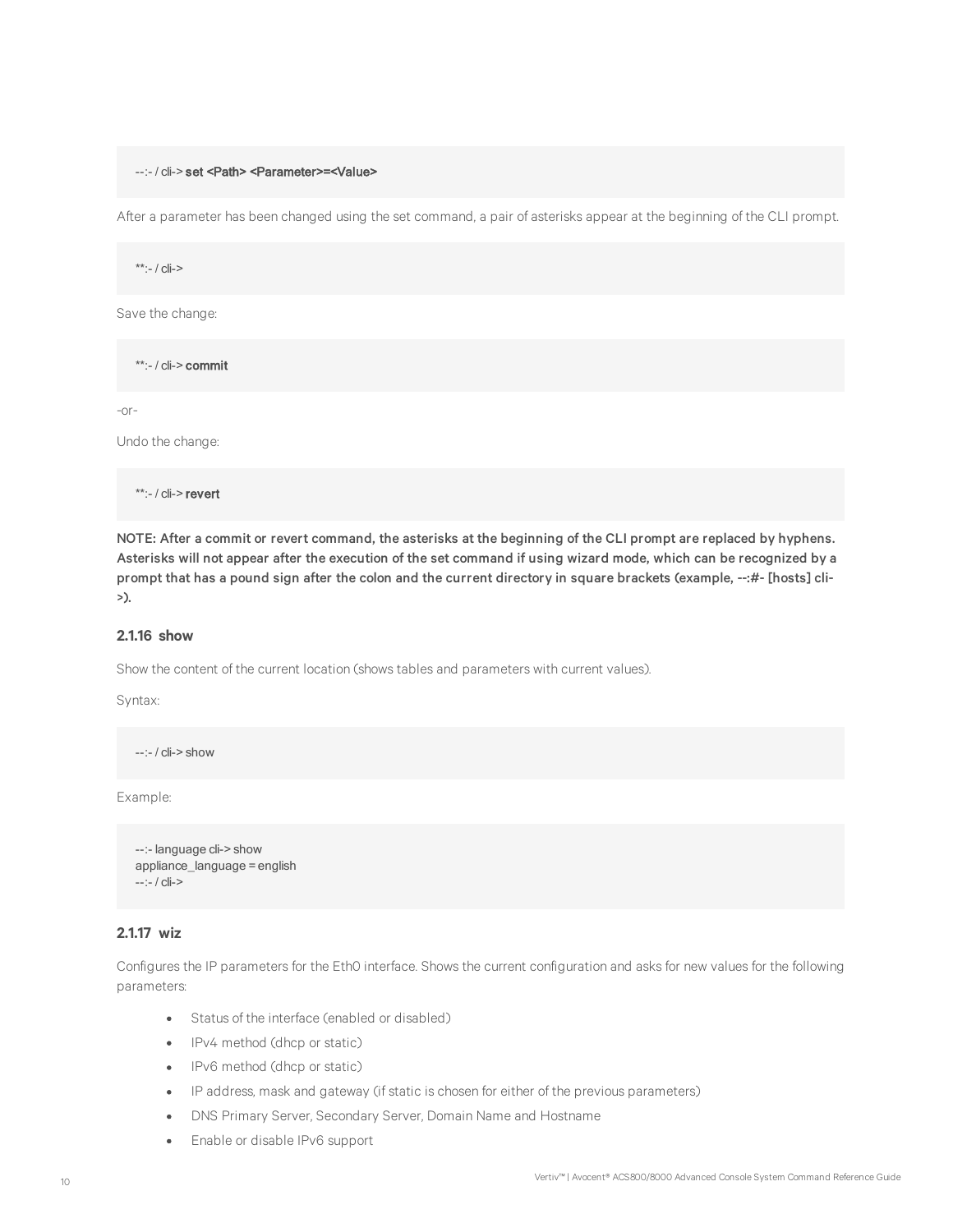```
--:- / cli-> set <Path> <Parameter>=<Value>
```

After a parameter has been changed using the set command, a pair of asterisks appear at the beginning of the CLI prompt.

```
**:- / cli->
```

Save the change:

```
**:- / cli-> commit
```

-or-

Undo the change:

```
**:- / cli-> revert
```

**NOTE: After a commit or revert command, the asterisks at the beginning of the CLI prompt are replaced by hyphens. Asterisks will not appear after the execution of the set command if using wizard mode, which can be recognized by a prompt that has a pound sign after the colon and the current directory in square brackets (example, --:#- [hosts] cli->).**

### 2.1.16 show

Show the content of the current location (shows tables and parameters with current values).

Syntax:

```
--:- / cli-> show
```

Example:

```
--:- language cli-> show
appliance_language = english
--:- / cli->
```

### 2.1.17 wiz

Configures the IP parameters for the Eth0 interface. Shows the current configuration and asks for new values for the following parameters:

- Status of the interface (enabled or disabled)
- IPv4 method (dhcp or static)
- IPv6 method (dhcp or static)
- IP address, mask and gateway (if static is chosen for either of the previous parameters)
- DNS Primary Server, Secondary Server, Domain Name and Hostname
- Enable or disable IPv6 support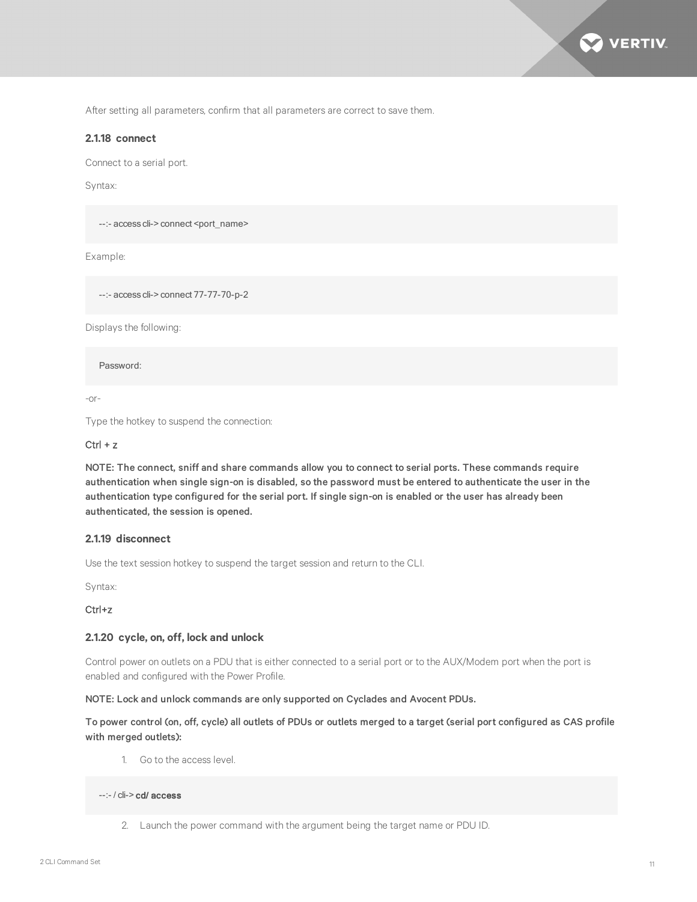After setting all parameters, confirm that all parameters are correct to save them.

### 2.1.18 connect

Connect to a serial port.

Syntax:

```
--:- access cli-> connect <port_name>
```

Example:

```
--:- access cli-> connect 77-77-70-p-2
```

Displays the following:

```
Password:
```

-or-

Type the hotkey to suspend the connection:

Ctrl + z

**NOTE: The connect, sniff and share commands allow you to connect to serial ports. These commands require authentication when single sign-on is disabled, so the password must be entered to authenticate the user in the authentication type configured for the serial port. If single sign-on is enabled or the user has already been authenticated, the session is opened.**

### 2.1.19 disconnect

Use the text session hotkey to suspend the target session and return to the CLI.

Syntax:

Ctrl+z

### 2.1.20 cycle, on, off, lock and unlock

Control power on outlets on a PDU that is either connected to a serial port or to the AUX/Modem port when the port is enabled and configured with the Power Profile.

**NOTE: Lock and unlock commands are only supported on Cyclades and Avocent PDUs.**

**To power control (on, off, cycle) all outlets of PDUs or outlets merged to a target (serial port configured as CAS profile with merged outlets):**

1. Go to the access level.

```
--:- / cli-> cd/ access
```

2. Launch the power command with the argument being the target name or PDU ID.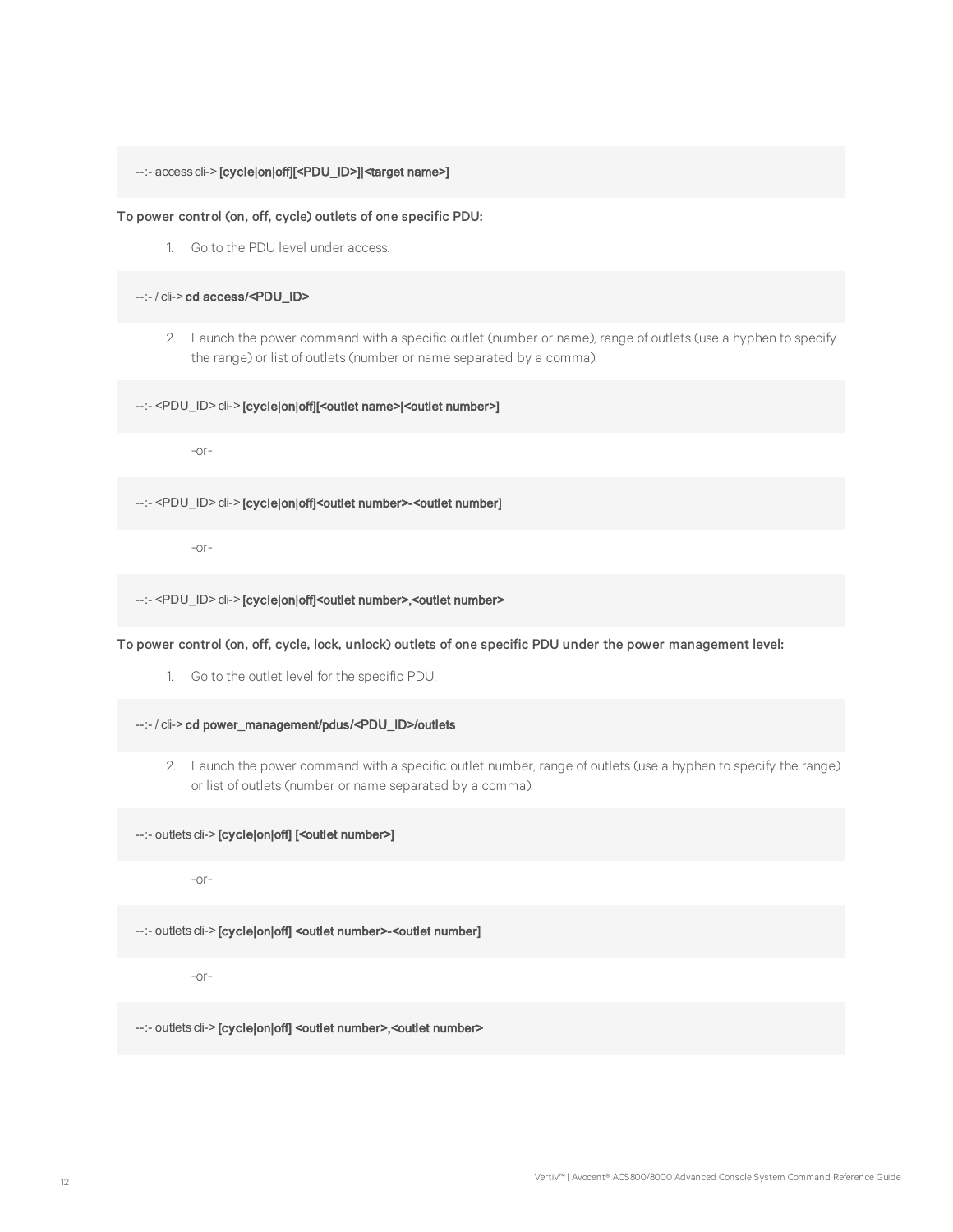```
--:- access cli-> [cycle|on|off][<PDU_ID>]|<target name>]
```

**To power control (on, off, cycle) outlets of one specific PDU:**

1. Go to the PDU level under access.

```
--:- / cli-> cd access/<PDU_ID>
```

2. Launch the power command with a specific outlet (number or name), range of outlets (use a hyphen to specify the range) or list of outlets (number or name separated by a comma).

```
--:- <PDU_ID> cli-> [cycle|on|off][<outlet name>|<outlet number>]
```

-or-

```
--:- <PDU_ID> cli-> [cycle|on|off]<outlet number>-<outlet number]
```

-or-

```
--:- <PDU_ID> cli-> [cycle|on|off]<outlet number>,<outlet number>
```

**To power control (on, off, cycle, lock, unlock) outlets of one specific PDU under the power management level:**

1. Go to the outlet level for the specific PDU.

```
--:- / cli-> cd power_management/pdus/<PDU_ID>/outlets
```

2. Launch the power command with a specific outlet number, range of outlets (use a hyphen to specify the range) or list of outlets (number or name separated by a comma).

```
--:- outlets cli-> [cycle|on|off] [<outlet number>]
```

-or-

```
--:- outlets cli-> [cycle|on|off] <outlet number>-<outlet number]
```

-or-

```
--:- outlets cli-> [cycle|on|off] <outlet number>,<outlet number>
```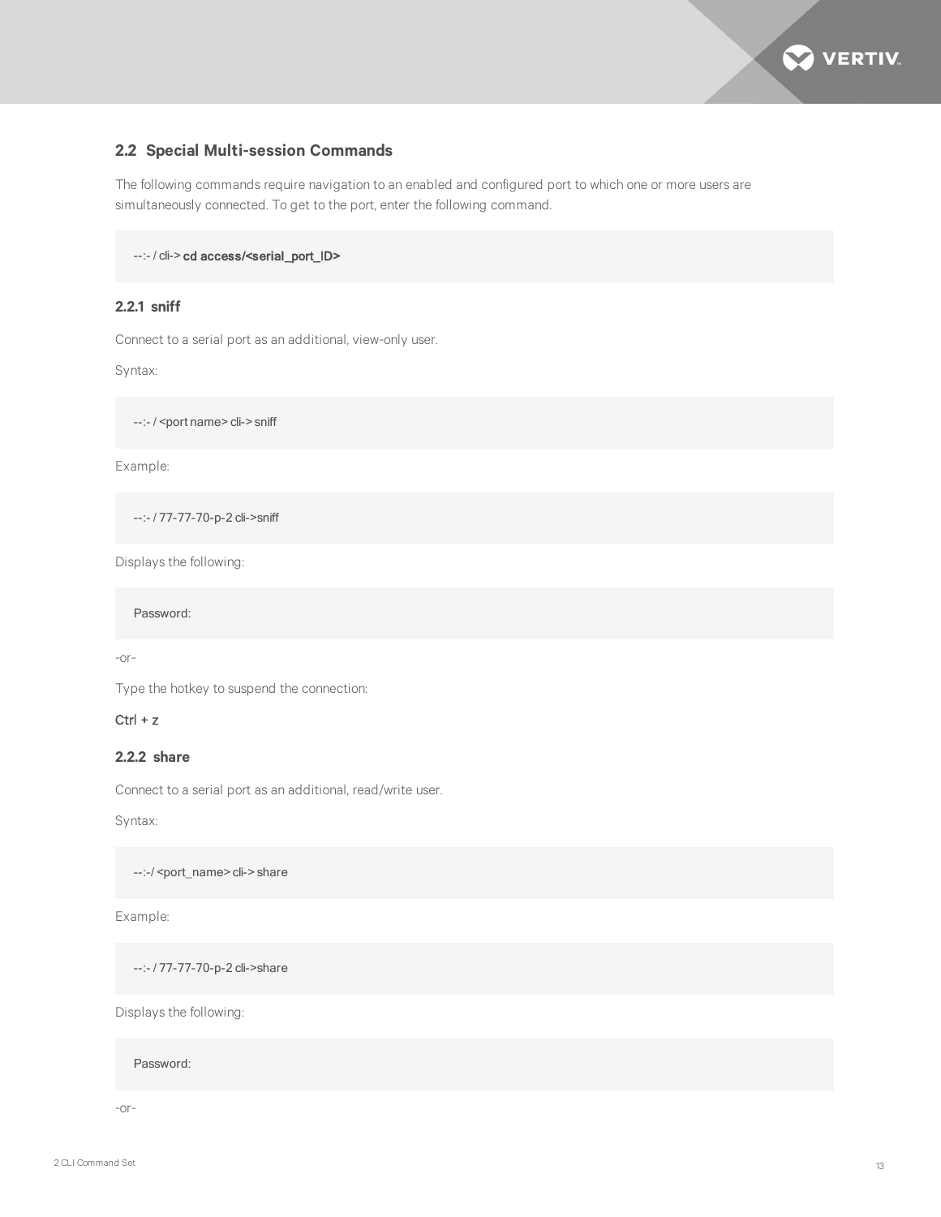## 2.2 Special Multi-session Commands

The following commands require navigation to an enabled and configured port to which one or more users are simultaneously connected. To get to the port, enter the following command.

```
--:- / cli-> cd access/<serial_port_ID>
```

### 2.2.1 sniff

Connect to a serial port as an additional, view-only user.

Syntax:

```
--:- / <port name> cli-> sniff
```

Example:

```
--:- / 77-77-70-p-2 cli->sniff
```

Displays the following:

```
Password:
```

-or-

Type the hotkey to suspend the connection:

Ctrl + z

### 2.2.2 share

Connect to a serial port as an additional, read/write user.

Syntax:

```
--:-/ <port_name> cli-> share
```

Example:

```
--:- / 77-77-70-p-2 cli->share
```

Displays the following:

```
Password:
```

-or-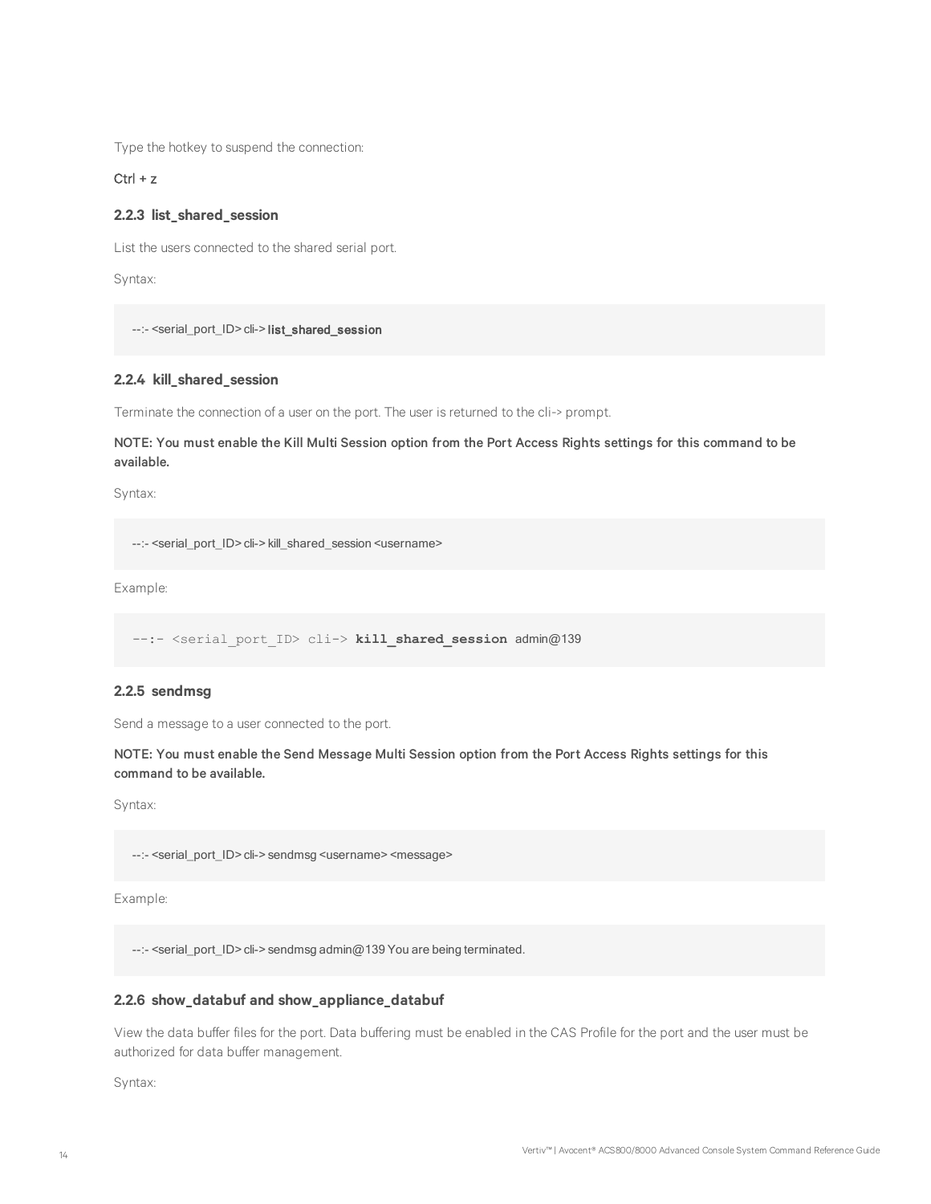Type the hotkey to suspend the connection:

Ctrl + z

### 2.2.3 list_shared_session

List the users connected to the shared serial port.

Syntax:

```
--:- <serial_port_ID> cli-> list_shared_session
```

### 2.2.4 kill_shared_session

Terminate the connection of a user on the port. The user is returned to the cli-> prompt.

**NOTE: You must enable the Kill Multi Session option from the Port Access Rights settings for this command to be available.**

Syntax:

```
--:- <serial_port_ID> cli-> kill_shared_session <username>
```

Example:

```
--:- <serial_port_ID> cli-> kill_shared_session admin@139
```

### 2.2.5 sendmsg

Send a message to a user connected to the port.

**NOTE: You must enable the Send Message Multi Session option from the Port Access Rights settings for this command to be available.**

Syntax:

```
--:- <serial_port_ID> cli-> sendmsg <username> <message>
```

Example:

```
--:- <serial_port_ID> cli-> sendmsg admin@139 You are being terminated.
```

### 2.2.6 show_databuf and show_appliance_databuf

View the data buffer files for the port. Data buffering must be enabled in the CAS Profile for the port and the user must be authorized for data buffer management.

Syntax: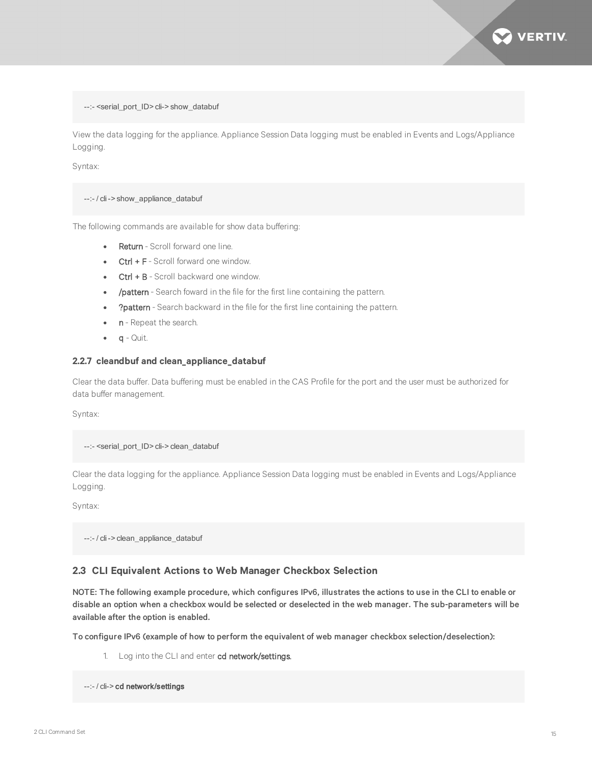```
--:- <serial_port_ID> cli-> show_databuf
```

View the data logging for the appliance. Appliance Session Data logging must be enabled in Events and Logs/Appliance Logging.

Syntax:

```
--:- / cli -> show_appliance_databuf
```

The following commands are available for show data buffering:

- **Return** - Scroll forward one line.
- **Ctrl + F** - Scroll forward one window.
- **Ctrl + B** - Scroll backward one window.
- **/pattern** - Search foward in the file for the first line containing the pattern.
- **?pattern** - Search backward in the file for the first line containing the pattern.
- **n** - Repeat the search.
- **q** - Quit.

#### 2.2.7 cleandbuf and clean_appliance_databuf

Clear the data buffer. Data buffering must be enabled in the CAS Profile for the port and the user must be authorized for data buffer management.

Syntax:

```
--:- <serial_port_ID> cli-> clean_databuf
```

Clear the data logging for the appliance. Appliance Session Data logging must be enabled in Events and Logs/Appliance Logging.

Syntax:

```
--:- / cli -> clean_appliance_databuf
```

### 2.3 CLI Equivalent Actions to Web Manager Checkbox Selection

**NOTE: The following example procedure, which configures IPv6, illustrates the actions to use in the CLI to enable or disable an option when a checkbox would be selected or deselected in the web manager. The sub-parameters will be available after the option is enabled.**

**To configure IPv6 (example of how to perform the equivalent of web manager checkbox selection/deselection):**

1. Log into the CLI and enter **cd network/settings**.

```
--:- / cli-> cd network/settings
```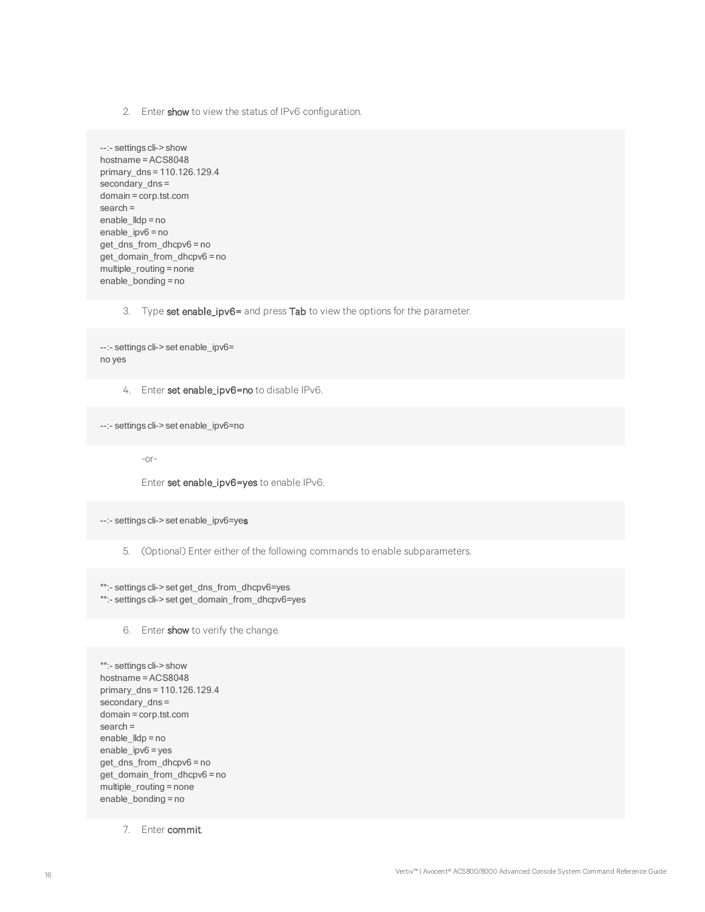2. Enter **show** to view the status of IPv6 configuration.

```
--:- settings cli-> show
hostname = ACS8048
primary_dns = 110.126.129.4
secondary_dns =
domain = corp.tst.com
search =
enable_lldp = no
enable_ipv6 = no
get_dns_from_dhcpv6 = no
get_domain_from_dhcpv6 = no
multiple_routing = none
enable_bonding = no
```

3. Type **set enable_ipv6=** and press **Tab** to view the options for the parameter.

```
--:- settings cli-> set enable_ipv6=
no yes
```

4. Enter **set enable_ipv6=no** to disable IPv6.

```
--:- settings cli-> set enable_ipv6=no
```

   -or-

   Enter **set enable_ipv6=yes** to enable IPv6.

```
--:- settings cli-> set enable_ipv6=yes
```

5. (Optional) Enter either of the following commands to enable subparameters.

```
**:- settings cli-> set get_dns_from_dhcpv6=yes
**:- settings cli-> set get_domain_from_dhcpv6=yes
```

6. Enter **show** to verify the change.

```
**:- settings cli-> show
hostname = ACS8048
primary_dns = 110.126.129.4
secondary_dns =
domain = corp.tst.com
search =
enable_lldp = no
enable_ipv6 = yes
get_dns_from_dhcpv6 = no
get_domain_from_dhcpv6 = no
multiple_routing = none
enable_bonding = no
```

7. Enter **commit**.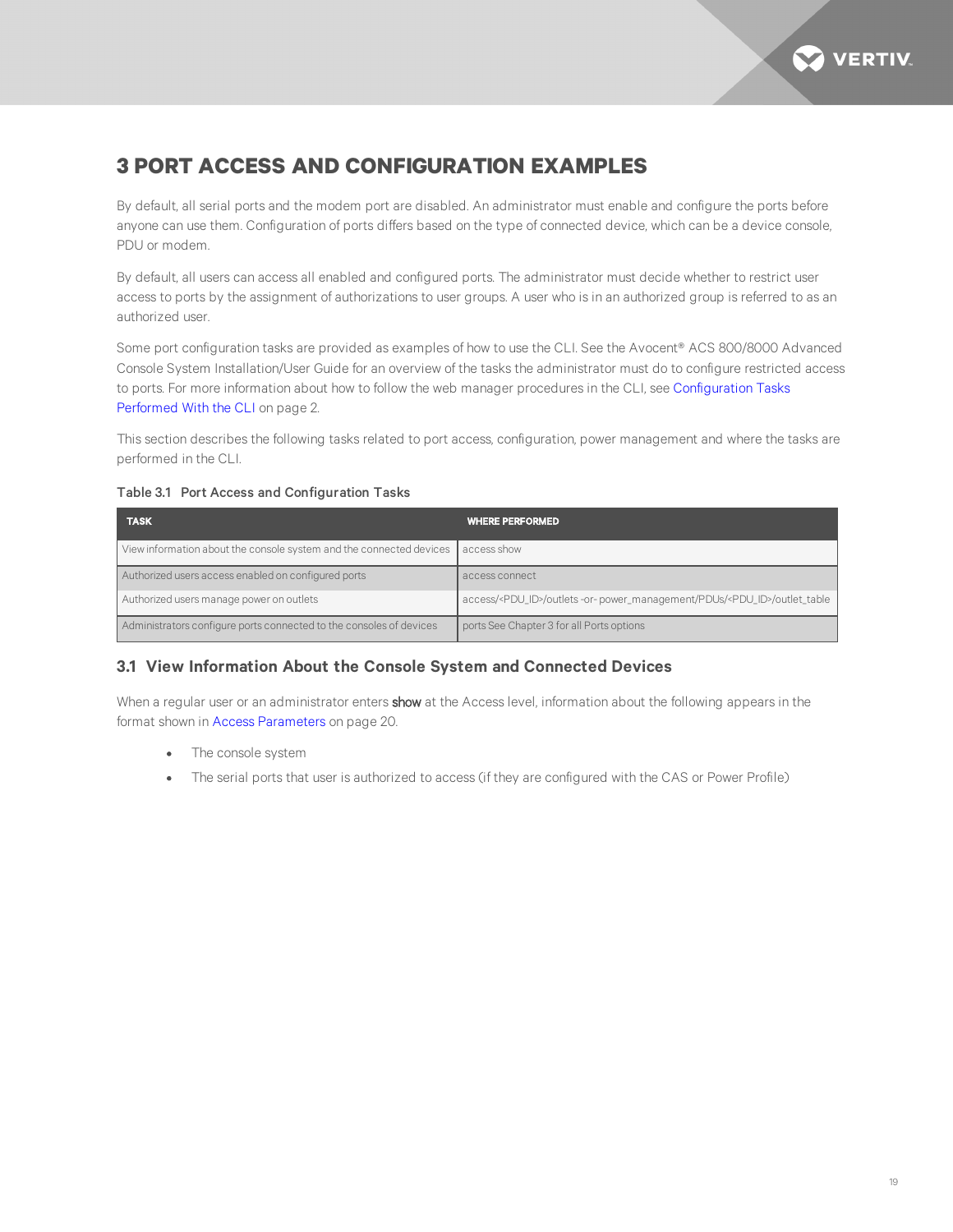# 3 PORT ACCESS AND CONFIGURATION EXAMPLES

By default, all serial ports and the modem port are disabled. An administrator must enable and configure the ports before anyone can use them. Configuration of ports differs based on the type of connected device, which can be a device console, PDU or modem.

By default, all users can access all enabled and configured ports. The administrator must decide whether to restrict user access to ports by the assignment of authorizations to user groups. A user who is in an authorized group is referred to as an authorized user.

Some port configuration tasks are provided as examples of how to use the CLI. See the Avocent® ACS 800/8000 Advanced Console System Installation/User Guide for an overview of the tasks the administrator must do to configure restricted access to ports. For more information about how to follow the web manager procedures in the CLI, see Configuration Tasks Performed With the CLI on page 2.

This section describes the following tasks related to port access, configuration, power management and where the tasks are performed in the CLI.

Table 3.1 Port Access and Configuration Tasks

| TASK | WHERE PERFORMED |
| --- | --- |
| View information about the console system and the connected devices | access show |
| Authorized users access enabled on configured ports | access connect |
| Authorized users manage power on outlets | access/<PDU_ID>/outlets -or- power_management/PDUs/<PDU_ID>/outlet_table |
| Administrators configure ports connected to the consoles of devices | ports See Chapter 3 for all Ports options |

## 3.1 View Information About the Console System and Connected Devices

When a regular user or an administrator enters **show** at the Access level, information about the following appears in the format shown in Access Parameters on page 20.

- The console system
- The serial ports that user is authorized to access (if they are configured with the CAS or Power Profile)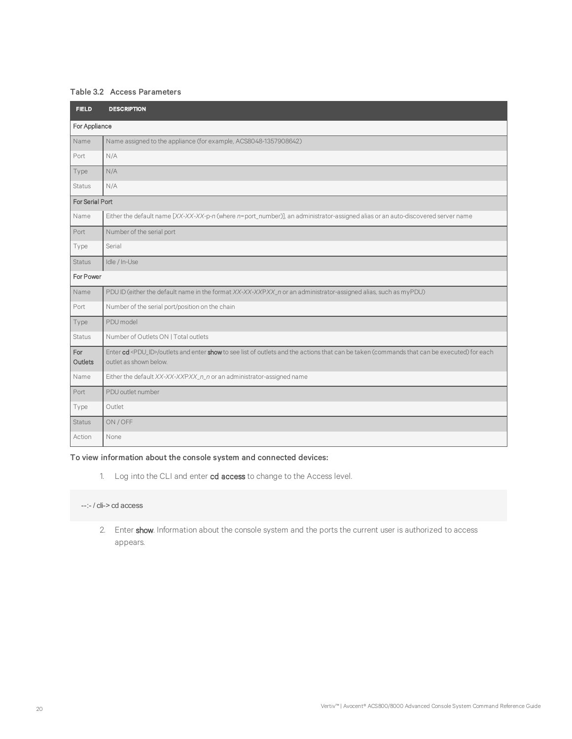Table 3.2 Access Parameters

| FIELD | DESCRIPTION |
| --- | --- |
| For Appliance | |
| Name | Name assigned to the appliance (for example, ACS8048-1357908642) |
| Port | N/A |
| Type | N/A |
| Status | N/A |
| For Serial Port | |
| Name | Either the default name [*XX-XX-XX*-p-*n* (where *n*=port_number)], an administrator-assigned alias or an auto-discovered server name |
| Port | Number of the serial port |
| Type | Serial |
| Status | Idle / In-Use |
| For Power | |
| Name | PDU ID (either the default name in the format *XX-XX-XX*P*XX_n* or an administrator-assigned alias, such as myPDU) |
| Port | Number of the serial port/position on the chain |
| Type | PDU model |
| Status | Number of Outlets ON \| Total outlets |
| For Outlets | Enter **cd** <PDU_ID>/outlets and enter **show** to see list of outlets and the actions that can be taken (commands that can be executed) for each outlet as shown below. |
| Name | Either the default *XX-XX-XX*P*XX_n_n* or an administrator-assigned name |
| Port | PDU outlet number |
| Type | Outlet |
| Status | ON / OFF |
| Action | None |

**To view information about the console system and connected devices:**

1. Log into the CLI and enter **cd access** to change to the Access level.

```
--:- / cli-> cd access
```

2. Enter **show**. Information about the console system and the ports the current user is authorized to access appears.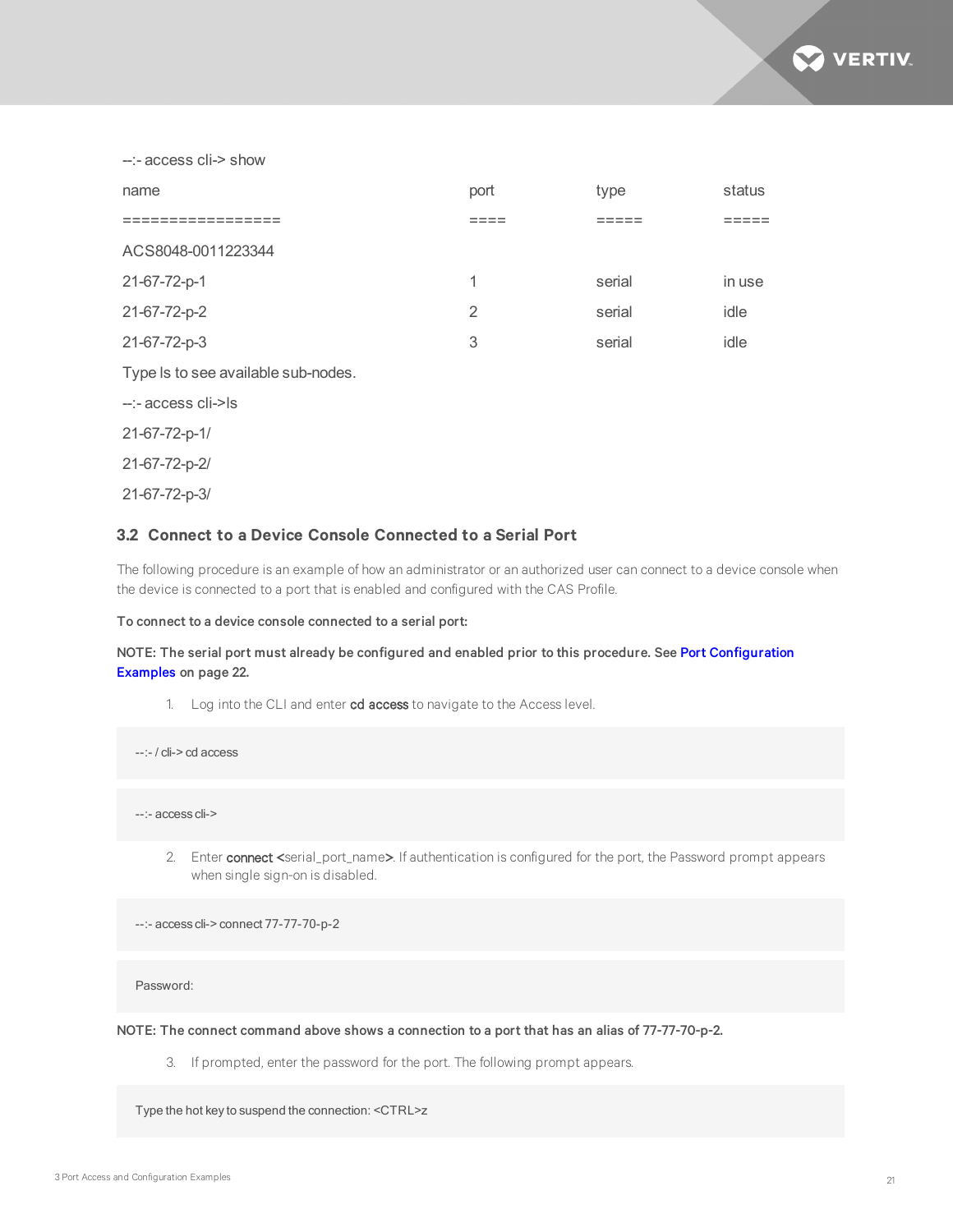```
--:- access cli-> show
name                     port    type     status
=================        ====    =====    =====
ACS8048-0011223344
21-67-72-p-1             1       serial   in use
21-67-72-p-2             2       serial   idle
21-67-72-p-3             3       serial   idle
Type ls to see available sub-nodes.
--:- access cli->ls
21-67-72-p-1/
21-67-72-p-2/
21-67-72-p-3/
```

## 3.2 Connect to a Device Console Connected to a Serial Port

The following procedure is an example of how an administrator or an authorized user can connect to a device console when the device is connected to a port that is enabled and configured with the CAS Profile.

**To connect to a device console connected to a serial port:**

**NOTE: The serial port must already be configured and enabled prior to this procedure. See Port Configuration Examples on page 22.**

1. Log into the CLI and enter **cd access** to navigate to the Access level.

```
--:- / cli-> cd access
```

```
--:- access cli->
```

2. Enter **connect** <serial_port_name>. If authentication is configured for the port, the Password prompt appears when single sign-on is disabled.

```
--:- access cli-> connect 77-77-70-p-2
```

```
Password:
```

**NOTE: The connect command above shows a connection to a port that has an alias of 77-77-70-p-2.**

3. If prompted, enter the password for the port. The following prompt appears.

```
Type the hot key to suspend the connection: <CTRL>z
```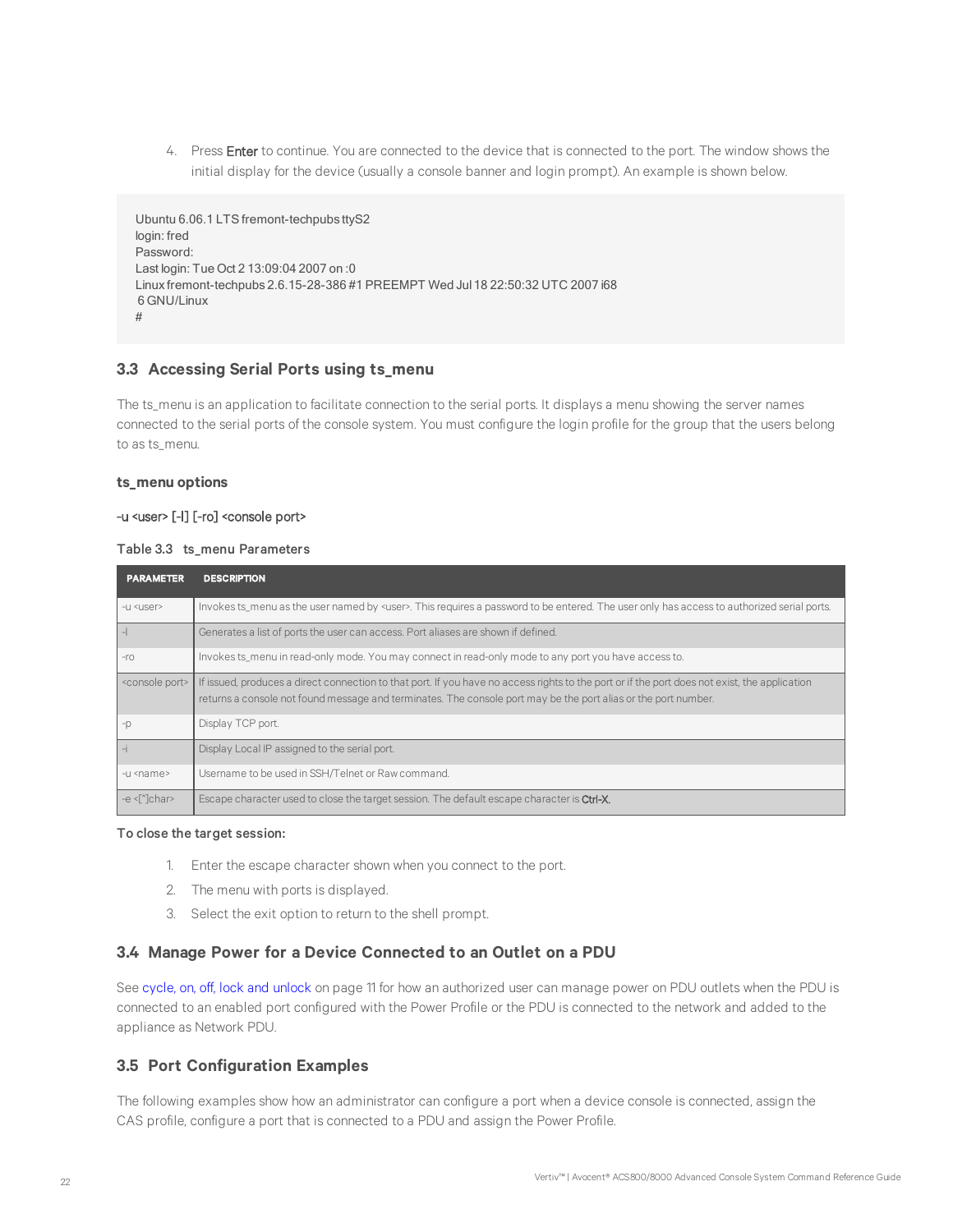4. Press **Enter** to continue. You are connected to the device that is connected to the port. The window shows the initial display for the device (usually a console banner and login prompt). An example is shown below.

```
Ubuntu 6.06.1 LTS fremont-techpubs ttyS2
login: fred
Password:
Last login: Tue Oct 2 13:09:04 2007 on :0
Linux fremont-techpubs 2.6.15-28-386 #1 PREEMPT Wed Jul 18 22:50:32 UTC 2007 i68
 6 GNU/Linux
#
```

## 3.3 Accessing Serial Ports using ts_menu

The ts_menu is an application to facilitate connection to the serial ports. It displays a menu showing the server names connected to the serial ports of the console system. You must configure the login profile for the group that the users belong to as ts_menu.

### ts_menu options

-u <user> [-l] [-ro] <console port>

Table 3.3 ts_menu Parameters

| PARAMETER | DESCRIPTION |
|---|---|
| -u <user> | Invokes ts_menu as the user named by <user>. This requires a password to be entered. The user only has access to authorized serial ports. |
| -l | Generates a list of ports the user can access. Port aliases are shown if defined. |
| -ro | Invokes ts_menu in read-only mode. You may connect in read-only mode to any port you have access to. |
| <console port> | If issued, produces a direct connection to that port. If you have no access rights to the port or if the port does not exist, the application returns a console not found message and terminates. The console port may be the port alias or the port number. |
| -p | Display TCP port. |
| -i | Display Local IP assigned to the serial port. |
| -u <name> | Username to be used in SSH/Telnet or Raw command. |
| -e <[^]char> | Escape character used to close the target session. The default escape character is **Ctrl-X.** |

**To close the target session:**

1. Enter the escape character shown when you connect to the port.
2. The menu with ports is displayed.
3. Select the exit option to return to the shell prompt.

## 3.4 Manage Power for a Device Connected to an Outlet on a PDU

See cycle, on, off, lock and unlock on page 11 for how an authorized user can manage power on PDU outlets when the PDU is connected to an enabled port configured with the Power Profile or the PDU is connected to the network and added to the appliance as Network PDU.

## 3.5 Port Configuration Examples

The following examples show how an administrator can configure a port when a device console is connected, assign the CAS profile, configure a port that is connected to a PDU and assign the Power Profile.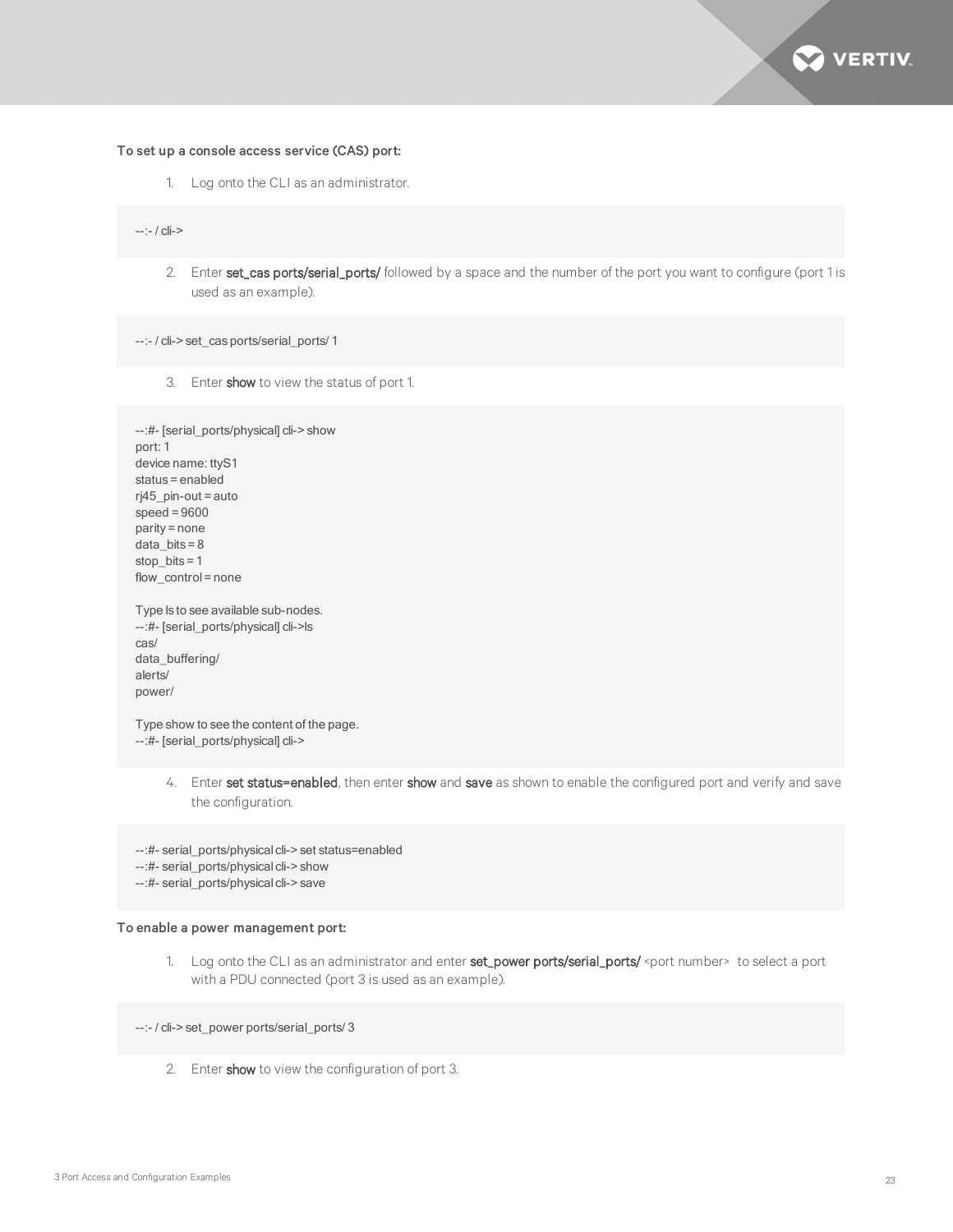**To set up a console access service (CAS) port:**

1. Log onto the CLI as an administrator.

```
--:- / cli->
```

2. Enter **set_cas ports/serial_ports/** followed by a space and the number of the port you want to configure (port 1 is used as an example).

```
--:- / cli-> set_cas ports/serial_ports/ 1
```

3. Enter **show** to view the status of port 1.

```
--:#- [serial_ports/physical] cli-> show
port: 1
device name: ttyS1
status = enabled
rj45_pin-out = auto
speed = 9600
parity = none
data_bits = 8
stop_bits = 1
flow_control = none

Type ls to see available sub-nodes.
--:#- [serial_ports/physical] cli->ls
cas/
data_buffering/
alerts/
power/

Type show to see the content of the page.
--:#- [serial_ports/physical] cli->
```

4. Enter **set status=enabled**, then enter **show** and **save** as shown to enable the configured port and verify and save the configuration.

```
--:#- serial_ports/physical cli-> set status=enabled
--:#- serial_ports/physical cli-> show
--:#- serial_ports/physical cli-> save
```

**To enable a power management port:**

1. Log onto the CLI as an administrator and enter **set_power ports/serial_ports/** <port number> to select a port with a PDU connected (port 3 is used as an example).

```
--:- / cli-> set_power ports/serial_ports/ 3
```

2. Enter **show** to view the configuration of port 3.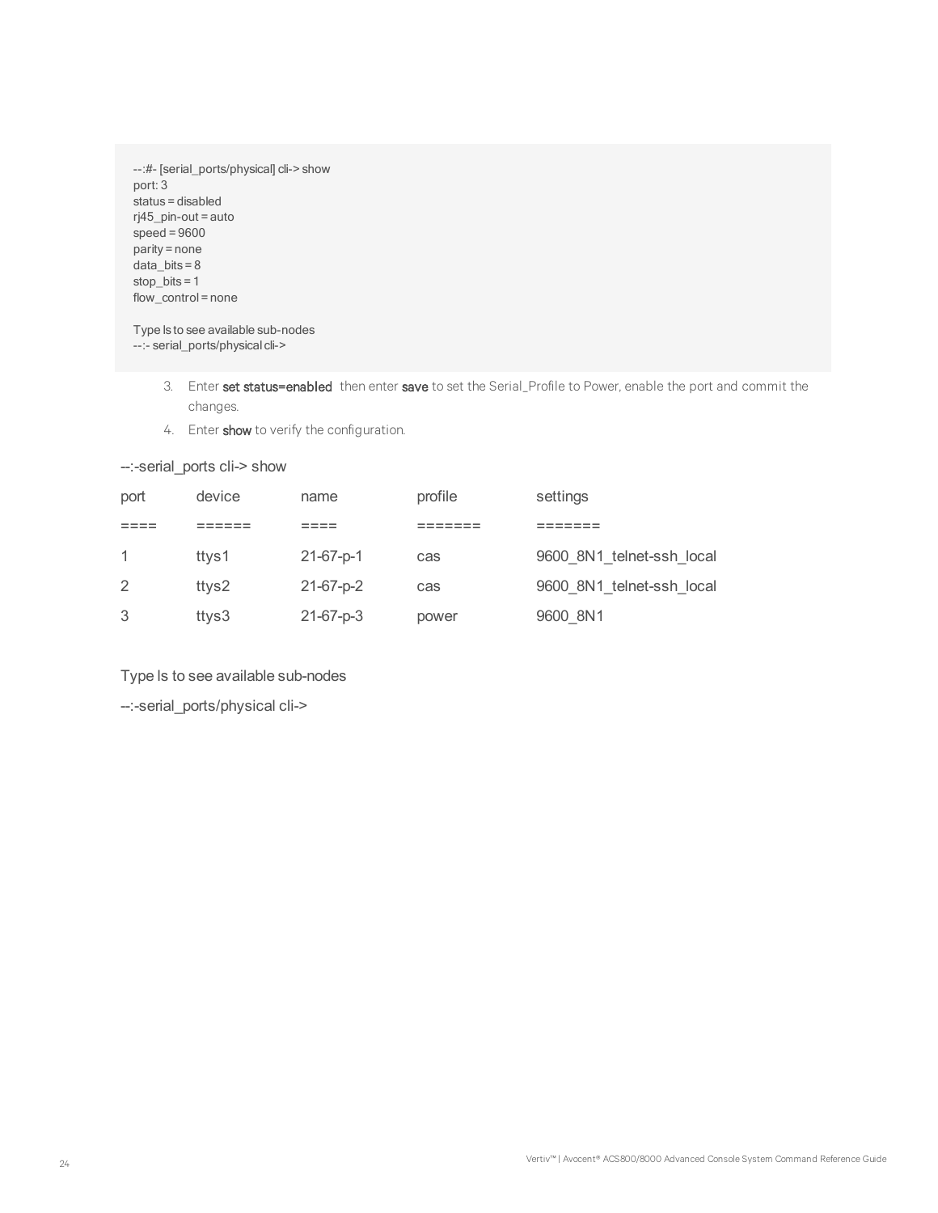```
--:#- [serial_ports/physical] cli-> show
port: 3
status = disabled
rj45_pin-out = auto
speed = 9600
parity = none
data_bits = 8
stop_bits = 1
flow_control = none

Type ls to see available sub-nodes
--:- serial_ports/physical cli->
```

3. Enter **set status=enabled** then enter **save** to set the Serial_Profile to Power, enable the port and commit the changes.
4. Enter **show** to verify the configuration.

--:-serial_ports cli-> show

| port | device | name | profile | settings |
|---|---|---|---|---|
| ==== | ====== | ==== | ======= | ======= |
| 1 | ttys1 | 21-67-p-1 | cas | 9600_8N1_telnet-ssh_local |
| 2 | ttys2 | 21-67-p-2 | cas | 9600_8N1_telnet-ssh_local |
| 3 | ttys3 | 21-67-p-3 | power | 9600_8N1 |

Type ls to see available sub-nodes

--:-serial_ports/physical cli->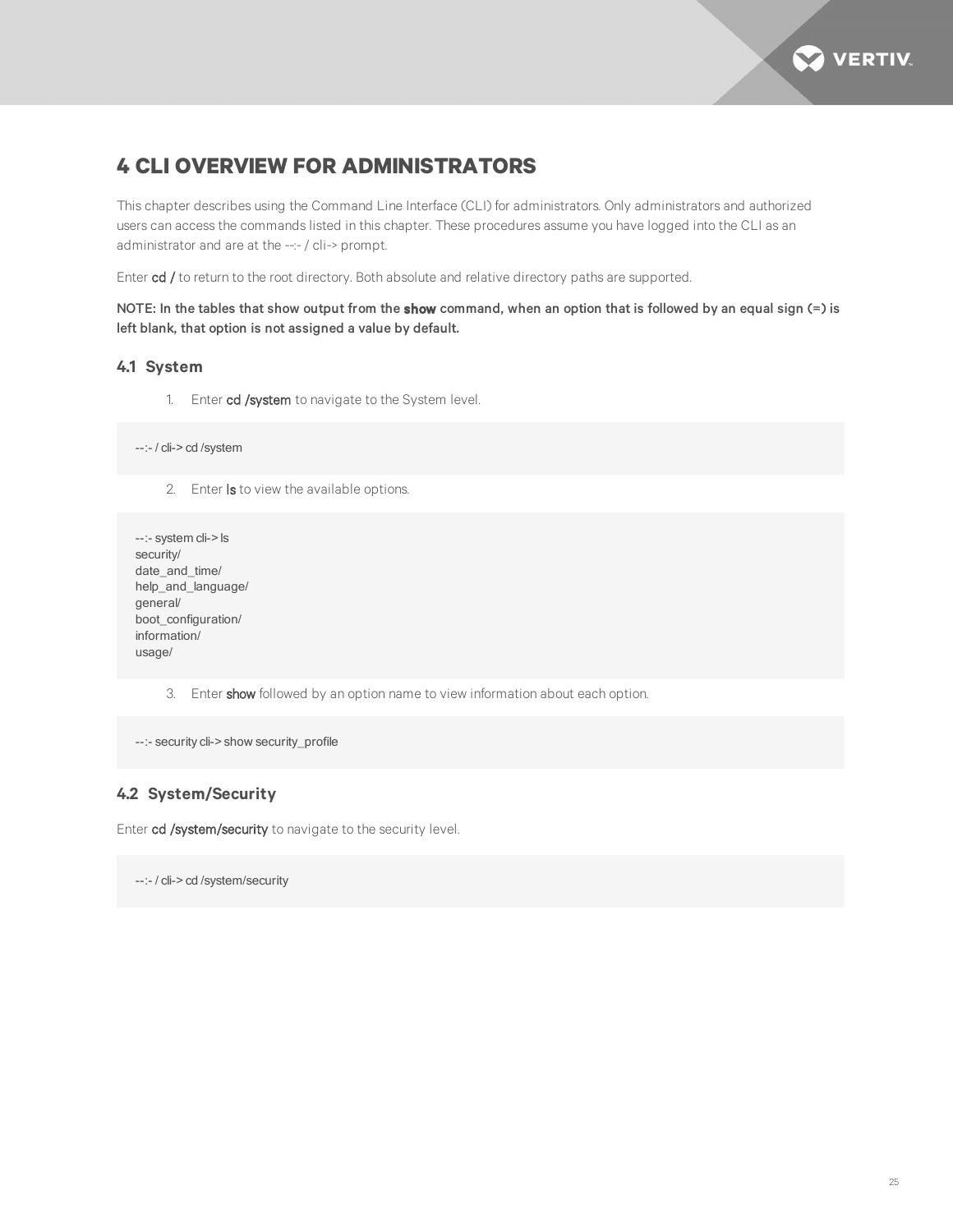# 4 CLI OVERVIEW FOR ADMINISTRATORS

This chapter describes using the Command Line Interface (CLI) for administrators. Only administrators and authorized users can access the commands listed in this chapter. These procedures assume you have logged into the CLI as an administrator and are at the --:- / cli-> prompt.

Enter **cd /** to return to the root directory. Both absolute and relative directory paths are supported.

**NOTE: In the tables that show output from the show command, when an option that is followed by an equal sign (=) is left blank, that option is not assigned a value by default.**

## 4.1 System

1. Enter **cd /system** to navigate to the System level.

```
--:- / cli-> cd /system
```

2. Enter **ls** to view the available options.

```
--:- system cli-> ls
security/
date_and_time/
help_and_language/
general/
boot_configuration/
information/
usage/
```

3. Enter **show** followed by an option name to view information about each option.

```
--:- security cli-> show security_profile
```

## 4.2 System/Security

Enter **cd /system/security** to navigate to the security level.

```
--:- / cli-> cd /system/security
```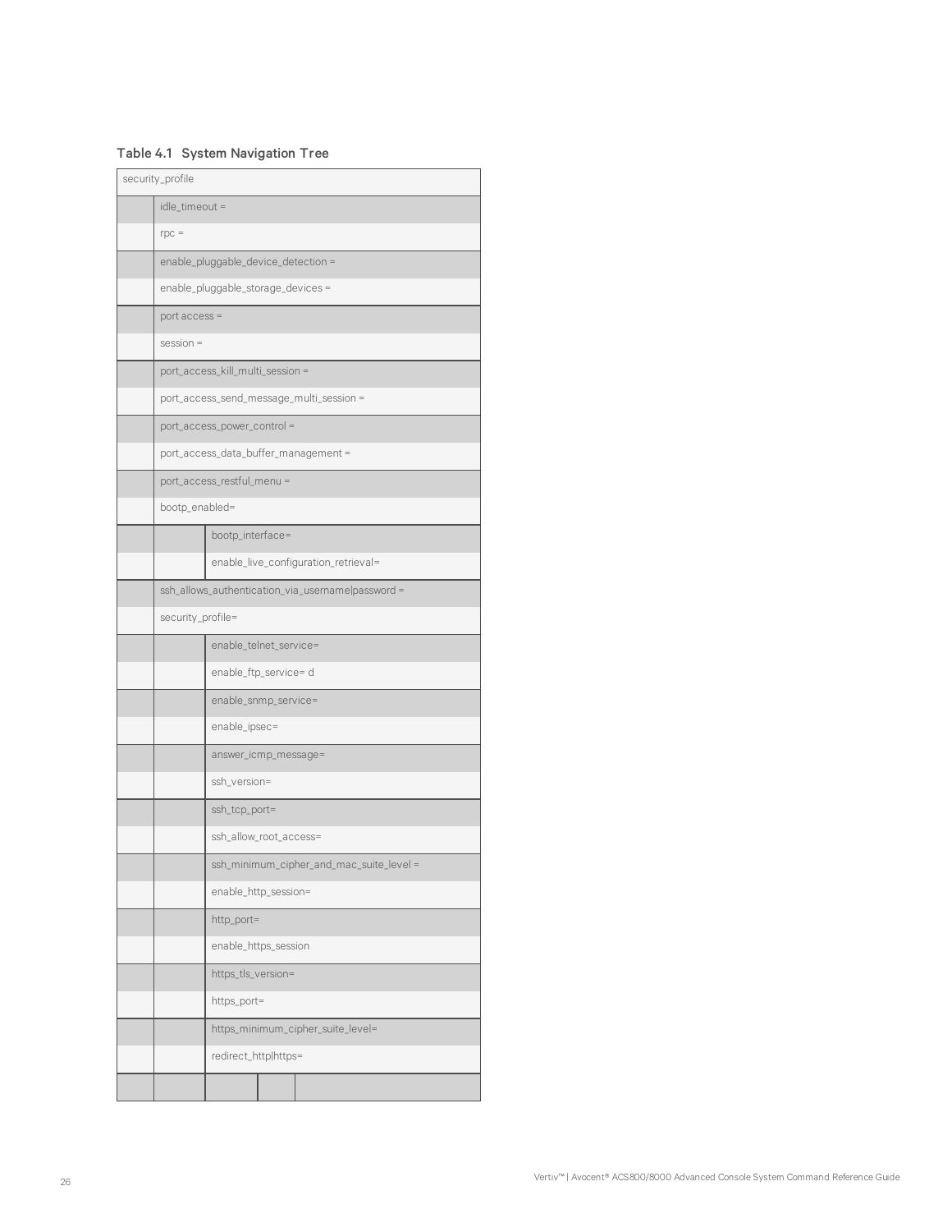**Table 4.1 System Navigation Tree**

| security_profile | | | | |
|---|---|---|---|---|
| | idle_timeout = | | | |
| | rpc = | | | |
| | enable_pluggable_device_detection = | | | |
| | enable_pluggable_storage_devices = | | | |
| | port access = | | | |
| | session = | | | |
| | port_access_kill_multi_session = | | | |
| | port_access_send_message_multi_session = | | | |
| | port_access_power_control = | | | |
| | port_access_data_buffer_management = | | | |
| | port_access_restful_menu = | | | |
| | bootp_enabled= | | | |
| | | bootp_interface= | | |
| | | enable_live_configuration_retrieval= | | |
| | ssh_allows_authentication_via_username\|password = | | | |
| | security_profile= | | | |
| | | enable_telnet_service= | | |
| | | enable_ftp_service= d | | |
| | | enable_snmp_service= | | |
| | | enable_ipsec= | | |
| | | answer_icmp_message= | | |
| | | ssh_version= | | |
| | | ssh_tcp_port= | | |
| | | ssh_allow_root_access= | | |
| | | ssh_minimum_cipher_and_mac_suite_level = | | |
| | | enable_http_session= | | |
| | | http_port= | | |
| | | enable_https_session | | |
| | | https_tls_version= | | |
| | | https_port= | | |
| | | https_minimum_cipher_suite_level= | | |
| | | redirect_http\|https= | | |
| | | | | |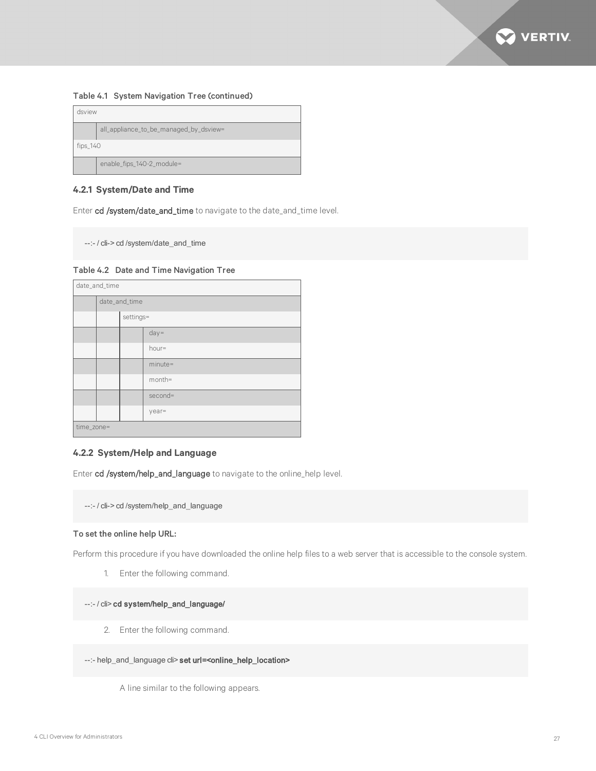Table 4.1 System Navigation Tree (continued)

| dsview | |
|---|---|
| | all_appliance_to_be_managed_by_dsview= |
| fips_140 | |
| | enable_fips_140-2_module= |

### 4.2.1 System/Date and Time

Enter **cd /system/date_and_time** to navigate to the date_and_time level.

```
--:- / cli-> cd /system/date_and_time
```

Table 4.2 Date and Time Navigation Tree

| date_and_time | | | |
|---|---|---|---|
| | date_and_time | | |
| | | settings= | |
| | | | day= |
| | | | hour= |
| | | | minute= |
| | | | month= |
| | | | second= |
| | | | year= |
| time_zone= | | | |

### 4.2.2 System/Help and Language

Enter **cd /system/help_and_language** to navigate to the online_help level.

```
--:- / cli-> cd /system/help_and_language
```

**To set the online help URL:**

Perform this procedure if you have downloaded the online help files to a web server that is accessible to the console system.

1. Enter the following command.

```
--:- / cli> cd system/help_and_language/
```

2. Enter the following command.

```
--:- help_and_language cli> set url=<online_help_location>
```

A line similar to the following appears.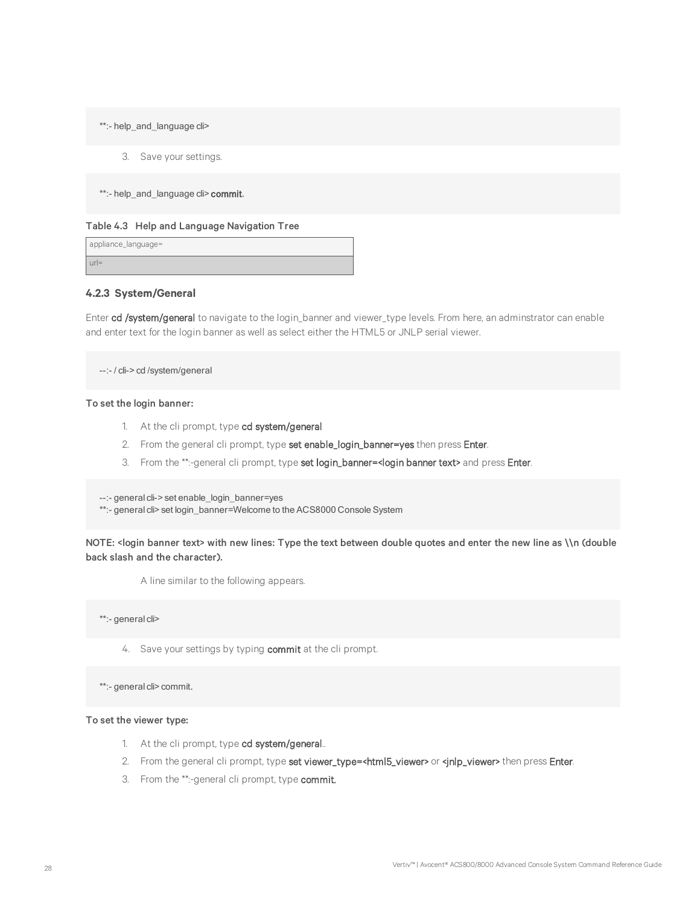```
**:- help_and_language cli>
```

3. Save your settings.

```
**:- help_and_language cli> commit.
```

**Table 4.3 Help and Language Navigation Tree**

| appliance_language= |
| --- |
| url= |

### 4.2.3 System/General

Enter **cd /system/general** to navigate to the login_banner and viewer_type levels. From here, an adminstrator can enable and enter text for the login banner as well as select either the HTML5 or JNLP serial viewer.

```
--:- / cli-> cd /system/general
```

**To set the login banner:**

1. At the cli prompt, type **cd system/general**
2. From the general cli prompt, type **set enable_login_banner=yes** then press **Enter**.
3. From the **:-general cli prompt, type **set login_banner=<login banner text>** and press **Enter**.

```
--:- general cli-> set enable_login_banner=yes
**:- general cli> set login_banner=Welcome to the ACS8000 Console System
```

**NOTE: <login banner text> with new lines: Type the text between double quotes and enter the new line as \\n (double back slash and the character).**

A line similar to the following appears.

```
**:- general cli>
```

4. Save your settings by typing **commit** at the cli prompt.

```
**:- general cli> commit.
```

**To set the viewer type:**

1. At the cli prompt, type **cd system/general**..
2. From the general cli prompt, type **set viewer_type=<html5_viewer>** or **<jnlp_viewer>** then press **Enter**.
3. From the **:-general cli prompt, type **commit.**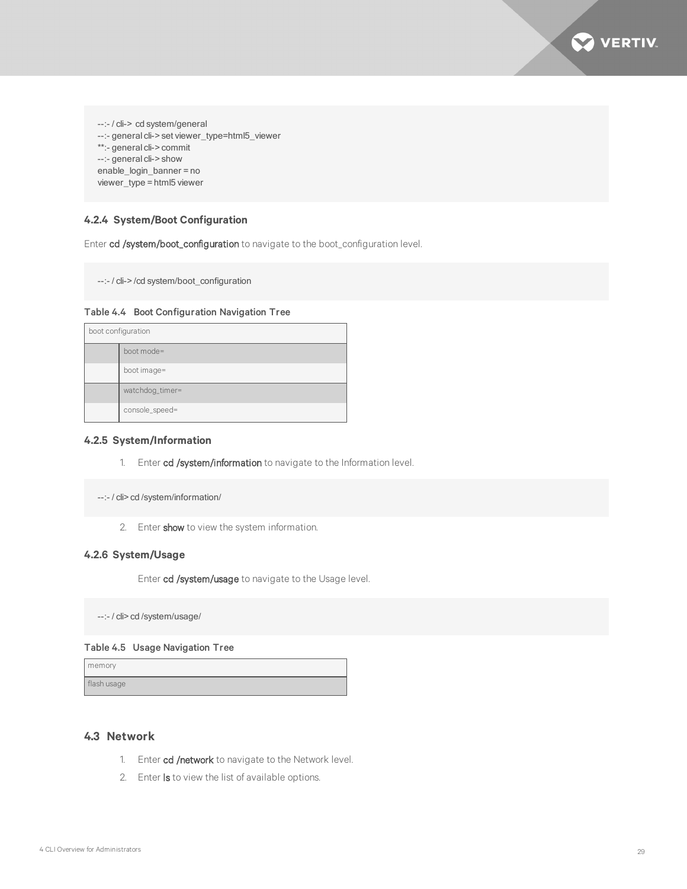```
--:- / cli-> cd system/general
--:- general cli-> set viewer_type=html5_viewer
**:- general cli-> commit
--:- general cli-> show
enable_login_banner = no
viewer_type = html5 viewer
```

### 4.2.4 System/Boot Configuration

Enter **cd /system/boot_configuration** to navigate to the boot_configuration level.

```
--:- / cli-> /cd system/boot_configuration
```

**Table 4.4 Boot Configuration Navigation Tree**

| boot configuration | |
|---|---|
| | boot mode= |
| | boot image= |
| | watchdog_timer= |
| | console_speed= |

### 4.2.5 System/Information

1. Enter **cd /system/information** to navigate to the Information level.

```
--:- / cli> cd /system/information/
```

2. Enter **show** to view the system information.

### 4.2.6 System/Usage

Enter **cd /system/usage** to navigate to the Usage level.

```
--:- / cli> cd /system/usage/
```

**Table 4.5 Usage Navigation Tree**

| memory |
|---|
| flash usage |

## 4.3 Network

1. Enter **cd /network** to navigate to the Network level.
2. Enter **ls** to view the list of available options.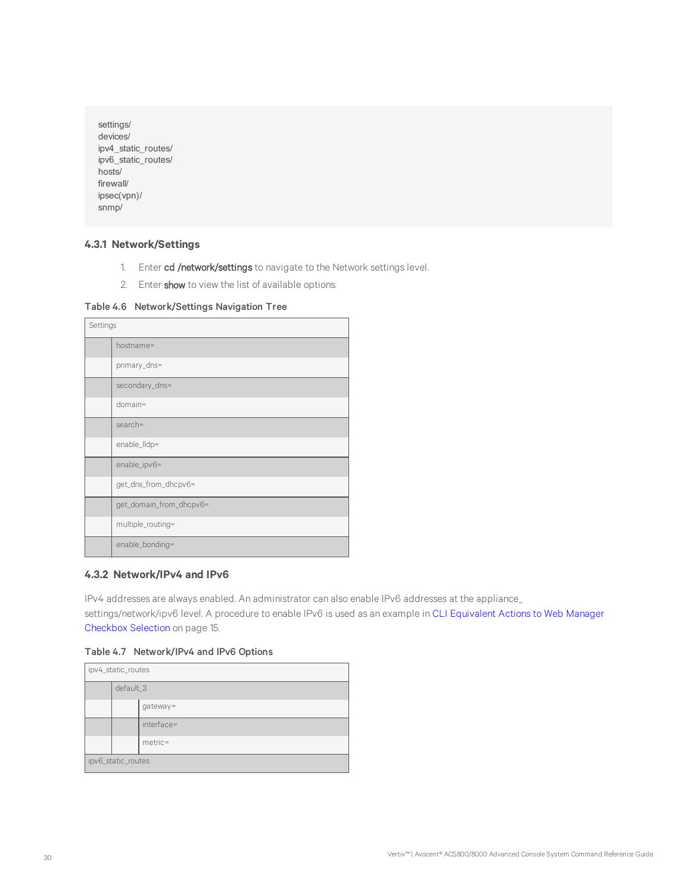```
settings/
devices/
ipv4_static_routes/
ipv6_static_routes/
hosts/
firewall/
ipsec(vpn)/
snmp/
```

### 4.3.1 Network/Settings

1. Enter **cd /network/settings** to navigate to the Network settings level.
2. Enter **show** to view the list of available options.

**Table 4.6 Network/Settings Navigation Tree**

| Settings | |
|---|---|
| | hostname= |
| | primary_dns= |
| | secondary_dns= |
| | domain= |
| | search= |
| | enable_lldp= |
| | enable_ipv6= |
| | get_dns_from_dhcpv6= |
| | get_domain_from_dhcpv6= |
| | multiple_routing= |
| | enable_bonding= |

### 4.3.2 Network/IPv4 and IPv6

IPv4 addresses are always enabled. An administrator can also enable IPv6 addresses at the appliance_settings/network/ipv6 level. A procedure to enable IPv6 is used as an example in CLI Equivalent Actions to Web Manager Checkbox Selection on page 15.

**Table 4.7 Network/IPv4 and IPv6 Options**

| ipv4_static_routes | | |
|---|---|---|
| | default_3 | |
| | | gateway= |
| | | interface= |
| | | metric= |
| ipv6_static_routes | | |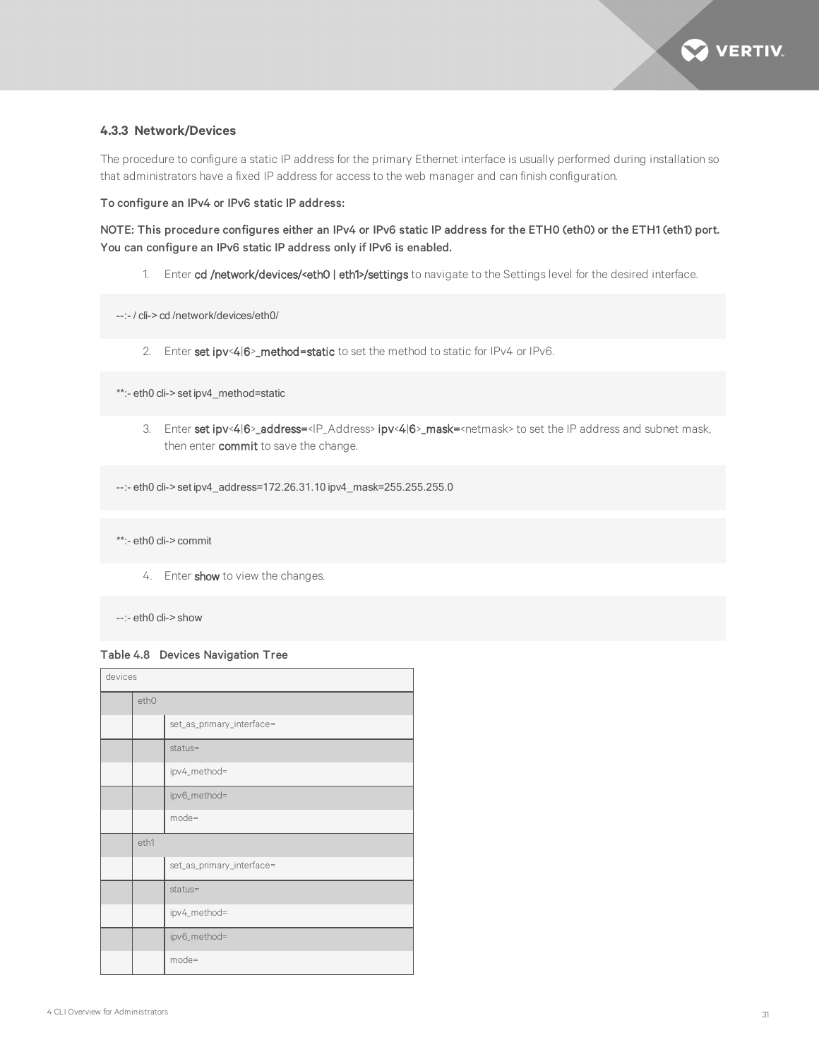### 4.3.3 Network/Devices

The procedure to configure a static IP address for the primary Ethernet interface is usually performed during installation so that administrators have a fixed IP address for access to the web manager and can finish configuration.

**To configure an IPv4 or IPv6 static IP address:**

**NOTE: This procedure configures either an IPv4 or IPv6 static IP address for the ETH0 (eth0) or the ETH1 (eth1) port. You can configure an IPv6 static IP address only if IPv6 is enabled.**

1. Enter **cd /network/devices/<eth0 | eth1>/settings** to navigate to the Settings level for the desired interface.

```
--:- / cli-> cd /network/devices/eth0/
```

2. Enter **set ipv**<**4**|**6**>**_method=static** to set the method to static for IPv4 or IPv6.

```
**:- eth0 cli-> set ipv4_method=static
```

3. Enter **set ipv**<**4**|**6**>**_address=**<IP_Address> **ipv**<**4**|**6**>**_mask=**<netmask> to set the IP address and subnet mask, then enter **commit** to save the change.

```
--:- eth0 cli-> set ipv4_address=172.26.31.10 ipv4_mask=255.255.255.0
```

```
**:- eth0 cli-> commit
```

4. Enter **show** to view the changes.

```
--:- eth0 cli-> show
```

**Table 4.8 Devices Navigation Tree**

| devices | | |
|---|---|---|
| | eth0 | |
| | | set_as_primary_interface= |
| | | status= |
| | | ipv4_method= |
| | | ipv6_method= |
| | | mode= |
| | eth1 | |
| | | set_as_primary_interface= |
| | | status= |
| | | ipv4_method= |
| | | ipv6_method= |
| | | mode= |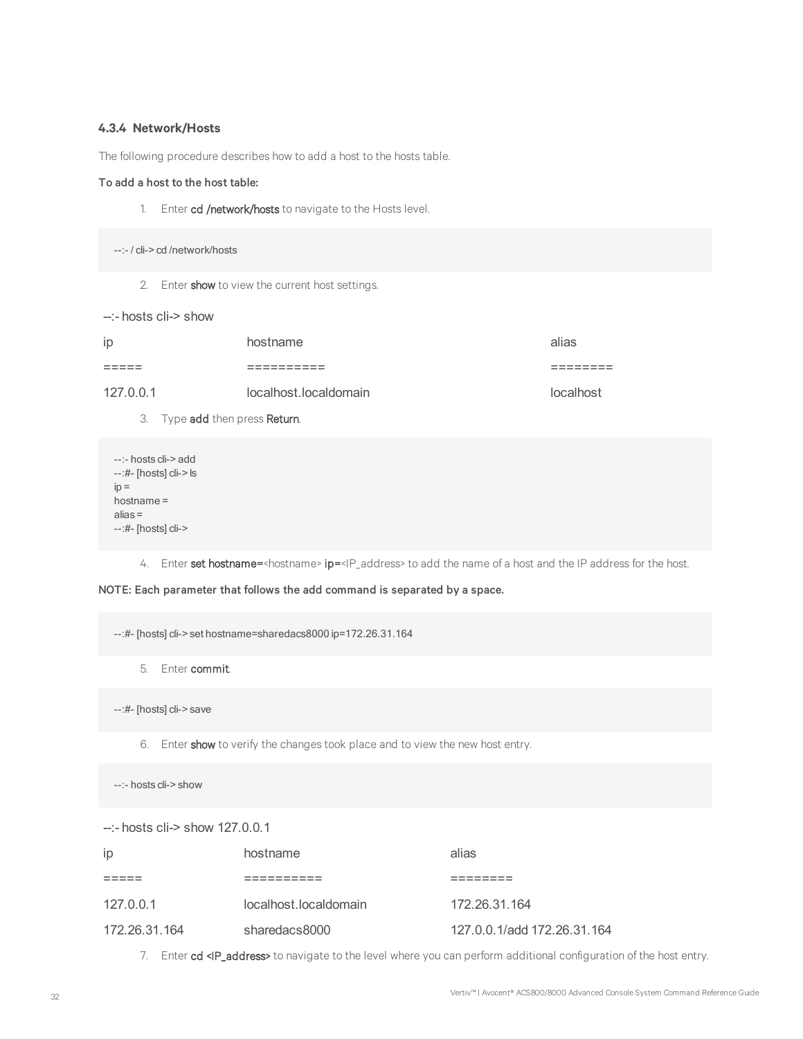### 4.3.4 Network/Hosts

The following procedure describes how to add a host to the hosts table.

**To add a host to the host table:**

1. Enter **cd /network/hosts** to navigate to the Hosts level.

```
--:- / cli-> cd /network/hosts
```

2. Enter **show** to view the current host settings.

--:- hosts cli-> show

| ip | hostname | alias |
|---|---|---|
| ===== | ========== | ======== |
| 127.0.0.1 | localhost.localdomain | localhost |

3. Type **add** then press **Return**.

```
--:- hosts cli-> add
--:#- [hosts] cli-> ls
ip =
hostname =
alias =
--:#- [hosts] cli->
```

4. Enter **set hostname=**<hostname> **ip=**<IP_address> to add the name of a host and the IP address for the host.

**NOTE: Each parameter that follows the add command is separated by a space.**

```
--:#- [hosts] cli-> set hostname=sharedacs8000 ip=172.26.31.164
```

5. Enter **commit**.

```
--:#- [hosts] cli-> save
```

6. Enter **show** to verify the changes took place and to view the new host entry.

```
--:- hosts cli-> show
```

--:- hosts cli-> show 127.0.0.1

| ip | hostname | alias |
|---|---|---|
| ===== | ========== | ======== |
| 127.0.0.1 | localhost.localdomain | 172.26.31.164 |
| 172.26.31.164 | sharedacs8000 | 127.0.0.1/add 172.26.31.164 |

7. Enter **cd <IP_address>** to navigate to the level where you can perform additional configuration of the host entry.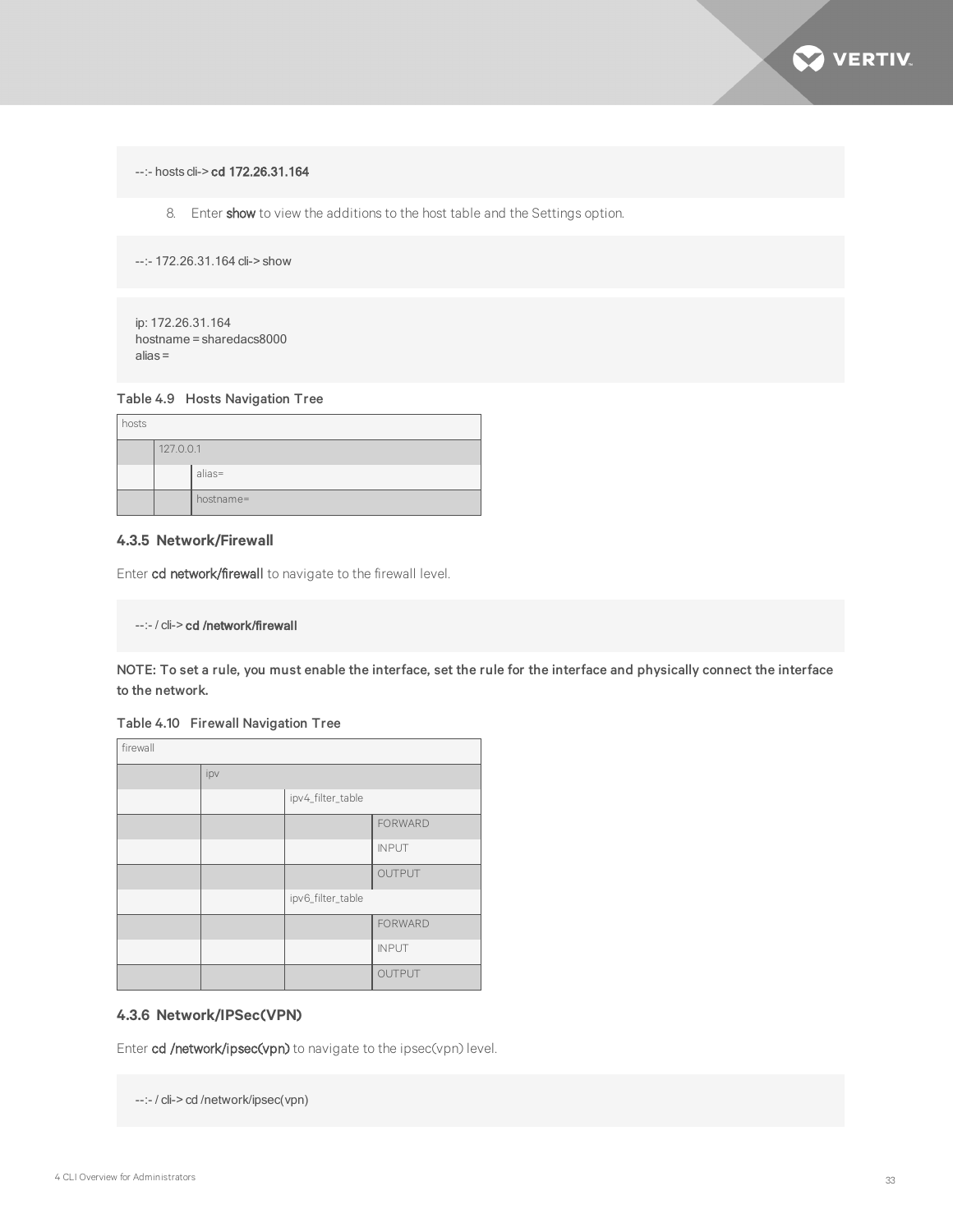```
--:- hosts cli-> cd 172.26.31.164
```

8. Enter **show** to view the additions to the host table and the Settings option.

```
--:- 172.26.31.164 cli-> show
```

```
ip: 172.26.31.164
hostname = sharedacs8000
alias =
```

**Table 4.9 Hosts Navigation Tree**

| hosts | | |
|---|---|---|
| | 127.0.0.1 | |
| | | alias= |
| | | hostname= |

### 4.3.5 Network/Firewall

Enter **cd network/firewall** to navigate to the firewall level.

```
--:- / cli-> cd /network/firewall
```

**NOTE: To set a rule, you must enable the interface, set the rule for the interface and physically connect the interface to the network.**

**Table 4.10 Firewall Navigation Tree**

| firewall | | | |
|---|---|---|---|
| | ipv | | |
| | | ipv4_filter_table | |
| | | | FORWARD |
| | | | INPUT |
| | | | OUTPUT |
| | | ipv6_filter_table | |
| | | | FORWARD |
| | | | INPUT |
| | | | OUTPUT |

### 4.3.6 Network/IPSec(VPN)

Enter **cd /network/ipsec(vpn)** to navigate to the ipsec(vpn) level.

```
--:- / cli-> cd /network/ipsec(vpn)
```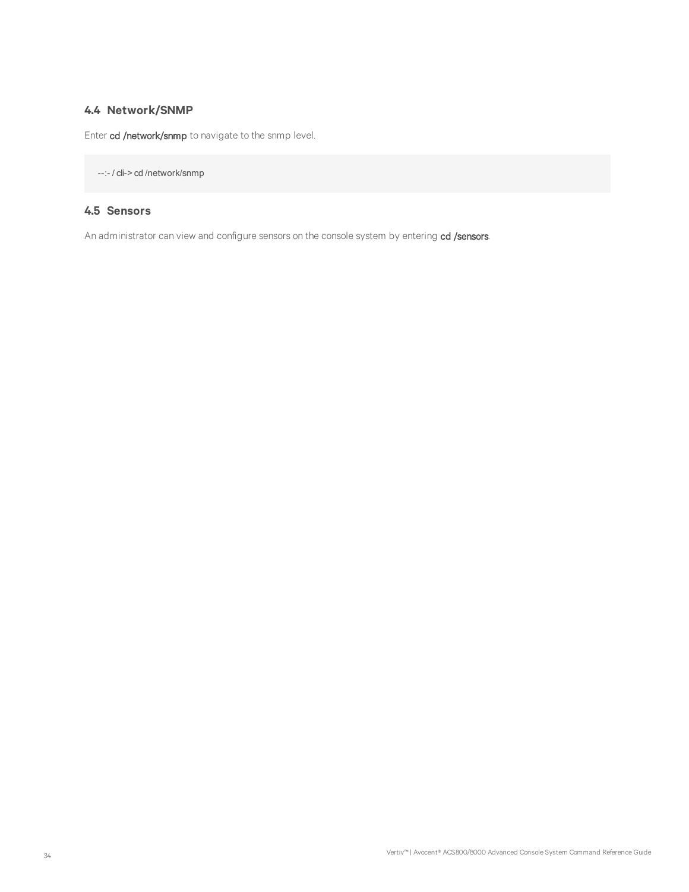## 4.4 Network/SNMP

Enter **cd /network/snmp** to navigate to the snmp level.

```
--:- / cli-> cd /network/snmp
```

## 4.5 Sensors

An administrator can view and configure sensors on the console system by entering **cd /sensors**.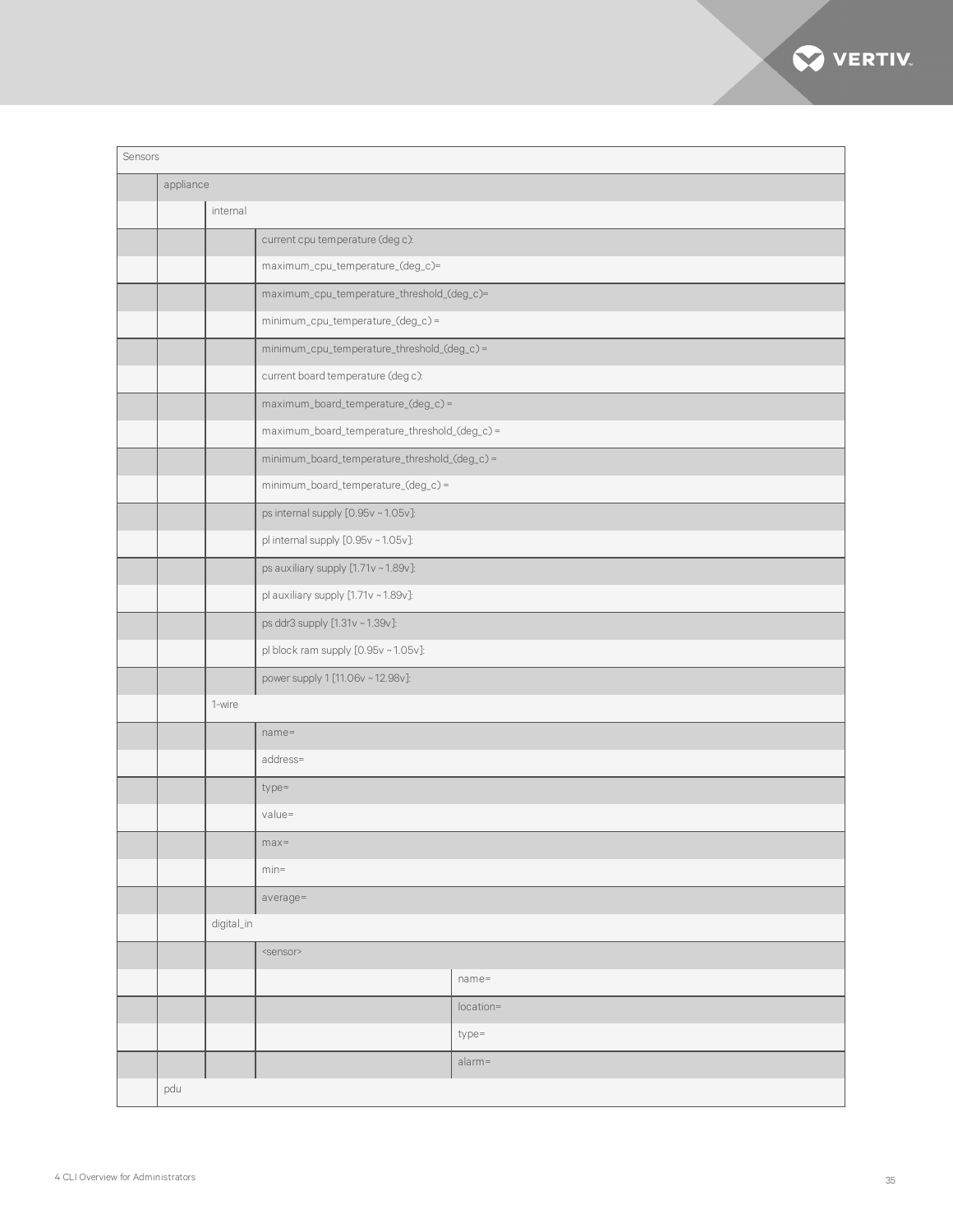| Sensors | | | | |
|---|---|---|---|---|
| | appliance | | | |
| | | internal | | |
| | | | current cpu temperature (deg c): | |
| | | | maximum_cpu_temperature_(deg_c)= | |
| | | | maximum_cpu_temperature_threshold_(deg_c)= | |
| | | | minimum_cpu_temperature_(deg_c) = | |
| | | | minimum_cpu_temperature_threshold_(deg_c) = | |
| | | | current board temperature (deg c): | |
| | | | maximum_board_temperature_(deg_c) = | |
| | | | maximum_board_temperature_threshold_(deg_c) = | |
| | | | minimum_board_temperature_threshold_(deg_c) = | |
| | | | minimum_board_temperature_(deg_c) = | |
| | | | ps internal supply [0.95v ~ 1.05v]: | |
| | | | pl internal supply [0.95v ~ 1.05v]: | |
| | | | ps auxiliary supply [1.71v ~ 1.89v]: | |
| | | | pl auxiliary supply [1.71v ~ 1.89v]: | |
| | | | ps ddr3 supply [1.31v ~ 1.39v]: | |
| | | | pl block ram supply [0.95v ~ 1.05v]: | |
| | | | power supply 1 [11.06v ~ 12.98v]: | |
| | | 1-wire | | |
| | | | name= | |
| | | | address= | |
| | | | type= | |
| | | | value= | |
| | | | max= | |
| | | | min= | |
| | | | average= | |
| | | digital_in | | |
| | | | <sensor> | |
| | | | | name= |
| | | | | location= |
| | | | | type= |
| | | | | alarm= |
| | pdu | | | |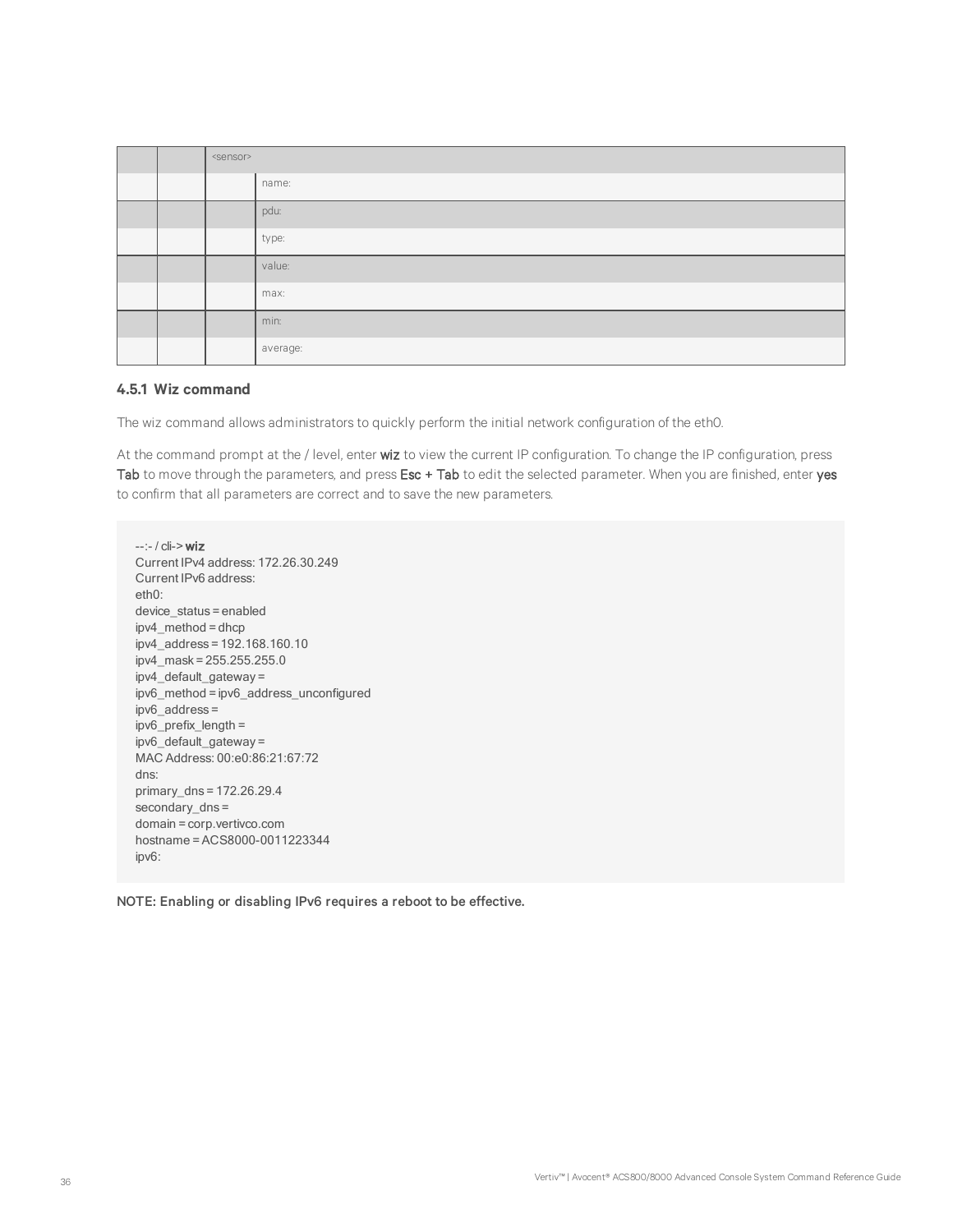| | | <sensor> | |
|---|---|---|---|
| | | | name: |
| | | | pdu: |
| | | | type: |
| | | | value: |
| | | | max: |
| | | | min: |
| | | | average: |

### 4.5.1 Wiz command

The wiz command allows administrators to quickly perform the initial network configuration of the eth0.

At the command prompt at the / level, enter **wiz** to view the current IP configuration. To change the IP configuration, press **Tab** to move through the parameters, and press **Esc + Tab** to edit the selected parameter. When you are finished, enter **yes** to confirm that all parameters are correct and to save the new parameters.

```
--:- / cli-> wiz
Current IPv4 address: 172.26.30.249
Current IPv6 address:
eth0:
device_status = enabled
ipv4_method = dhcp
ipv4_address = 192.168.160.10
ipv4_mask = 255.255.255.0
ipv4_default_gateway =
ipv6_method = ipv6_address_unconfigured
ipv6_address =
ipv6_prefix_length =
ipv6_default_gateway =
MAC Address: 00:e0:86:21:67:72
dns:
primary_dns = 172.26.29.4
secondary_dns =
domain = corp.vertivco.com
hostname = ACS8000-0011223344
ipv6:
```

NOTE: Enabling or disabling IPv6 requires a reboot to be effective.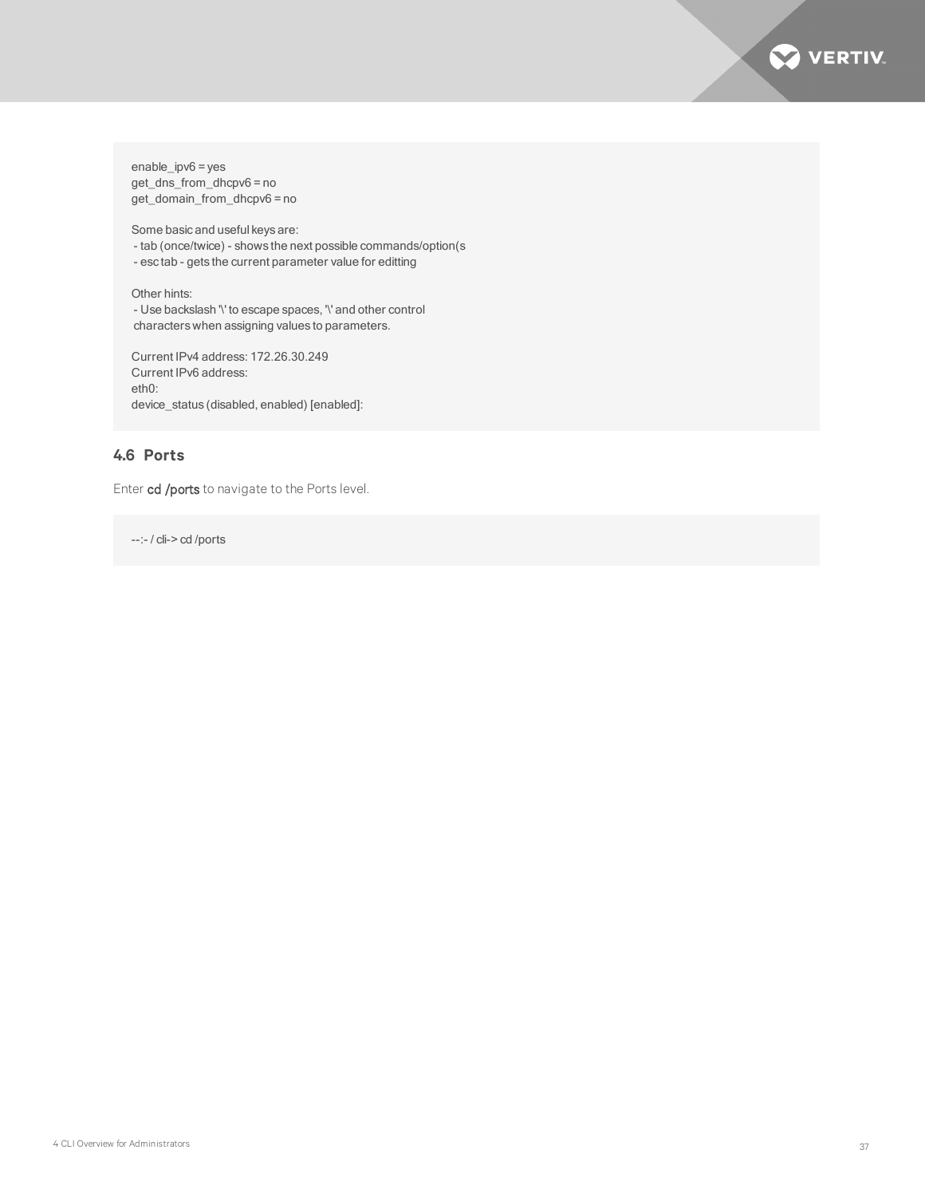```
enable_ipv6 = yes
get_dns_from_dhcpv6 = no
get_domain_from_dhcpv6 = no

Some basic and useful keys are:
 - tab (once/twice) - shows the next possible commands/option(s
 - esc tab - gets the current parameter value for editting

Other hints:
 - Use backslash '\' to escape spaces, '\' and other control
 characters when assigning values to parameters.

Current IPv4 address: 172.26.30.249
Current IPv6 address:
eth0:
device_status (disabled, enabled) [enabled]:
```

## 4.6 Ports

Enter **cd /ports** to navigate to the Ports level.

```
--:- / cli-> cd /ports
```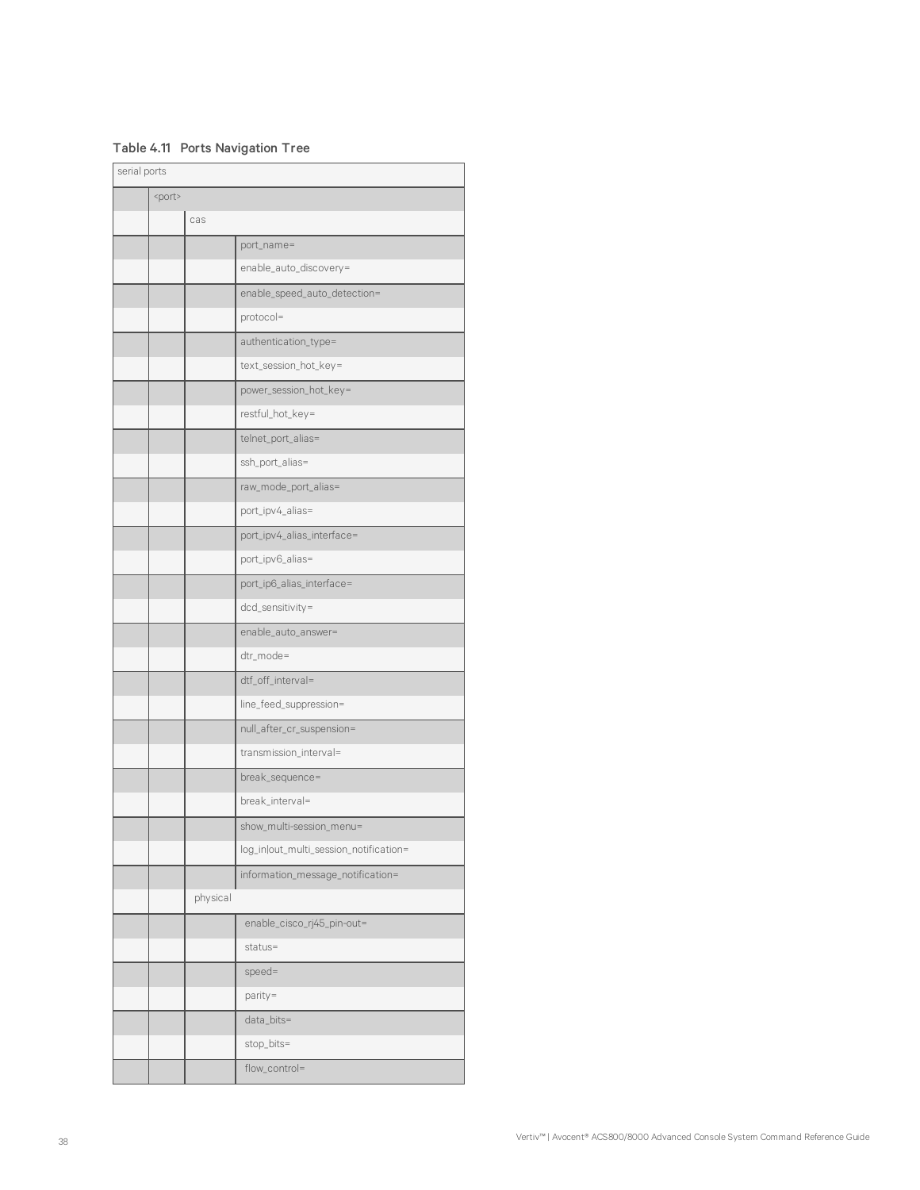**Table 4.11 Ports Navigation Tree**

| serial ports | | | |
|---|---|---|---|
| | <port> | | |
| | | cas | |
| | | | port_name= |
| | | | enable_auto_discovery= |
| | | | enable_speed_auto_detection= |
| | | | protocol= |
| | | | authentication_type= |
| | | | text_session_hot_key= |
| | | | power_session_hot_key= |
| | | | restful_hot_key= |
| | | | telnet_port_alias= |
| | | | ssh_port_alias= |
| | | | raw_mode_port_alias= |
| | | | port_ipv4_alias= |
| | | | port_ipv4_alias_interface= |
| | | | port_ipv6_alias= |
| | | | port_ip6_alias_interface= |
| | | | dcd_sensitivity= |
| | | | enable_auto_answer= |
| | | | dtr_mode= |
| | | | dtf_off_interval= |
| | | | line_feed_suppression= |
| | | | null_after_cr_suspension= |
| | | | transmission_interval= |
| | | | break_sequence= |
| | | | break_interval= |
| | | | show_multi-session_menu= |
| | | | log_in\|out_multi_session_notification= |
| | | | information_message_notification= |
| | | physical | |
| | | | enable_cisco_rj45_pin-out= |
| | | | status= |
| | | | speed= |
| | | | parity= |
| | | | data_bits= |
| | | | stop_bits= |
| | | | flow_control= |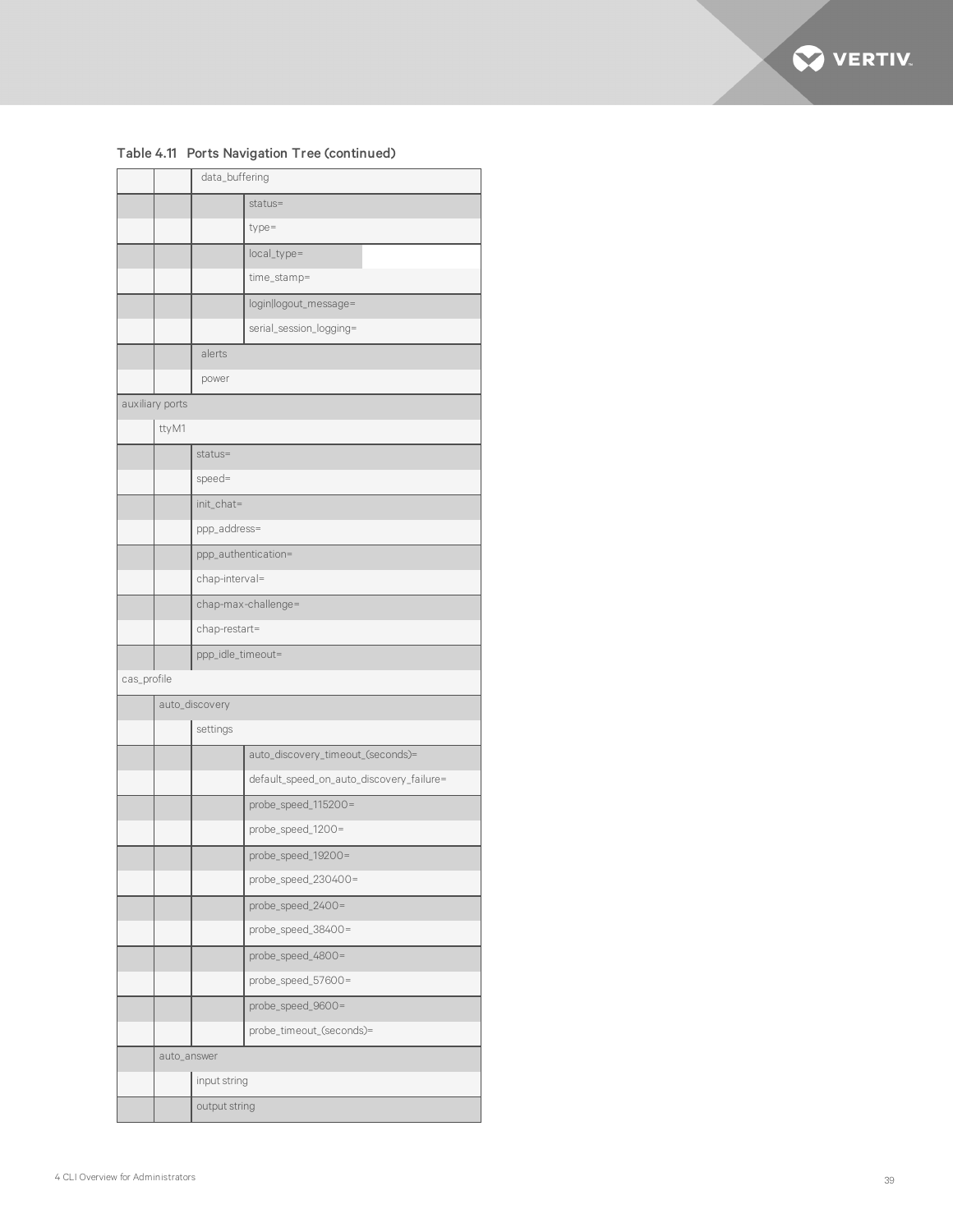Table 4.11 Ports Navigation Tree (continued)

| | | | |
|---|---|---|---|
| | | data_buffering | |
| | | | status= |
| | | | type= |
| | | | local_type= |
| | | | time_stamp= |
| | | | login\|logout_message= |
| | | | serial_session_logging= |
| | | alerts | |
| | | power | |
| auxiliary ports | | | |
| | ttyM1 | | |
| | | status= | |
| | | speed= | |
| | | init_chat= | |
| | | ppp_address= | |
| | | ppp_authentication= | |
| | | chap-interval= | |
| | | chap-max-challenge= | |
| | | chap-restart= | |
| | | ppp_idle_timeout= | |
| cas_profile | | | |
| | auto_discovery | | |
| | | settings | |
| | | | auto_discovery_timeout_(seconds)= |
| | | | default_speed_on_auto_discovery_failure= |
| | | | probe_speed_115200= |
| | | | probe_speed_1200= |
| | | | probe_speed_19200= |
| | | | probe_speed_230400= |
| | | | probe_speed_2400= |
| | | | probe_speed_38400= |
| | | | probe_speed_4800= |
| | | | probe_speed_57600= |
| | | | probe_speed_9600= |
| | | | probe_timeout_(seconds)= |
| | auto_answer | | |
| | | input string | |
| | | output string | |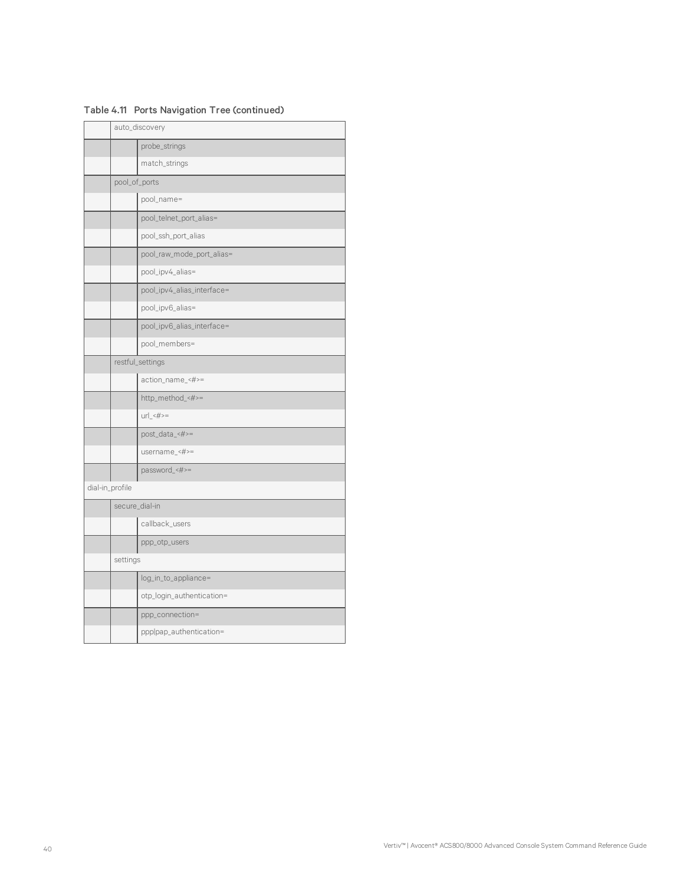Table 4.11 Ports Navigation Tree (continued)

| | | |
|---|---|---|
| | auto_discovery | |
| | | probe_strings |
| | | match_strings |
| | pool_of_ports | |
| | | pool_name= |
| | | pool_telnet_port_alias= |
| | | pool_ssh_port_alias |
| | | pool_raw_mode_port_alias= |
| | | pool_ipv4_alias= |
| | | pool_ipv4_alias_interface= |
| | | pool_ipv6_alias= |
| | | pool_ipv6_alias_interface= |
| | | pool_members= |
| | restful_settings | |
| | | action_name_<#>= |
| | | http_method_<#>= |
| | | url_<#>= |
| | | post_data_<#>= |
| | | username_<#>= |
| | | password_<#>= |
| dial-in_profile | | |
| | secure_dial-in | |
| | | callback_users |
| | | ppp_otp_users |
| | settings | |
| | | log_in_to_appliance= |
| | | otp_login_authentication= |
| | | ppp_connection= |
| | | ppp\|pap_authentication= |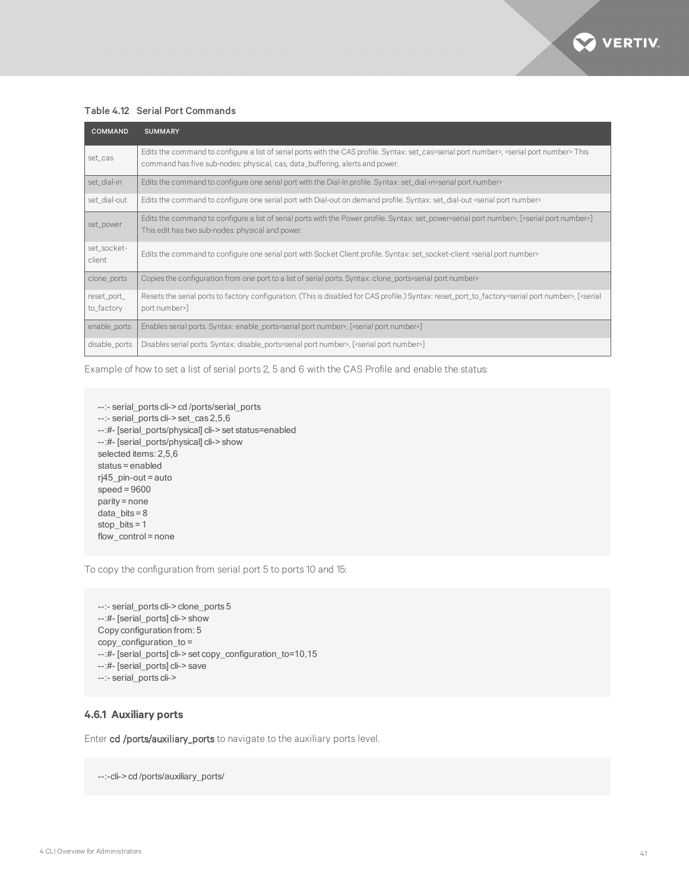Table 4.12 Serial Port Commands

| COMMAND | SUMMARY |
|---|---|
| set_cas | Edits the command to configure a list of serial ports with the CAS profile. Syntax: set_cas<serial port number>, <serial port number> This command has five sub-nodes: physical, cas, data_buffering, alerts and power. |
| set_dial-in | Edits the command to configure one serial port with the Dial-In profile. Syntax: set_dial-in<serial port number> |
| set_dial-out | Edits the command to configure one serial port with Dial-out on demand profile. Syntax: set_dial-out <serial port number> |
| set_power | Edits the command to configure a list of serial ports with the Power profile. Syntax: set_power<serial port number>, [<serial port number>] This edit has two sub-nodes: physical and power. |
| set_socket-client | Edits the command to configure one serial port with Socket Client profile. Syntax: set_socket-client <serial port number> |
| clone_ports | Copies the configuration from one port to a list of serial ports. Syntax: clone_ports<serial port number> |
| reset_port_to_factory | Resets the serial ports to factory configuration. (This is disabled for CAS profile.) Syntax: reset_port_to_factory<serial port number>, [<serial port number>] |
| enable_ports | Enables serial ports. Syntax: enable_ports<serial port number>, [<serial port number>] |
| disable_ports | Disables serial ports. Syntax: disable_ports<serial port number>, [<serial port number>] |

Example of how to set a list of serial ports 2, 5 and 6 with the CAS Profile and enable the status:

```
--:- serial_ports cli-> cd /ports/serial_ports
--:- serial_ports cli-> set_cas 2,5,6
--:#- [serial_ports/physical] cli-> set status=enabled
--:#- [serial_ports/physical] cli-> show
selected items: 2,5,6
status = enabled
rj45_pin-out = auto
speed = 9600
parity = none
data_bits = 8
stop_bits = 1
flow_control = none
```

To copy the configuration from serial port 5 to ports 10 and 15:

```
--:- serial_ports cli-> clone_ports 5
--:#- [serial_ports] cli-> show
Copy configuration from: 5
copy_configuration_to =
--:#- [serial_ports] cli-> set copy_configuration_to=10,15
--:#- [serial_ports] cli-> save
--:- serial_ports cli->
```

### 4.6.1 Auxiliary ports

Enter **cd /ports/auxiliary_ports** to navigate to the auxiliary ports level.

```
--:-cli-> cd /ports/auxiliary_ports/
```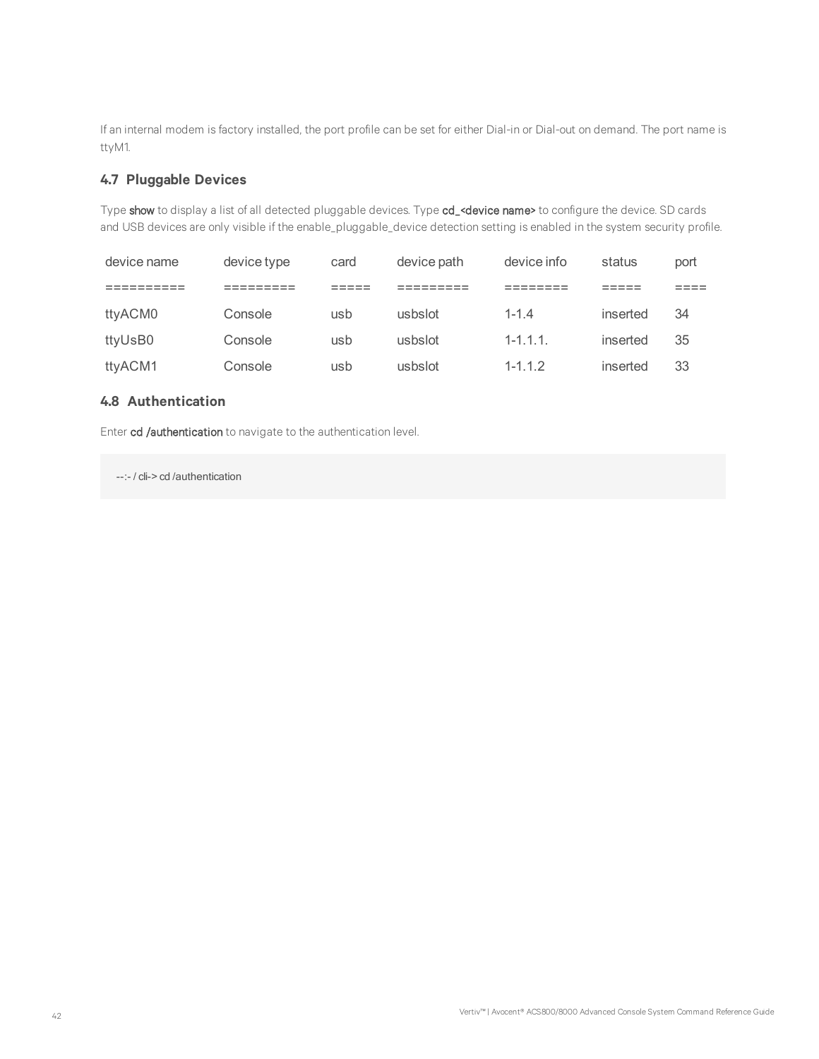If an internal modem is factory installed, the port profile can be set for either Dial-in or Dial-out on demand. The port name is ttyM1.

### 4.7 Pluggable Devices

Type **show** to display a list of all detected pluggable devices. Type **cd_<device name>** to configure the device. SD cards and USB devices are only visible if the enable_pluggable_device detection setting is enabled in the system security profile.

| device name | device type | card | device path | device info | status | port |
|---|---|---|---|---|---|---|
| ========== | ========= | ===== | ========= | ======== | ===== | ==== |
| ttyACM0 | Console | usb | usbslot | 1-1.4 | inserted | 34 |
| ttyUsB0 | Console | usb | usbslot | 1-1.1.1. | inserted | 35 |
| ttyACM1 | Console | usb | usbslot | 1-1.1.2 | inserted | 33 |

### 4.8 Authentication

Enter **cd /authentication** to navigate to the authentication level.

```
--:- / cli-> cd /authentication
```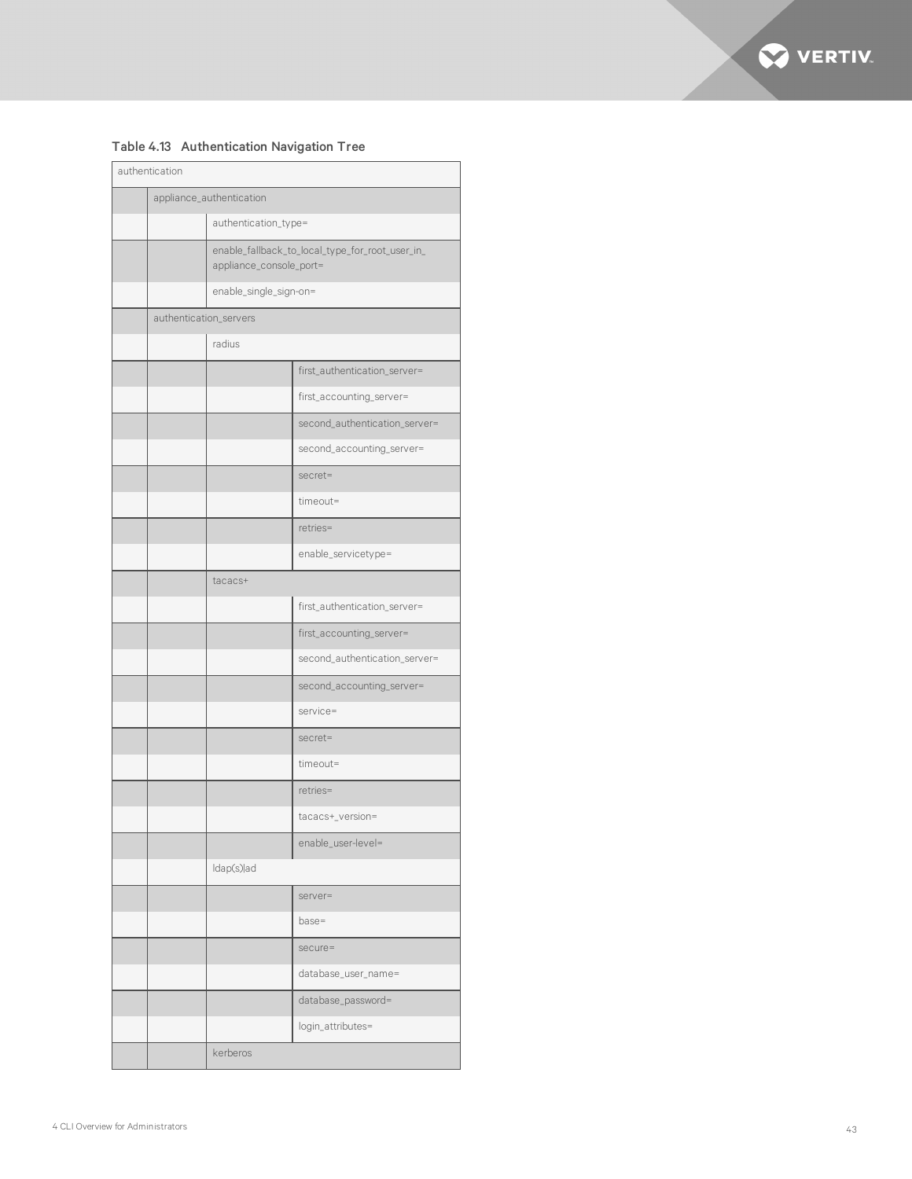Table 4.13 Authentication Navigation Tree

| authentication | | | |
|---|---|---|---|
| | appliance_authentication | | |
| | | authentication_type= | |
| | | enable_fallback_to_local_type_for_root_user_in_appliance_console_port= | |
| | | enable_single_sign-on= | |
| | authentication_servers | | |
| | | radius | |
| | | | first_authentication_server= |
| | | | first_accounting_server= |
| | | | second_authentication_server= |
| | | | second_accounting_server= |
| | | | secret= |
| | | | timeout= |
| | | | retries= |
| | | | enable_servicetype= |
| | | tacacs+ | |
| | | | first_authentication_server= |
| | | | first_accounting_server= |
| | | | second_authentication_server= |
| | | | second_accounting_server= |
| | | | service= |
| | | | secret= |
| | | | timeout= |
| | | | retries= |
| | | | tacacs+_version= |
| | | | enable_user-level= |
| | | ldap(s)ad | |
| | | | server= |
| | | | base= |
| | | | secure= |
| | | | database_user_name= |
| | | | database_password= |
| | | | login_attributes= |
| | | kerberos | |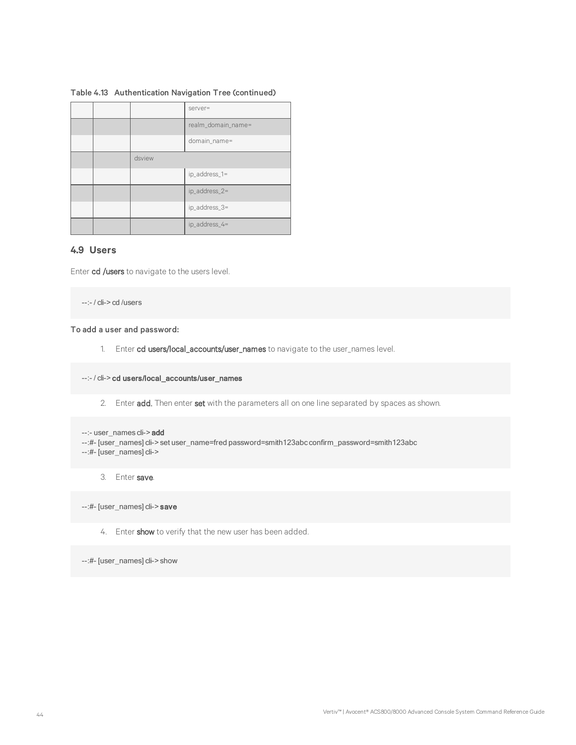Table 4.13 Authentication Navigation Tree (continued)

| | | | |
|---|---|---|---|
| | | | server= |
| | | | realm_domain_name= |
| | | | domain_name= |
| | | dsview | |
| | | | ip_address_1= |
| | | | ip_address_2= |
| | | | ip_address_3= |
| | | | ip_address_4= |

## 4.9 Users

Enter **cd /users** to navigate to the users level.

```
--:- / cli-> cd /users
```

**To add a user and password:**

1. Enter **cd users/local_accounts/user_names** to navigate to the user_names level.

```
--:- / cli-> cd users/local_accounts/user_names
```

2. Enter **add.** Then enter **set** with the parameters all on one line separated by spaces as shown.

```
--:- user_names cli-> add
--:#- [user_names] cli-> set user_name=fred password=smith123abc confirm_password=smith123abc
--:#- [user_names] cli->
```

3. Enter **save**.

```
--:#- [user_names] cli-> save
```

4. Enter **show** to verify that the new user has been added.

```
--:#- [user_names] cli-> show
```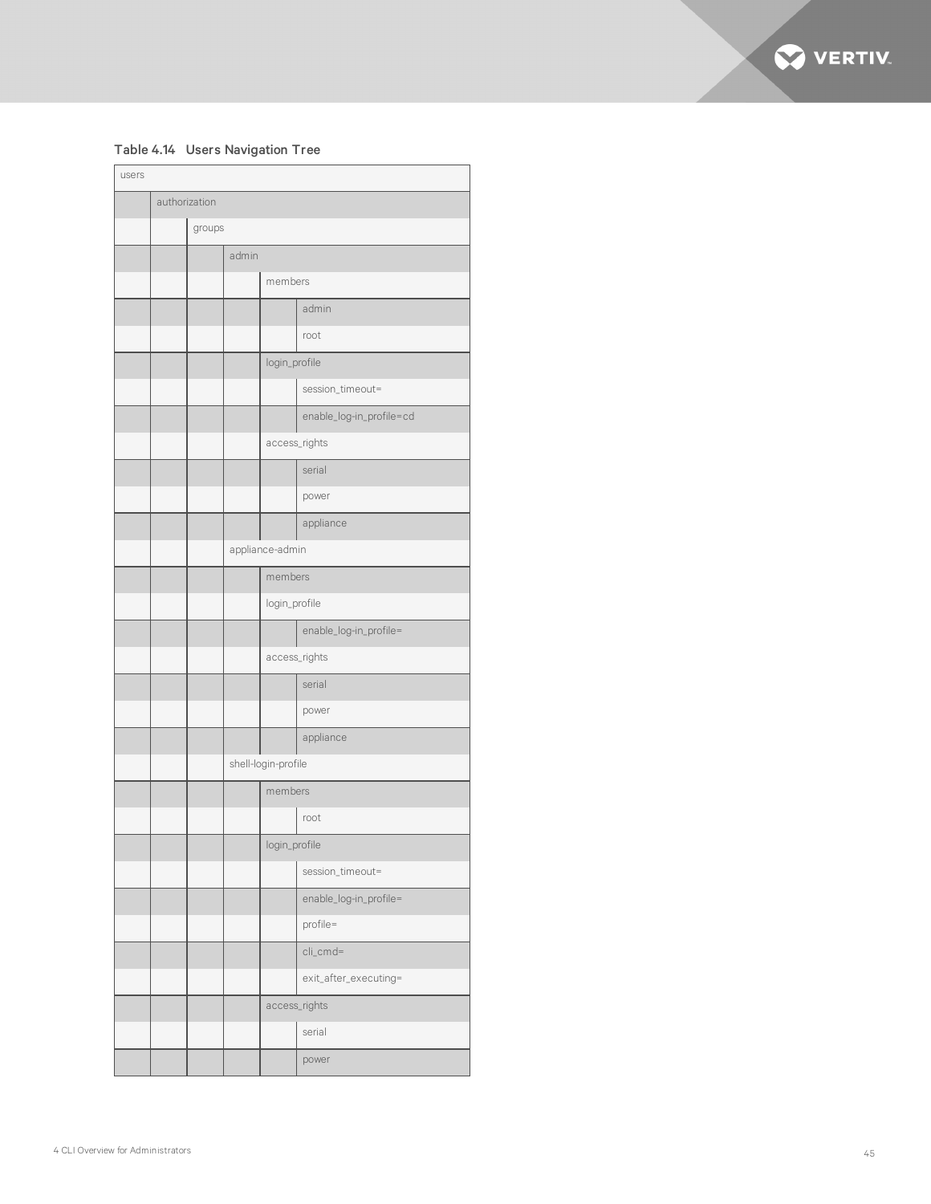**Table 4.14 Users Navigation Tree**

| users | | | | | |
|---|---|---|---|---|---|
| | authorization | | | | |
| | | groups | | | |
| | | | admin | | |
| | | | | members | |
| | | | | | admin |
| | | | | | root |
| | | | | login_profile | |
| | | | | | session_timeout= |
| | | | | | enable_log-in_profile=cd |
| | | | | access_rights | |
| | | | | | serial |
| | | | | | power |
| | | | | | appliance |
| | | | appliance-admin | | |
| | | | | members | |
| | | | | login_profile | |
| | | | | | enable_log-in_profile= |
| | | | | access_rights | |
| | | | | | serial |
| | | | | | power |
| | | | | | appliance |
| | | | shell-login-profile | | |
| | | | | members | |
| | | | | | root |
| | | | | login_profile | |
| | | | | | session_timeout= |
| | | | | | enable_log-in_profile= |
| | | | | | profile= |
| | | | | | cli_cmd= |
| | | | | | exit_after_executing= |
| | | | | access_rights | |
| | | | | | serial |
| | | | | | power |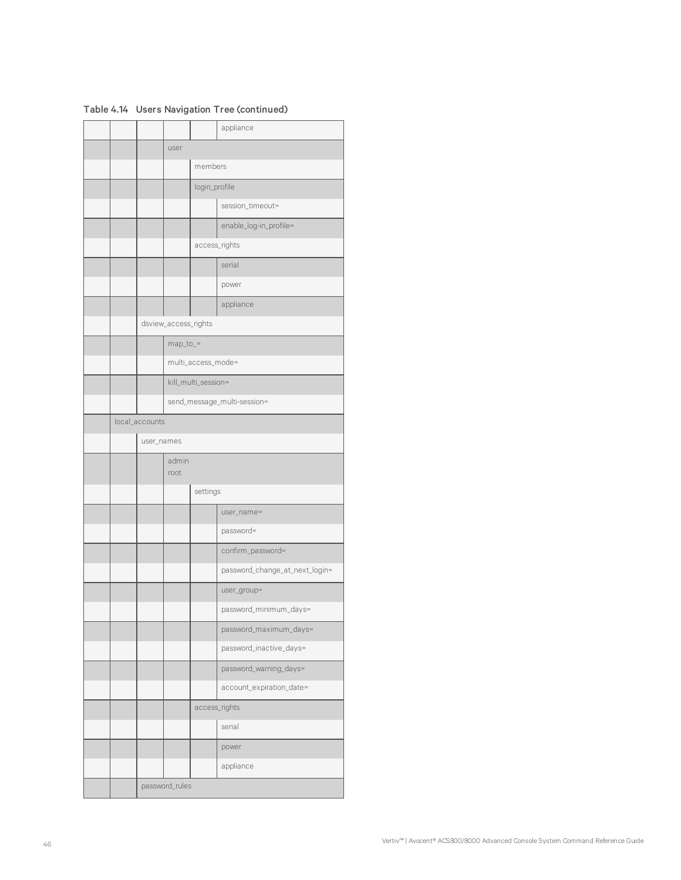Table 4.14 Users Navigation Tree (continued)

| | | | | | |
|---|---|---|---|---|---|
| | | | | | appliance |
| | | | user | | |
| | | | | members | |
| | | | | login_profile | |
| | | | | | session_timeout= |
| | | | | | enable_log-in_profile= |
| | | | | access_rights | |
| | | | | | serial |
| | | | | | power |
| | | | | | appliance |
| | | dsview_access_rights | | | |
| | | | map_to_= | | |
| | | | multi_access_mode= | | |
| | | | kill_multi_session= | | |
| | | | send_message_multi-session= | | |
| | local_accounts | | | | |
| | | user_names | | | |
| | | | admin<br>root | | |
| | | | | settings | |
| | | | | | user_name= |
| | | | | | password= |
| | | | | | confirm_password= |
| | | | | | password_change_at_next_login= |
| | | | | | user_group= |
| | | | | | password_minimum_days= |
| | | | | | password_maximum_days= |
| | | | | | password_inactive_days= |
| | | | | | password_warning_days= |
| | | | | | account_expiration_date= |
| | | | | access_rights | |
| | | | | | serial |
| | | | | | power |
| | | | | | appliance |
| | | password_rules | | | |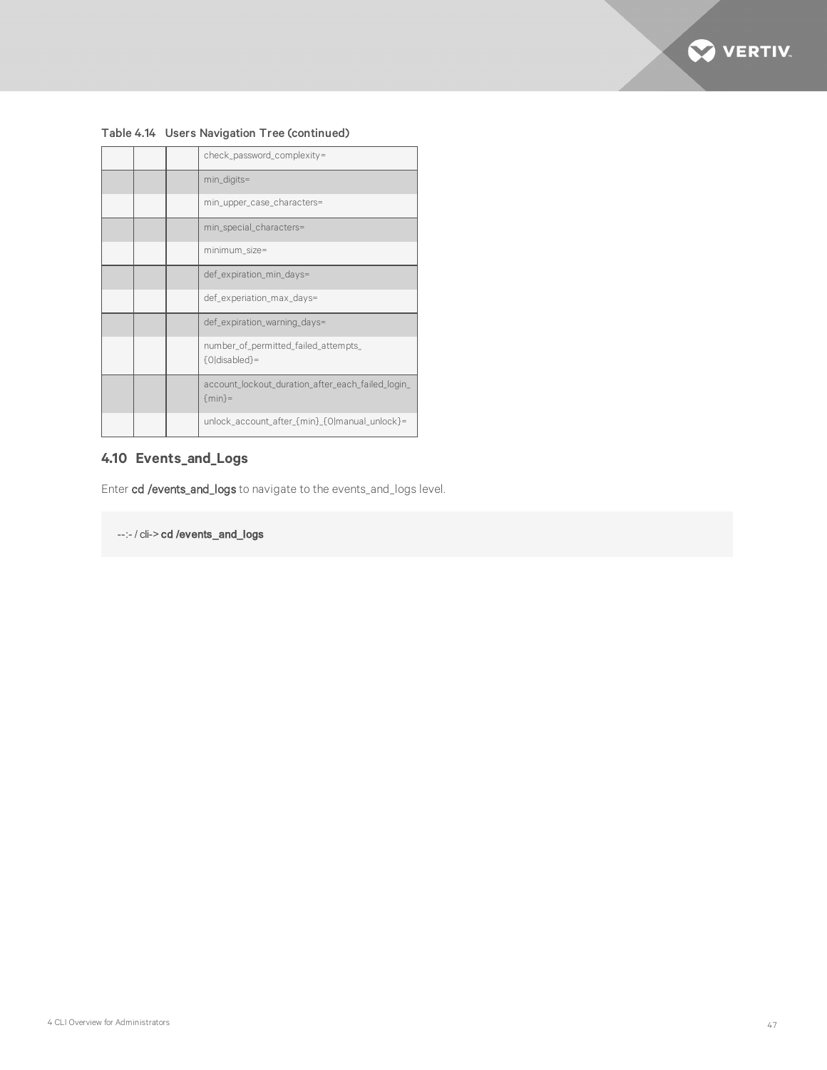Table 4.14 Users Navigation Tree (continued)

| | | | |
|---|---|---|---|
| | | | check_password_complexity= |
| | | | min_digits= |
| | | | min_upper_case_characters= |
| | | | min_special_characters= |
| | | | minimum_size= |
| | | | def_expiration_min_days= |
| | | | def_experiation_max_days= |
| | | | def_expiration_warning_days= |
| | | | number_of_permitted_failed_attempts_{0\|disabled}= |
| | | | account_lockout_duration_after_each_failed_login_{min}= |
| | | | unlock_account_after_{min}_{0\|manual_unlock}= |

## 4.10 Events_and_Logs

Enter **cd /events_and_logs** to navigate to the events_and_logs level.

```
--:- / cli-> cd /events_and_logs
```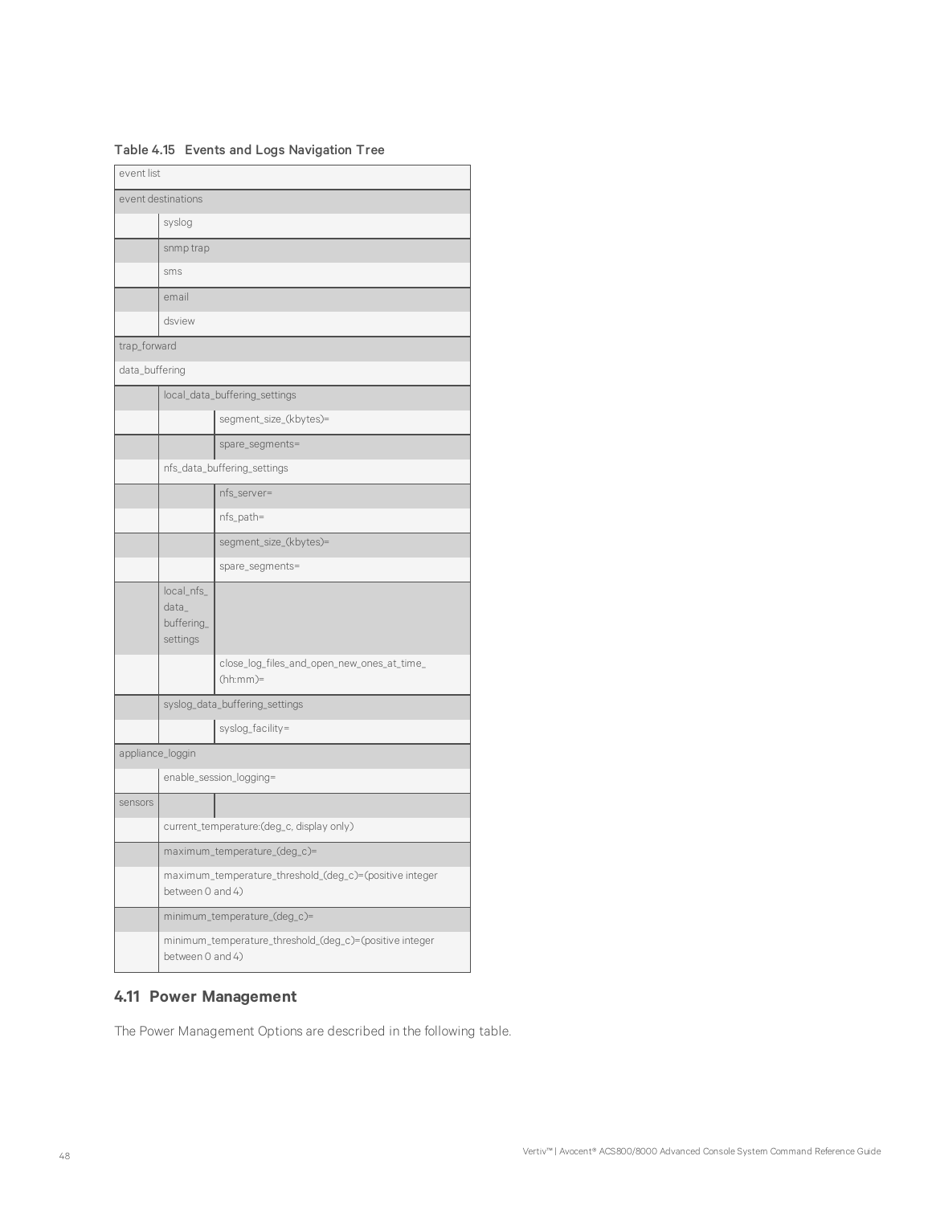Table 4.15 Events and Logs Navigation Tree

| | | |
|---|---|---|
| event list | | |
| event destinations | | |
| | syslog | |
| | snmp trap | |
| | sms | |
| | email | |
| | dsview | |
| trap_forward | | |
| data_buffering | | |
| | local_data_buffering_settings | |
| | | segment_size_(kbytes)= |
| | | spare_segments= |
| | nfs_data_buffering_settings | |
| | | nfs_server= |
| | | nfs_path= |
| | | segment_size_(kbytes)= |
| | | spare_segments= |
| | local_nfs_data_buffering_settings | |
| | | close_log_files_and_open_new_ones_at_time_(hh:mm)= |
| | syslog_data_buffering_settings | |
| | | syslog_facility= |
| appliance_loggin | | |
| | enable_session_logging= | |
| sensors | | |
| | current_temperature:(deg_c, display only) | |
| | maximum_temperature_(deg_c)= | |
| | maximum_temperature_threshold_(deg_c)=(positive integer between 0 and 4) | |
| | minimum_temperature_(deg_c)= | |
| | minimum_temperature_threshold_(deg_c)=(positive integer between 0 and 4) | |

## 4.11 Power Management

The Power Management Options are described in the following table.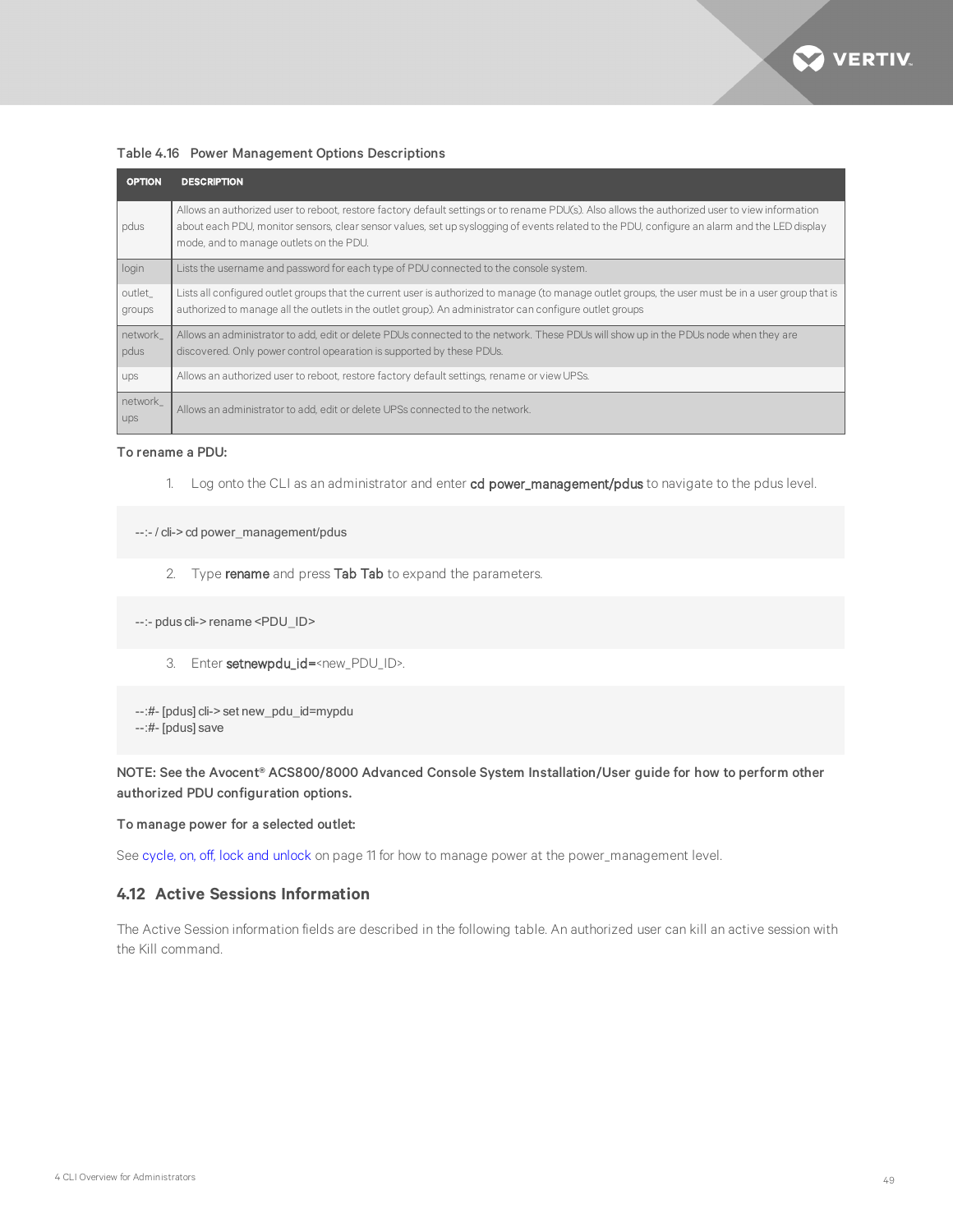Table 4.16  Power Management Options Descriptions

| OPTION | DESCRIPTION |
|---|---|
| pdus | Allows an authorized user to reboot, restore factory default settings or to rename PDU(s). Also allows the authorized user to view information about each PDU, monitor sensors, clear sensor values, set up syslogging of events related to the PDU, configure an alarm and the LED display mode, and to manage outlets on the PDU. |
| login | Lists the username and password for each type of PDU connected to the console system. |
| outlet_groups | Lists all configured outlet groups that the current user is authorized to manage (to manage outlet groups, the user must be in a user group that is authorized to manage all the outlets in the outlet group). An administrator can configure outlet groups |
| network_pdus | Allows an administrator to add, edit or delete PDUs connected to the network. These PDUs will show up in the PDUs node when they are discovered. Only power control opearation is supported by these PDUs. |
| ups | Allows an authorized user to reboot, restore factory default settings, rename or view UPSs. |
| network_ups | Allows an administrator to add, edit or delete UPSs connected to the network. |

**To rename a PDU:**

1. Log onto the CLI as an administrator and enter **cd power_management/pdus** to navigate to the pdus level.

```
--:- / cli-> cd power_management/pdus
```

2. Type **rename** and press **Tab Tab** to expand the parameters.

```
--:- pdus cli-> rename <PDU_ID>
```

3. Enter **setnewpdu_id=**<new_PDU_ID>.

```
--:#- [pdus] cli-> set new_pdu_id=mypdu
--:#- [pdus] save
```

**NOTE: See the Avocent® ACS800/8000 Advanced Console System Installation/User guide for how to perform other authorized PDU configuration options.**

**To manage power for a selected outlet:**

See cycle, on, off, lock and unlock on page 11 for how to manage power at the power_management level.

## 4.12 Active Sessions Information

The Active Session information fields are described in the following table. An authorized user can kill an active session with the Kill command.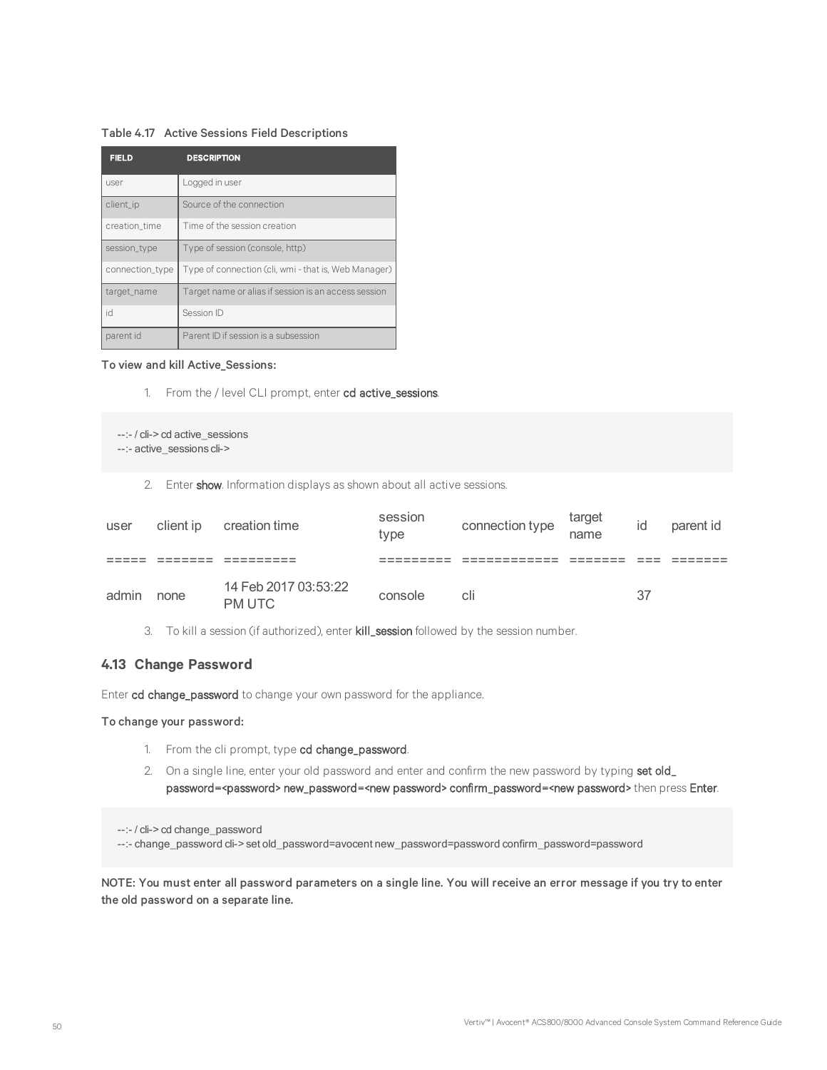Table 4.17 Active Sessions Field Descriptions

| FIELD | DESCRIPTION |
| --- | --- |
| user | Logged in user |
| client_ip | Source of the connection |
| creation_time | Time of the session creation |
| session_type | Type of session (console, http) |
| connection_type | Type of connection (cli, wmi - that is, Web Manager) |
| target_name | Target name or alias if session is an access session |
| id | Session ID |
| parent id | Parent ID if session is a subsession |

**To view and kill Active_Sessions:**

1. From the / level CLI prompt, enter **cd active_sessions**.

```
--:- / cli-> cd active_sessions
--:- active_sessions cli->
```

2. Enter **show**. Information displays as shown about all active sessions.

| user | client ip | creation time | session type | connection type | target name | id | parent id |
| --- | --- | --- | --- | --- | --- | --- | --- |
| ===== | ======= | ========= | ========= | ============ | ======= | === | ======= |
| admin | none | 14 Feb 2017 03:53:22 PM UTC | console | cli | | 37 | |

3. To kill a session (if authorized), enter **kill_session** followed by the session number.

## 4.13 Change Password

Enter **cd change_password** to change your own password for the appliance.

**To change your password:**

1. From the cli prompt, type **cd change_password**.
2. On a single line, enter your old password and enter and confirm the new password by typing **set old_password=<password> new_password=<new password> confirm_password=<new password>** then press **Enter**.

```
--:- / cli-> cd change_password
--:- change_password cli-> set old_password=avocent new_password=password confirm_password=password
```

**NOTE: You must enter all password parameters on a single line. You will receive an error message if you try to enter the old password on a separate line.**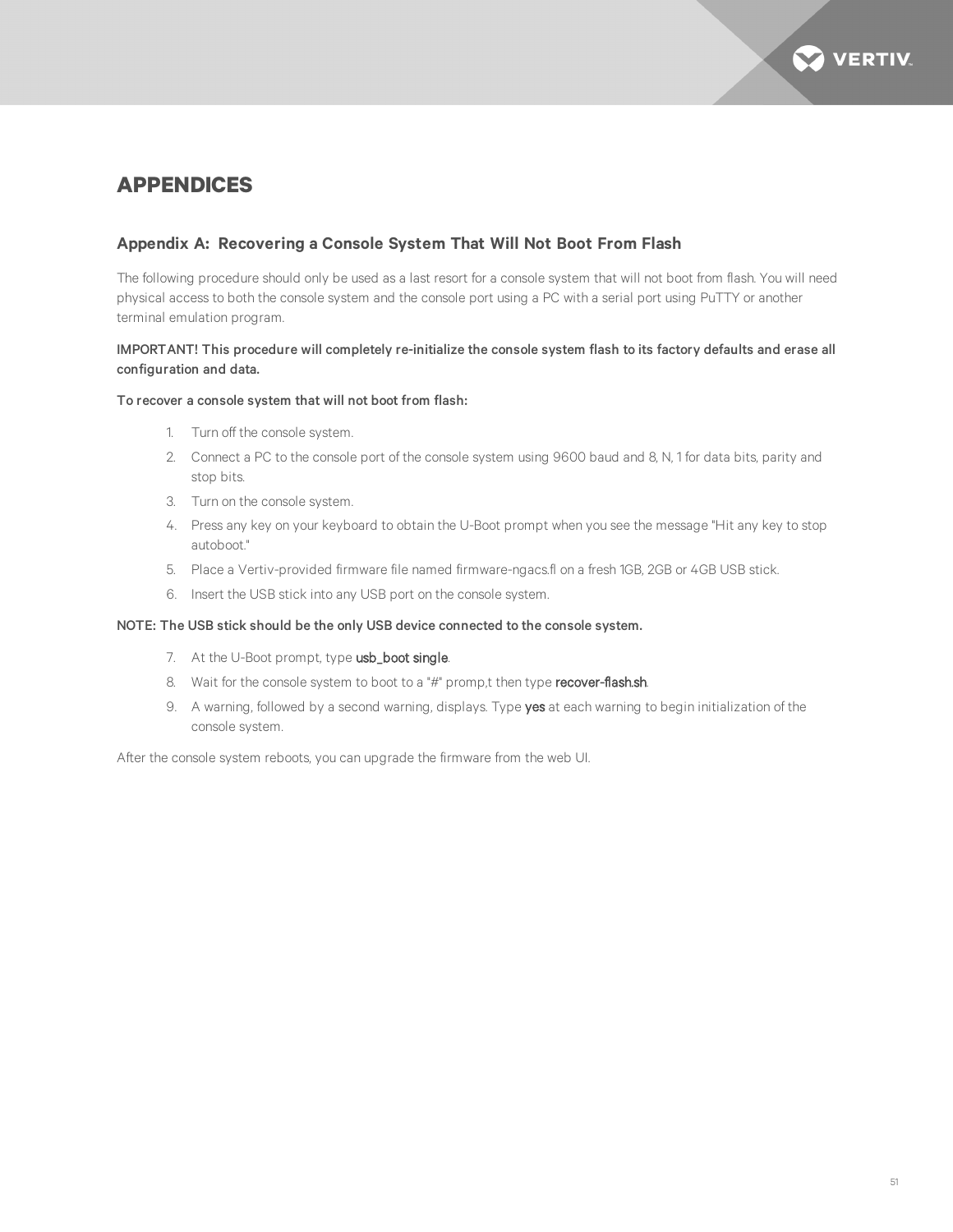# APPENDICES

## Appendix A: Recovering a Console System That Will Not Boot From Flash

The following procedure should only be used as a last resort for a console system that will not boot from flash. You will need physical access to both the console system and the console port using a PC with a serial port using PuTTY or another terminal emulation program.

**IMPORTANT! This procedure will completely re-initialize the console system flash to its factory defaults and erase all configuration and data.**

**To recover a console system that will not boot from flash:**

1. Turn off the console system.
2. Connect a PC to the console port of the console system using 9600 baud and 8, N, 1 for data bits, parity and stop bits.
3. Turn on the console system.
4. Press any key on your keyboard to obtain the U-Boot prompt when you see the message "Hit any key to stop autoboot."
5. Place a Vertiv-provided firmware file named firmware-ngacs.fl on a fresh 1GB, 2GB or 4GB USB stick.
6. Insert the USB stick into any USB port on the console system.

**NOTE: The USB stick should be the only USB device connected to the console system.**

7. At the U-Boot prompt, type **usb_boot single**.
8. Wait for the console system to boot to a "#" promp,t then type **recover-flash.sh**.
9. A warning, followed by a second warning, displays. Type **yes** at each warning to begin initialization of the console system.

After the console system reboots, you can upgrade the firmware from the web UI.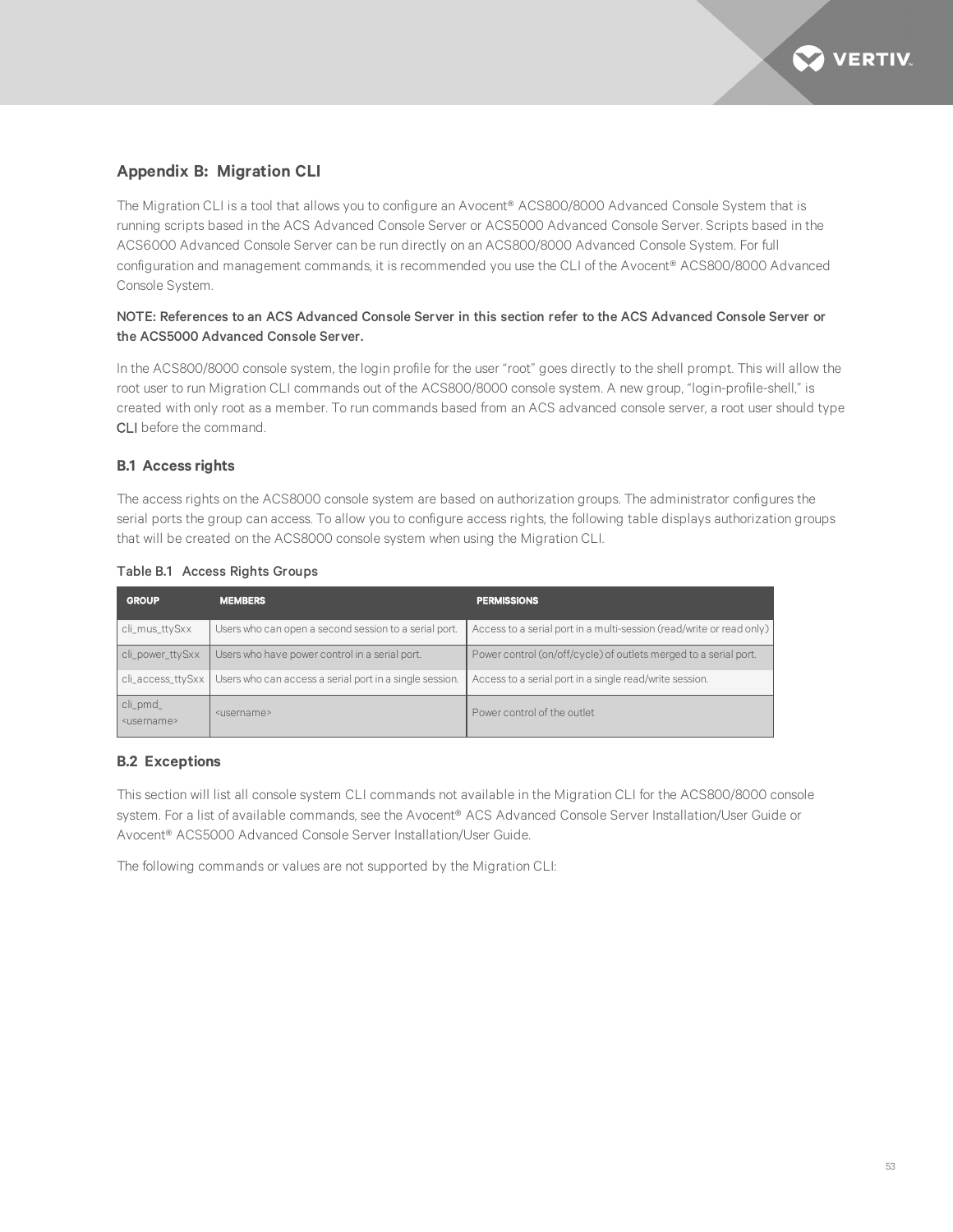## Appendix B: Migration CLI

The Migration CLI is a tool that allows you to configure an Avocent® ACS800/8000 Advanced Console System that is running scripts based in the ACS Advanced Console Server or ACS5000 Advanced Console Server. Scripts based in the ACS6000 Advanced Console Server can be run directly on an ACS800/8000 Advanced Console System. For full configuration and management commands, it is recommended you use the CLI of the Avocent® ACS800/8000 Advanced Console System.

NOTE: References to an ACS Advanced Console Server in this section refer to the ACS Advanced Console Server or the ACS5000 Advanced Console Server.

In the ACS800/8000 console system, the login profile for the user "root" goes directly to the shell prompt. This will allow the root user to run Migration CLI commands out of the ACS800/8000 console system. A new group, "login-profile-shell," is created with only root as a member. To run commands based from an ACS advanced console server, a root user should type CLI before the command.

### B.1 Access rights

The access rights on the ACS8000 console system are based on authorization groups. The administrator configures the serial ports the group can access. To allow you to configure access rights, the following table displays authorization groups that will be created on the ACS8000 console system when using the Migration CLI.

Table B.1 Access Rights Groups

| GROUP | MEMBERS | PERMISSIONS |
|---|---|---|
| cli_mus_ttySxx | Users who can open a second session to a serial port. | Access to a serial port in a multi-session (read/write or read only) |
| cli_power_ttySxx | Users who have power control in a serial port. | Power control (on/off/cycle) of outlets merged to a serial port. |
| cli_access_ttySxx | Users who can access a serial port in a single session. | Access to a serial port in a single read/write session. |
| cli_pmd_<username> | <username> | Power control of the outlet |

### B.2 Exceptions

This section will list all console system CLI commands not available in the Migration CLI for the ACS800/8000 console system. For a list of available commands, see the Avocent® ACS Advanced Console Server Installation/User Guide or Avocent® ACS5000 Advanced Console Server Installation/User Guide.

The following commands or values are not supported by the Migration CLI: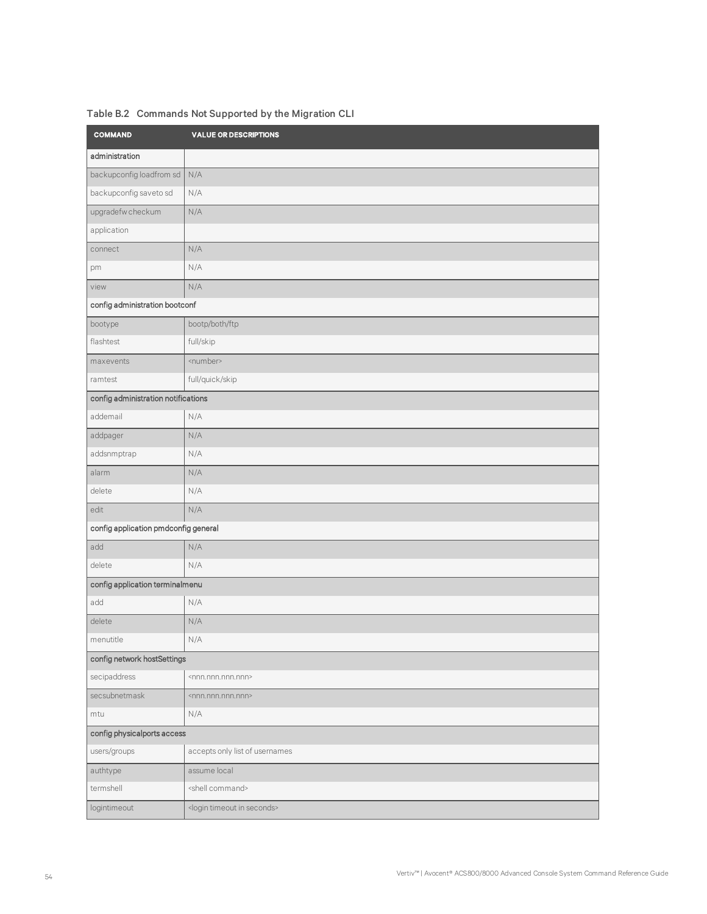Table B.2 Commands Not Supported by the Migration CLI

| COMMAND | VALUE OR DESCRIPTIONS |
| --- | --- |
| administration | |
| backupconfig loadfrom sd | N/A |
| backupconfig saveto sd | N/A |
| upgradefw checkum | N/A |
| application | |
| connect | N/A |
| pm | N/A |
| view | N/A |
| config administration bootconf | |
| bootype | bootp/both/ftp |
| flashtest | full/skip |
| maxevents | <number> |
| ramtest | full/quick/skip |
| config administration notifications | |
| addemail | N/A |
| addpager | N/A |
| addsnmptrap | N/A |
| alarm | N/A |
| delete | N/A |
| edit | N/A |
| config application pmdconfig general | |
| add | N/A |
| delete | N/A |
| config application terminalmenu | |
| add | N/A |
| delete | N/A |
| menutitle | N/A |
| config network hostSettings | |
| secipaddress | <nnn.nnn.nnn.nnn> |
| secsubnetmask | <nnn.nnn.nnn.nnn> |
| mtu | N/A |
| config physicalports access | |
| users/groups | accepts only list of usernames |
| authtype | assume local |
| termshell | <shell command> |
| logintimeout | <login timeout in seconds> |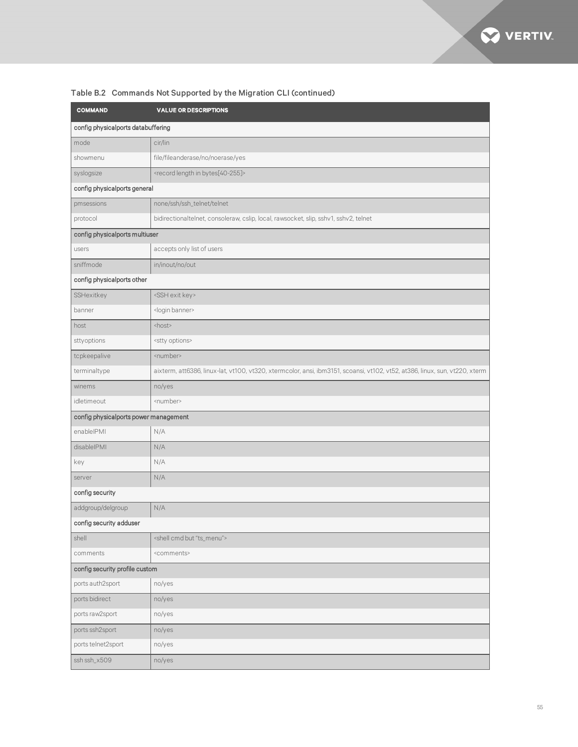Table B.2 Commands Not Supported by the Migration CLI (continued)

| COMMAND | VALUE OR DESCRIPTIONS |
|---|---|
| config physicalports databuffering | |
| mode | cir/lin |
| showmenu | file/fileanderase/no/noerase/yes |
| syslogsize | <record length in bytes[40-255]> |
| config physicalports general | |
| pmsessions | none/ssh/ssh_telnet/telnet |
| protocol | bidirectionaltelnet, consoleraw, cslip, local, rawsocket, slip, sshv1, sshv2, telnet |
| config physicalports multiuser | |
| users | accepts only list of users |
| sniffmode | in/inout/no/out |
| config physicalports other | |
| SSHexitkey | <SSH exit key> |
| banner | <login banner> |
| host | <host> |
| sttyoptions | <stty options> |
| tcpkeepalive | <number> |
| terminaltype | aixterm, att6386, linux-lat, vt100, vt320, xtermcolor, ansi, ibm3151, scoansi, vt102, vt52, at386, linux, sun, vt220, xterm |
| winems | no/yes |
| idletimeout | <number> |
| config physicalports power management | |
| enableIPMI | N/A |
| disableIPMI | N/A |
| key | N/A |
| server | N/A |
| config security | |
| addgroup/delgroup | N/A |
| config security adduser | |
| shell | <shell cmd but "ts_menu"> |
| comments | <comments> |
| config security profile custom | |
| ports auth2sport | no/yes |
| ports bidirect | no/yes |
| ports raw2sport | no/yes |
| ports ssh2sport | no/yes |
| ports telnet2sport | no/yes |
| ssh ssh_x509 | no/yes |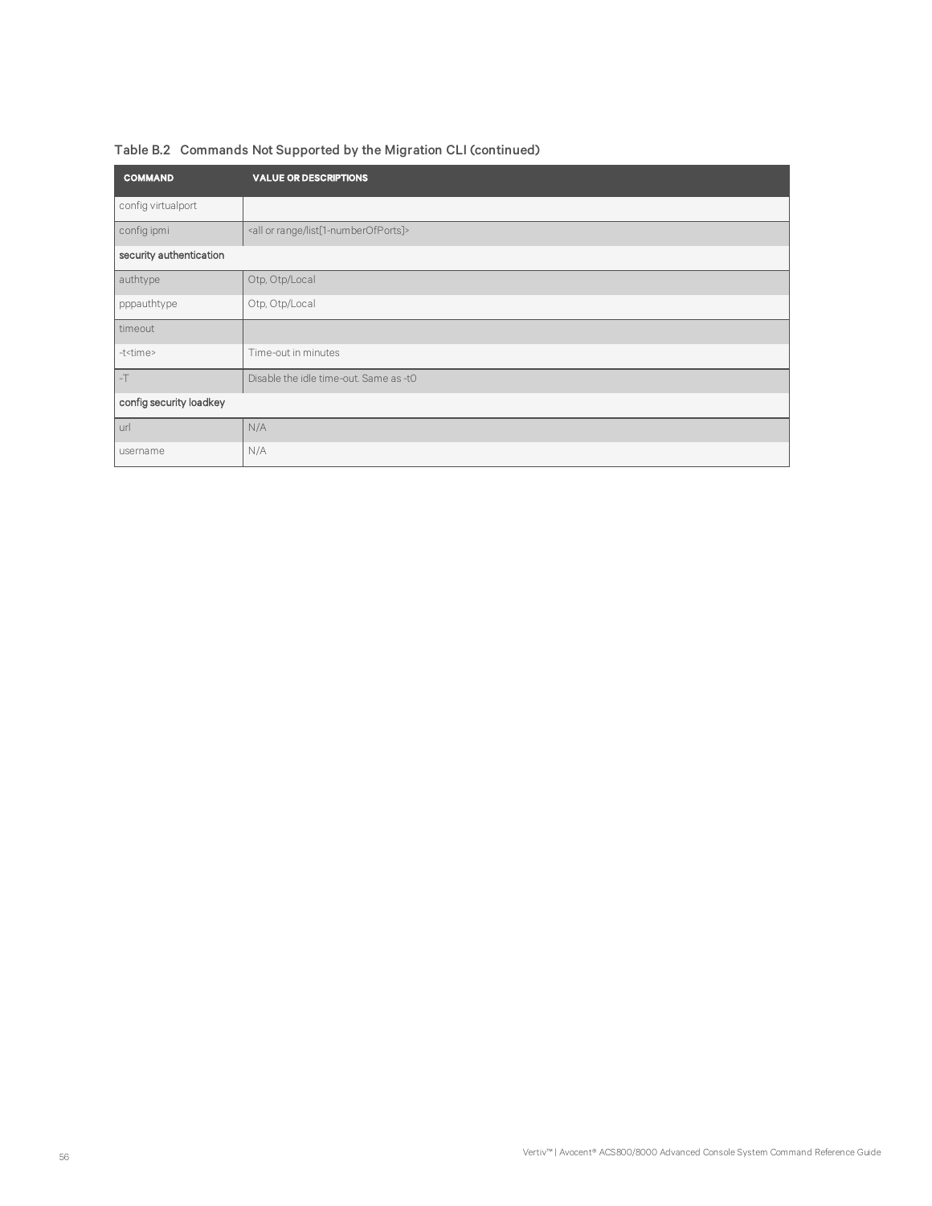Table B.2 Commands Not Supported by the Migration CLI (continued)

| COMMAND | VALUE OR DESCRIPTIONS |
| --- | --- |
| config virtualport | |
| config ipmi | <all or range/list[1-numberOfPorts]> |
| **security authentication** | |
| authtype | Otp, Otp/Local |
| pppauthtype | Otp, Otp/Local |
| timeout | |
| -t<time> | Time-out in minutes |
| -T | Disable the idle time-out. Same as -t0 |
| **config security loadkey** | |
| url | N/A |
| username | N/A |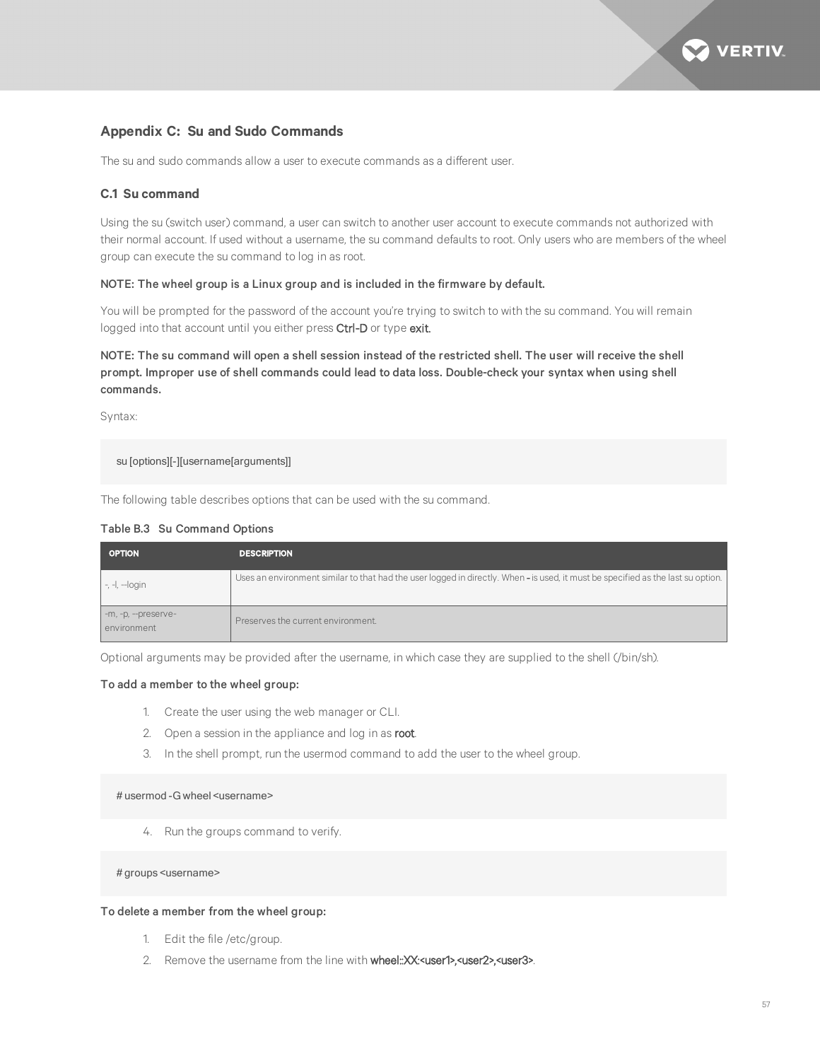## Appendix C: Su and Sudo Commands

The su and sudo commands allow a user to execute commands as a different user.

### C.1 Su command

Using the su (switch user) command, a user can switch to another user account to execute commands not authorized with their normal account. If used without a username, the su command defaults to root. Only users who are members of the wheel group can execute the su command to log in as root.

**NOTE: The wheel group is a Linux group and is included in the firmware by default.**

You will be prompted for the password of the account you're trying to switch to with the su command. You will remain logged into that account until you either press **Ctrl-D** or type **exit.**

**NOTE: The su command will open a shell session instead of the restricted shell. The user will receive the shell prompt. Improper use of shell commands could lead to data loss. Double-check your syntax when using shell commands.**

Syntax:

```
su [options][-][username[arguments]]
```

The following table describes options that can be used with the su command.

**Table B.3 Su Command Options**

| OPTION | DESCRIPTION |
|---|---|
| -, -l, --login | Uses an environment similar to that had the user logged in directly. When **-** is used, it must be specified as the last su option. |
| -m, -p, --preserve-environment | Preserves the current environment. |

Optional arguments may be provided after the username, in which case they are supplied to the shell (/bin/sh).

**To add a member to the wheel group:**

1. Create the user using the web manager or CLI.
2. Open a session in the appliance and log in as **root**.
3. In the shell prompt, run the usermod command to add the user to the wheel group.

```
# usermod -G wheel <username>
```

4. Run the groups command to verify.

```
# groups <username>
```

**To delete a member from the wheel group:**

1. Edit the file /etc/group.
2. Remove the username from the line with **wheel::XX:<user1>,<user2>,<user3>**.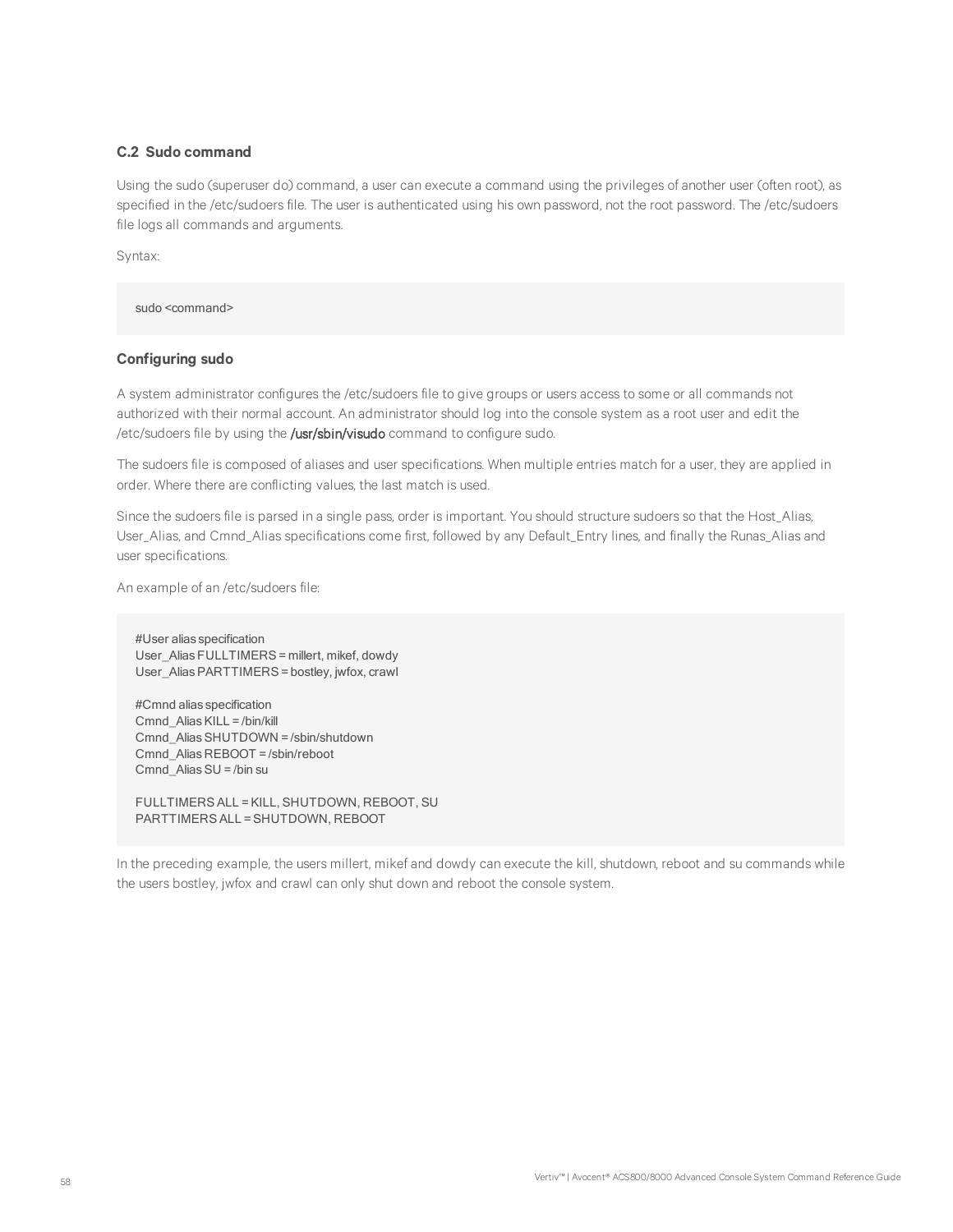## C.2 Sudo command

Using the sudo (superuser do) command, a user can execute a command using the privileges of another user (often root), as specified in the /etc/sudoers file. The user is authenticated using his own password, not the root password. The /etc/sudoers file logs all commands and arguments.

Syntax:

```
sudo <command>
```

### Configuring sudo

A system administrator configures the /etc/sudoers file to give groups or users access to some or all commands not authorized with their normal account. An administrator should log into the console system as a root user and edit the /etc/sudoers file by using the **/usr/sbin/visudo** command to configure sudo.

The sudoers file is composed of aliases and user specifications. When multiple entries match for a user, they are applied in order. Where there are conflicting values, the last match is used.

Since the sudoers file is parsed in a single pass, order is important. You should structure sudoers so that the Host_Alias, User_Alias, and Cmnd_Alias specifications come first, followed by any Default_Entry lines, and finally the Runas_Alias and user specifications.

An example of an /etc/sudoers file:

```
#User alias specification
User_Alias FULLTIMERS = millert, mikef, dowdy
User_Alias PARTTIMERS = bostley, jwfox, crawl

#Cmnd alias specification
Cmnd_Alias KILL = /bin/kill
Cmnd_Alias SHUTDOWN = /sbin/shutdown
Cmnd_Alias REBOOT = /sbin/reboot
Cmnd_Alias SU = /bin su

FULLTIMERS ALL = KILL, SHUTDOWN, REBOOT, SU
PARTTIMERS ALL = SHUTDOWN, REBOOT
```

In the preceding example, the users millert, mikef and dowdy can execute the kill, shutdown, reboot and su commands while the users bostley, jwfox and crawl can only shut down and reboot the console system.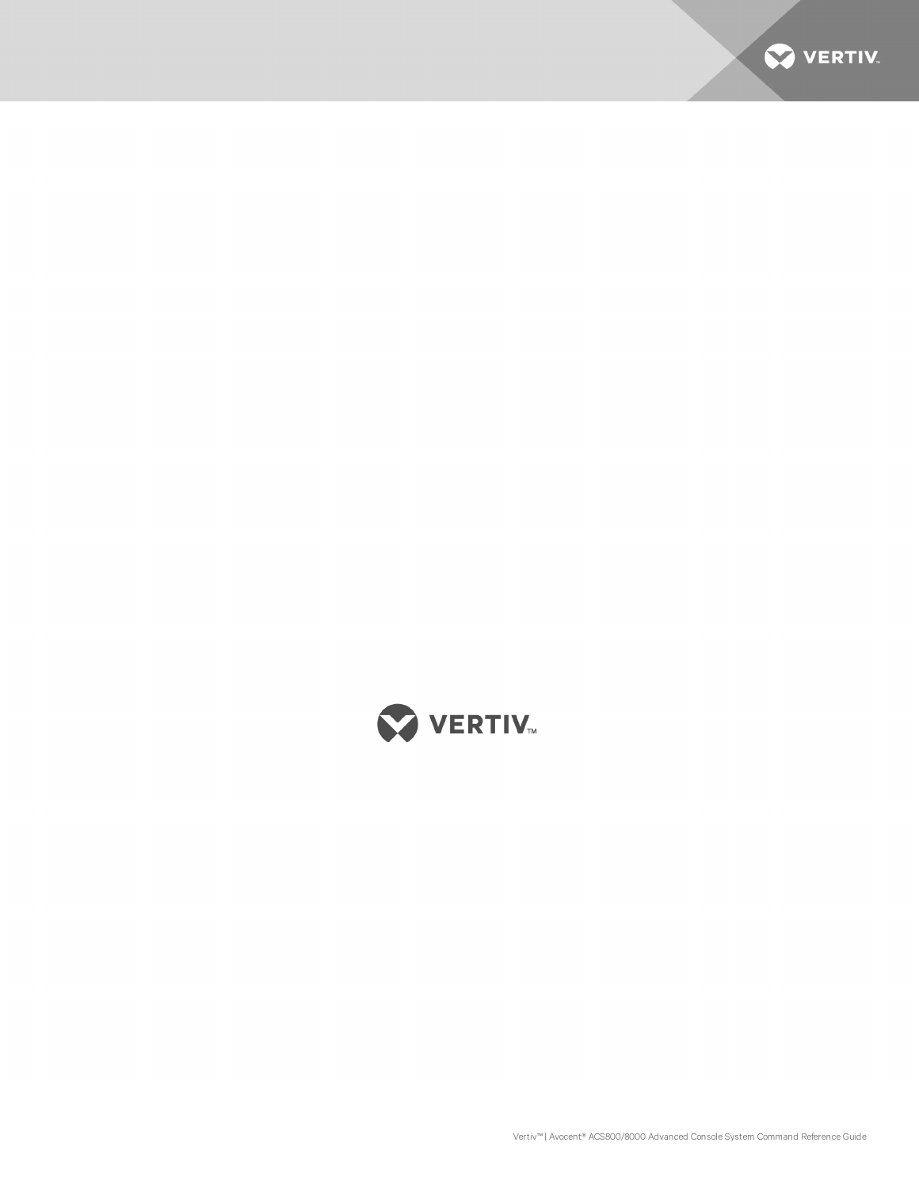VERTIV™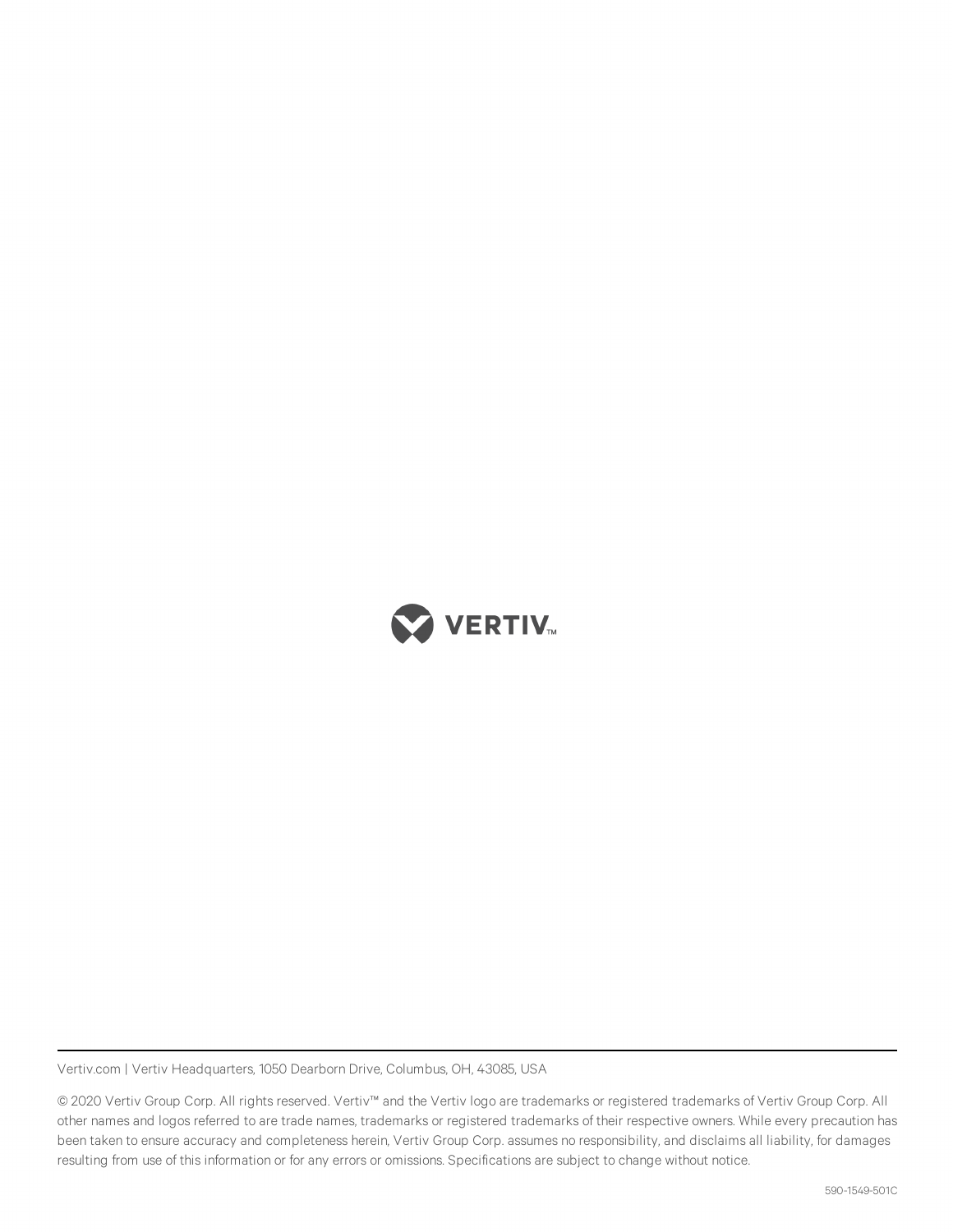VERTIV™

Vertiv.com | Vertiv Headquarters, 1050 Dearborn Drive, Columbus, OH, 43085, USA

© 2020 Vertiv Group Corp. All rights reserved. Vertiv™ and the Vertiv logo are trademarks or registered trademarks of Vertiv Group Corp. All other names and logos referred to are trade names, trademarks or registered trademarks of their respective owners. While every precaution has been taken to ensure accuracy and completeness herein, Vertiv Group Corp. assumes no responsibility, and disclaims all liability, for damages resulting from use of this information or for any errors or omissions. Specifications are subject to change without notice.

590-1549-501C